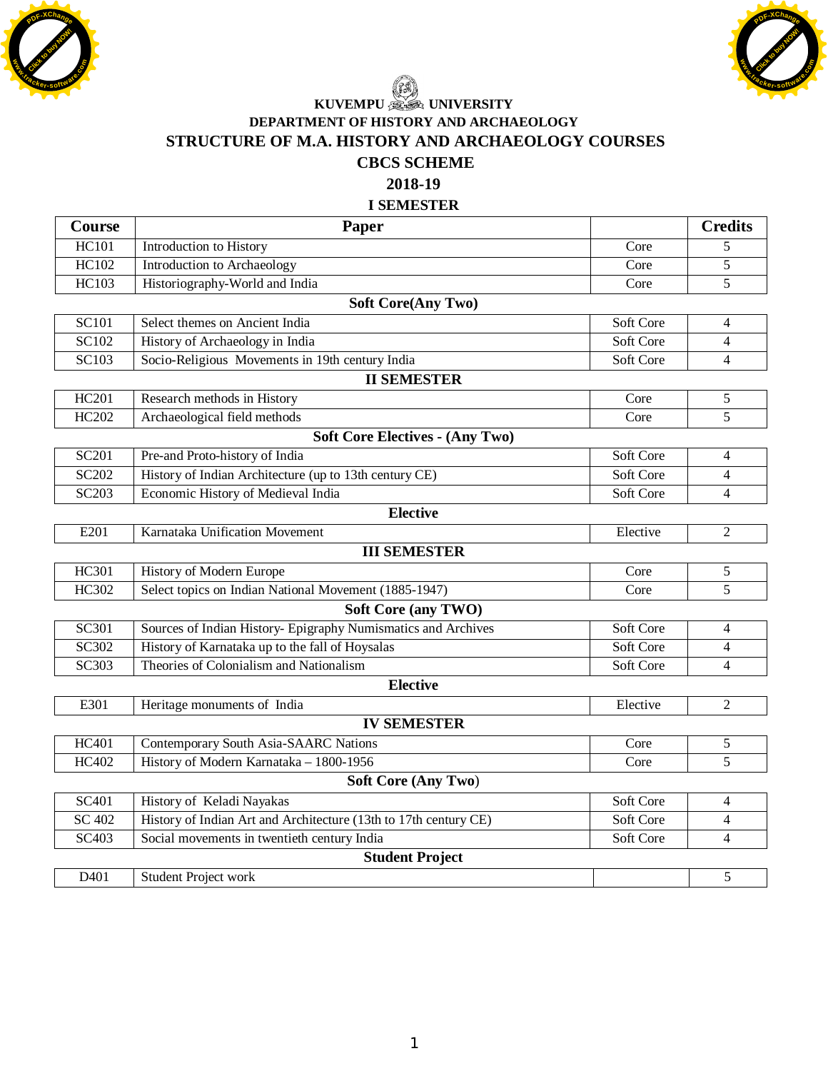# KUVEMPU UNIVERSITY

## DEPARTMENT OF HISTORY AND ARCHAEOLOGY

## STRUCTURE OF M.A. HISTORY AND ARCHAEOLOGY COURSES

## CBCS SCHEME

## 2018-19

### I SEMESTER

| Course | Paper | | Credits |
|---|---|---|---|
| HC101 | Introduction to History | Core | 5 |
| HC102 | Introduction to Archaeology | Core | 5 |
| HC103 | Historiography-World and India | Core | 5 |

**Soft Core(Any Two)**

| Course | Paper | | Credits |
|---|---|---|---|
| SC101 | Select themes on Ancient India | Soft Core | 4 |
| SC102 | History of Archaeology in India | Soft Core | 4 |
| SC103 | Socio-Religious Movements in 19th century India | Soft Core | 4 |

### II SEMESTER

| Course | Paper | | Credits |
|---|---|---|---|
| HC201 | Research methods in History | Core | 5 |
| HC202 | Archaeological field methods | Core | 5 |

**Soft Core Electives - (Any Two)**

| Course | Paper | | Credits |
|---|---|---|---|
| SC201 | Pre-and Proto-history of India | Soft Core | 4 |
| SC202 | History of Indian Architecture (up to 13th century CE) | Soft Core | 4 |
| SC203 | Economic History of Medieval India | Soft Core | 4 |

**Elective**

| Course | Paper | | Credits |
|---|---|---|---|
| E201 | Karnataka Unification Movement | Elective | 2 |

### III SEMESTER

| Course | Paper | | Credits |
|---|---|---|---|
| HC301 | History of Modern Europe | Core | 5 |
| HC302 | Select topics on Indian National Movement (1885-1947) | Core | 5 |

**Soft Core (any TWO)**

| Course | Paper | | Credits |
|---|---|---|---|
| SC301 | Sources of Indian History- Epigraphy Numismatics and Archives | Soft Core | 4 |
| SC302 | History of Karnataka up to the fall of Hoysalas | Soft Core | 4 |
| SC303 | Theories of Colonialism and Nationalism | Soft Core | 4 |

**Elective**

| Course | Paper | | Credits |
|---|---|---|---|
| E301 | Heritage monuments of India | Elective | 2 |

### IV SEMESTER

| Course | Paper | | Credits |
|---|---|---|---|
| HC401 | Contemporary South Asia-SAARC Nations | Core | 5 |
| HC402 | History of Modern Karnataka – 1800-1956 | Core | 5 |

**Soft Core (Any Two)**

| Course | Paper | | Credits |
|---|---|---|---|
| SC401 | History of Keladi Nayakas | Soft Core | 4 |
| SC 402 | History of Indian Art and Architecture (13th to 17th century CE) | Soft Core | 4 |
| SC403 | Social movements in twentieth century India | Soft Core | 4 |

**Student Project**

| Course | Paper | | Credits |
|---|---|---|---|
| D401 | Student Project work | | 5 |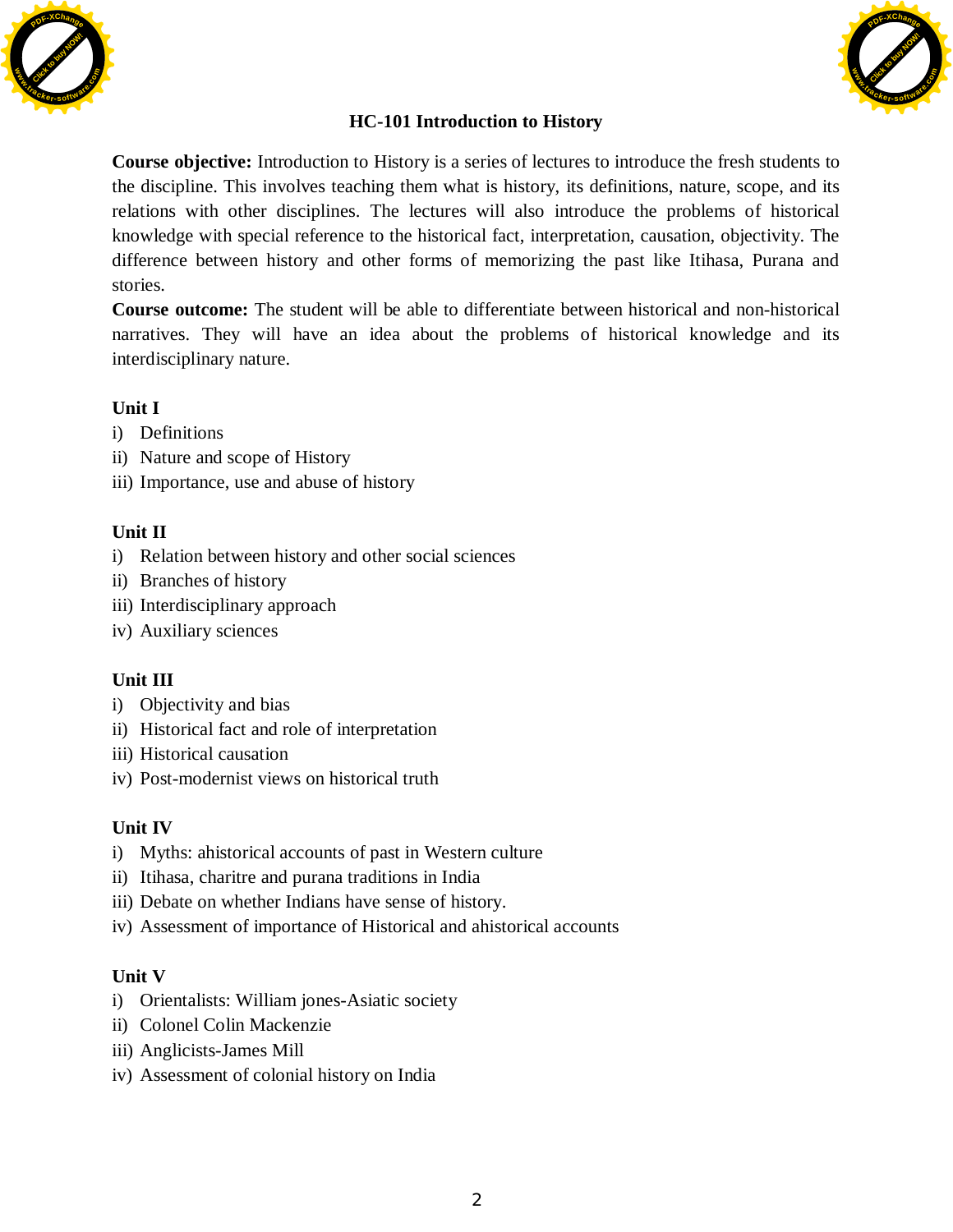# HC-101 Introduction to History

**Course objective:** Introduction to History is a series of lectures to introduce the fresh students to the discipline. This involves teaching them what is history, its definitions, nature, scope, and its relations with other disciplines. The lectures will also introduce the problems of historical knowledge with special reference to the historical fact, interpretation, causation, objectivity. The difference between history and other forms of memorizing the past like Itihasa, Purana and stories.

**Course outcome:** The student will be able to differentiate between historical and non-historical narratives. They will have an idea about the problems of historical knowledge and its interdisciplinary nature.

**Unit I**

i) Definitions
ii) Nature and scope of History
iii) Importance, use and abuse of history

**Unit II**

i) Relation between history and other social sciences
ii) Branches of history
iii) Interdisciplinary approach
iv) Auxiliary sciences

**Unit III**

i) Objectivity and bias
ii) Historical fact and role of interpretation
iii) Historical causation
iv) Post-modernist views on historical truth

**Unit IV**

i) Myths: ahistorical accounts of past in Western culture
ii) Itihasa, charitre and purana traditions in India
iii) Debate on whether Indians have sense of history.
iv) Assessment of importance of Historical and ahistorical accounts

**Unit V**

i) Orientalists: William jones-Asiatic society
ii) Colonel Colin Mackenzie
iii) Anglicists-James Mill
iv) Assessment of colonial history on India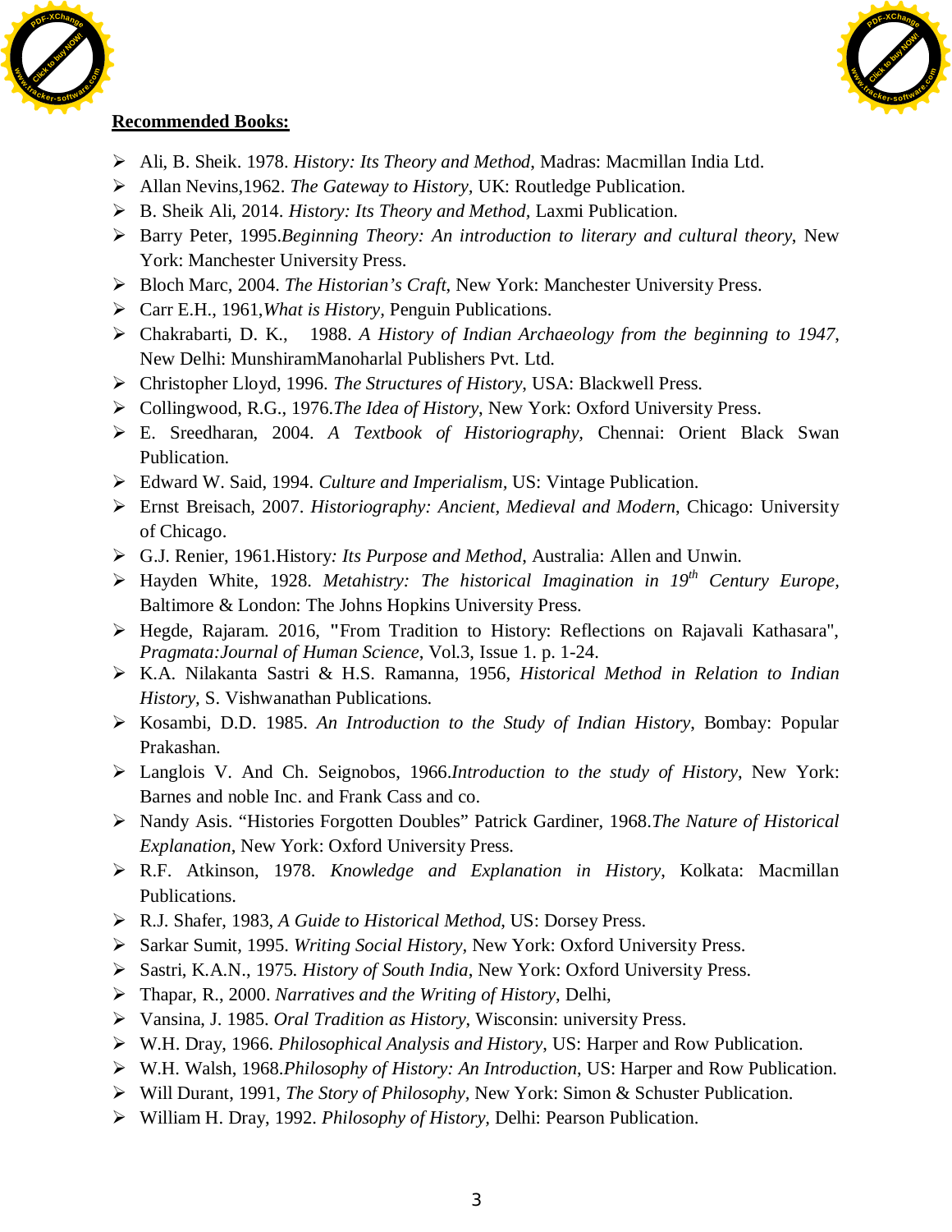**Recommended Books:**

- Ali, B. Sheik. 1978. *History: Its Theory and Method*, Madras: Macmillan India Ltd.
- Allan Nevins,1962. *The Gateway to History*, UK: Routledge Publication.
- B. Sheik Ali, 2014. *History: Its Theory and Method*, Laxmi Publication.
- Barry Peter, 1995.*Beginning Theory: An introduction to literary and cultural theory*, New York: Manchester University Press.
- Bloch Marc, 2004. *The Historian's Craft*, New York: Manchester University Press.
- Carr E.H., 1961,*What is History*, Penguin Publications.
- Chakrabarti, D. K., 1988. *A History of Indian Archaeology from the beginning to 1947*, New Delhi: MunshiramManoharlal Publishers Pvt. Ltd.
- Christopher Lloyd, 1996. *The Structures of History*, USA: Blackwell Press.
- Collingwood, R.G., 1976.*The Idea of History*, New York: Oxford University Press.
- E. Sreedharan, 2004. *A Textbook of Historiography*, Chennai: Orient Black Swan Publication.
- Edward W. Said, 1994. *Culture and Imperialism*, US: Vintage Publication.
- Ernst Breisach, 2007. *Historiography: Ancient, Medieval and Modern*, Chicago: University of Chicago.
- G.J. Renier, 1961.History*: Its Purpose and Method*, Australia: Allen and Unwin.
- Hayden White, 1928. *Metahistory: The historical Imagination in 19th Century Europe*, Baltimore & London: The Johns Hopkins University Press.
- Hegde, Rajaram. 2016, "From Tradition to History: Reflections on Rajavali Kathasara", *Pragmata:Journal of Human Science*, Vol.3, Issue 1. p. 1-24.
- K.A. Nilakanta Sastri & H.S. Ramanna, 1956, *Historical Method in Relation to Indian History*, S. Vishwanathan Publications.
- Kosambi, D.D. 1985. *An Introduction to the Study of Indian History*, Bombay: Popular Prakashan.
- Langlois V. And Ch. Seignobos, 1966.*Introduction to the study of History*, New York: Barnes and noble Inc. and Frank Cass and co.
- Nandy Asis. "Histories Forgotten Doubles" Patrick Gardiner, 1968.*The Nature of Historical Explanation*, New York: Oxford University Press.
- R.F. Atkinson, 1978. *Knowledge and Explanation in History*, Kolkata: Macmillan Publications.
- R.J. Shafer, 1983, *A Guide to Historical Method*, US: Dorsey Press.
- Sarkar Sumit, 1995. *Writing Social History*, New York: Oxford University Press.
- Sastri, K.A.N., 1975. *History of South India*, New York: Oxford University Press.
- Thapar, R., 2000. *Narratives and the Writing of History*, Delhi,
- Vansina, J. 1985. *Oral Tradition as History*, Wisconsin: university Press.
- W.H. Dray, 1966. *Philosophical Analysis and History*, US: Harper and Row Publication.
- W.H. Walsh, 1968.*Philosophy of History: An Introduction*, US: Harper and Row Publication.
- Will Durant, 1991, *The Story of Philosophy*, New York: Simon & Schuster Publication.
- William H. Dray, 1992. *Philosophy of History*, Delhi: Pearson Publication.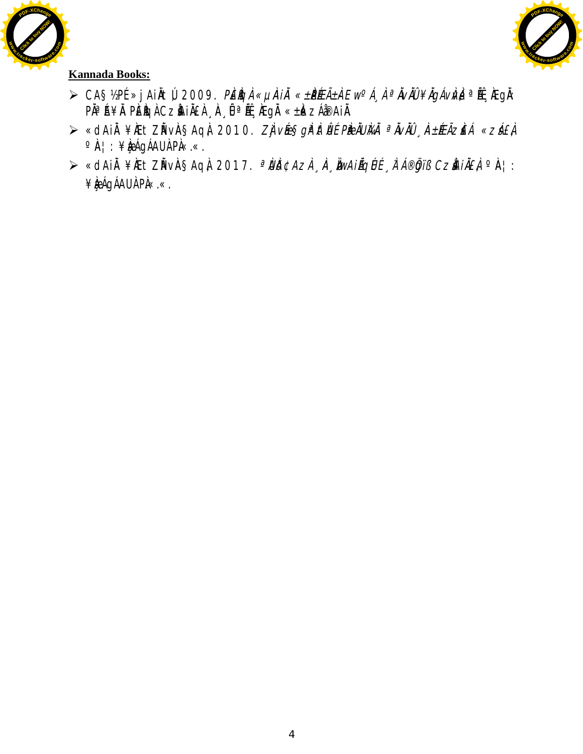**Kannada Books:**

- CA§½PÉ»j AiÀÄt¸Ú 2009. *PÀËñÀ¯ÀåªÀiÁ«ÃPÀëuÉÃ±ÀÀºÀ¸À ªÀÄvÀÄÛ¥ÀÄgÁvÀé ªÀÄgÀÄ PÀÄ¶¥ÀÄ PÀËñÀ¯ÀCzÀåAiÀÄ£À¸À¸ÈªÉÄgÀÄ «±ÀézÁå®AiÀÄ*
- «dAiÀÄ ¥ÀÄt ZÀÑvÀ§AqÀ 2010. *ZÀjvÉæ§gÀªÀtÂUÉ PÀèÄÜ¾ÀÄ ªÀÄvÀÄÛ¸À±ÉÆÃzsÀ£Á «zsÁ£À* ºÀ¦: ¥ÀæÁgÁAUÀPÀ«.«.
- «dAiÀÄ ¥ÀÄt ZÀÑvÀ§AqÀ 2017. *ªÀÄÄ¢AzÀ¸À¸ÀÜAiÀÄqÉÉ¸ÀÁ®Öïß CzsÀåAiÀÄ£À* ºÀ¦: ¥ÀæÁgÁAUÀPÀ«.«.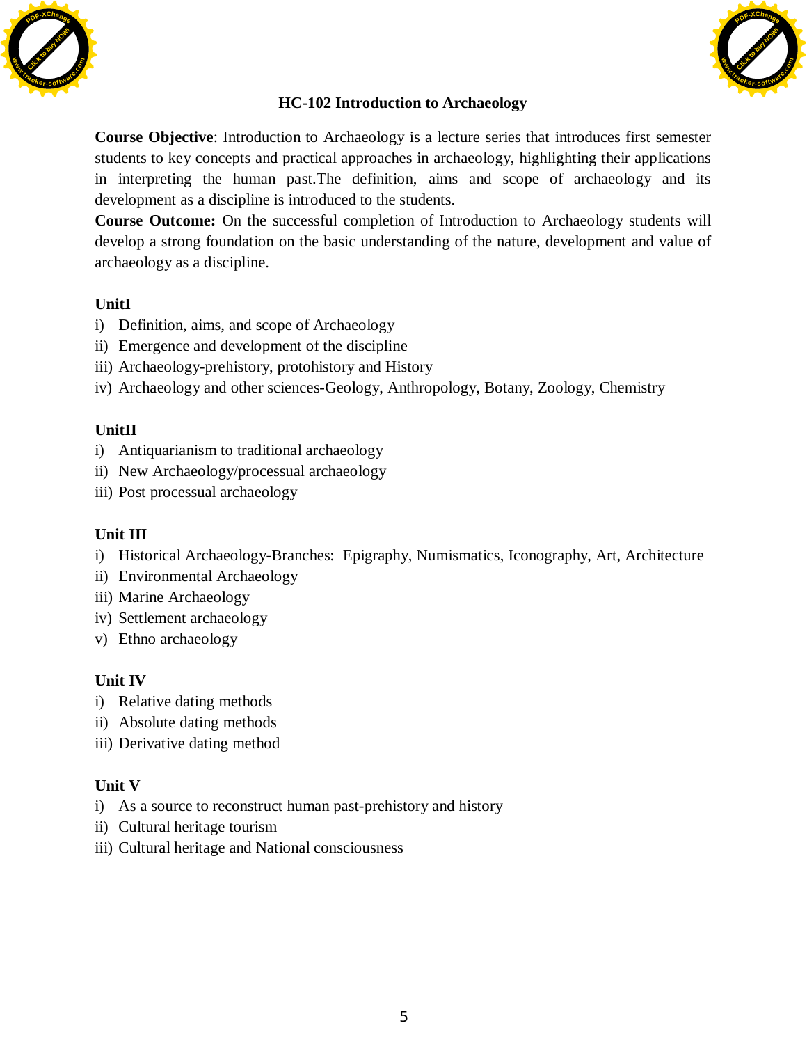## HC-102 Introduction to Archaeology

**Course Objective**: Introduction to Archaeology is a lecture series that introduces first semester students to key concepts and practical approaches in archaeology, highlighting their applications in interpreting the human past.The definition, aims and scope of archaeology and its development as a discipline is introduced to the students.

**Course Outcome:** On the successful completion of Introduction to Archaeology students will develop a strong foundation on the basic understanding of the nature, development and value of archaeology as a discipline.

**UnitI**

i) Definition, aims, and scope of Archaeology
ii) Emergence and development of the discipline
iii) Archaeology-prehistory, protohistory and History
iv) Archaeology and other sciences-Geology, Anthropology, Botany, Zoology, Chemistry

**UnitII**

i) Antiquarianism to traditional archaeology
ii) New Archaeology/processual archaeology
iii) Post processual archaeology

**Unit III**

i) Historical Archaeology-Branches: Epigraphy, Numismatics, Iconography, Art, Architecture
ii) Environmental Archaeology
iii) Marine Archaeology
iv) Settlement archaeology
v) Ethno archaeology

**Unit IV**

i) Relative dating methods
ii) Absolute dating methods
iii) Derivative dating method

**Unit V**

i) As a source to reconstruct human past-prehistory and history
ii) Cultural heritage tourism
iii) Cultural heritage and National consciousness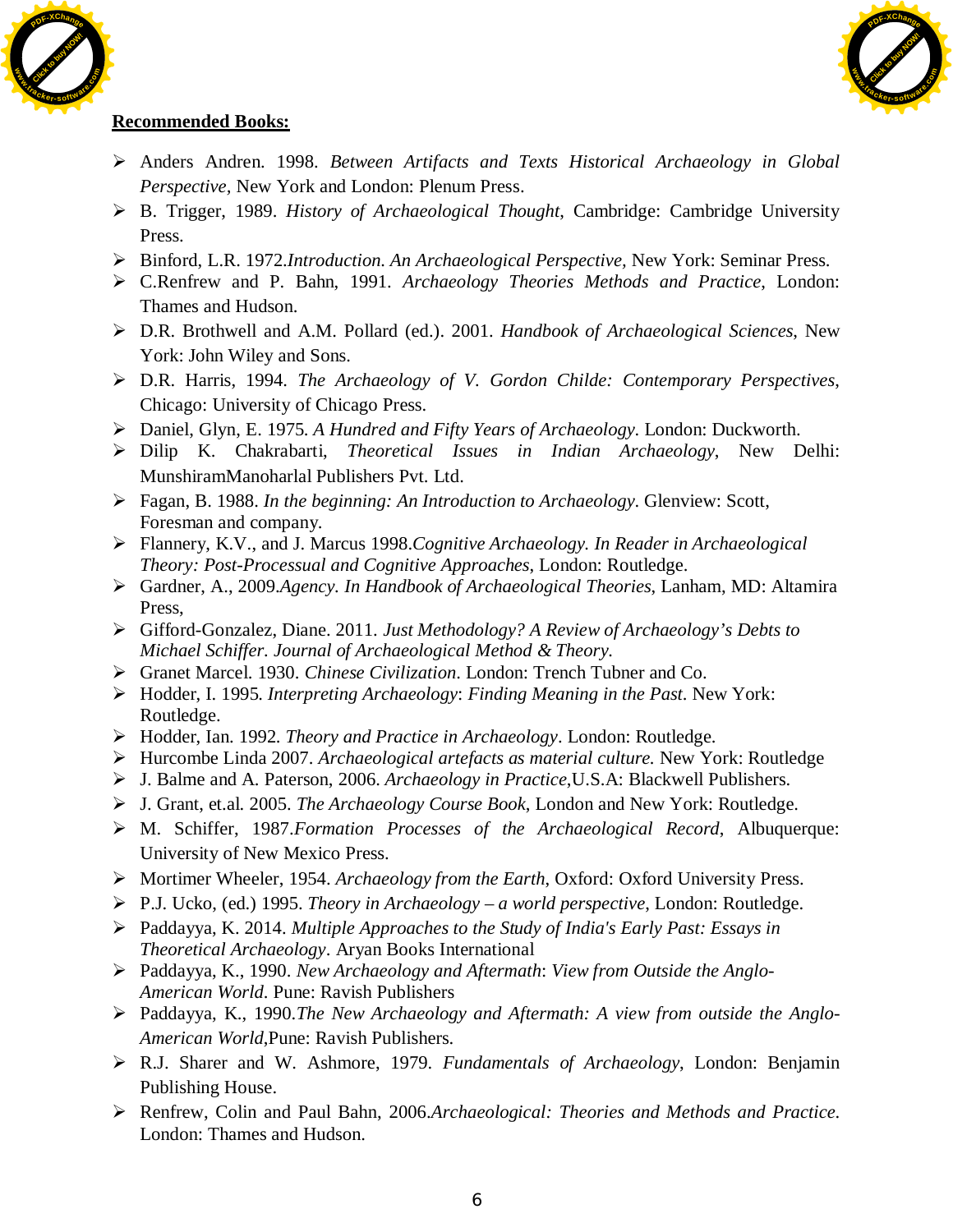**Recommended Books:**

- Anders Andren. 1998. *Between Artifacts and Texts Historical Archaeology in Global Perspective*, New York and London: Plenum Press.
- B. Trigger, 1989. *History of Archaeological Thought*, Cambridge: Cambridge University Press.
- Binford, L.R. 1972.*Introduction. An Archaeological Perspective*, New York: Seminar Press.
- C.Renfrew and P. Bahn, 1991. *Archaeology Theories Methods and Practice*, London: Thames and Hudson.
- D.R. Brothwell and A.M. Pollard (ed.). 2001. *Handbook of Archaeological Sciences*, New York: John Wiley and Sons.
- D.R. Harris, 1994. *The Archaeology of V. Gordon Childe: Contemporary Perspectives*, Chicago: University of Chicago Press.
- Daniel, Glyn, E. 1975. *A Hundred and Fifty Years of Archaeology*. London: Duckworth.
- Dilip K. Chakrabarti, *Theoretical Issues in Indian Archaeology*, New Delhi: MunshiramManoharlal Publishers Pvt. Ltd.
- Fagan, B. 1988. *In the beginning: An Introduction to Archaeology*. Glenview: Scott, Foresman and company.
- Flannery, K.V., and J. Marcus 1998.*Cognitive Archaeology. In Reader in Archaeological Theory: Post-Processual and Cognitive Approaches*, London: Routledge.
- Gardner, A., 2009.*Agency. In Handbook of Archaeological Theories*, Lanham, MD: Altamira Press,
- Gifford-Gonzalez, Diane. 2011. *Just Methodology? A Review of Archaeology's Debts to Michael Schiffer. Journal of Archaeological Method & Theory.*
- Granet Marcel. 1930. *Chinese Civilization*. London: Trench Tubner and Co.
- Hodder, I. 1995. *Interpreting Archaeology*: *Finding Meaning in the Past*. New York: Routledge.
- Hodder, Ian. 1992. *Theory and Practice in Archaeology*. London: Routledge.
- Hurcombe Linda 2007. *Archaeological artefacts as material culture.* New York: Routledge
- J. Balme and A. Paterson, 2006. *Archaeology in Practice*,U.S.A: Blackwell Publishers.
- J. Grant, et.al. 2005. *The Archaeology Course Book*, London and New York: Routledge.
- M. Schiffer, 1987.*Formation Processes of the Archaeological Record*, Albuquerque: University of New Mexico Press.
- Mortimer Wheeler, 1954. *Archaeology from the Earth*, Oxford: Oxford University Press.
- P.J. Ucko, (ed.) 1995. *Theory in Archaeology – a world perspective*, London: Routledge.
- Paddayya, K. 2014. *Multiple Approaches to the Study of India's Early Past: Essays in Theoretical Archaeology*. Aryan Books International
- Paddayya, K., 1990. *New Archaeology and Aftermath*: *View from Outside the Anglo-American World*. Pune: Ravish Publishers
- Paddayya, K., 1990.*The New Archaeology and Aftermath: A view from outside the Anglo-American World*,Pune: Ravish Publishers.
- R.J. Sharer and W. Ashmore, 1979. *Fundamentals of Archaeology*, London: Benjamin Publishing House.
- Renfrew, Colin and Paul Bahn, 2006.*Archaeological: Theories and Methods and Practice*. London: Thames and Hudson.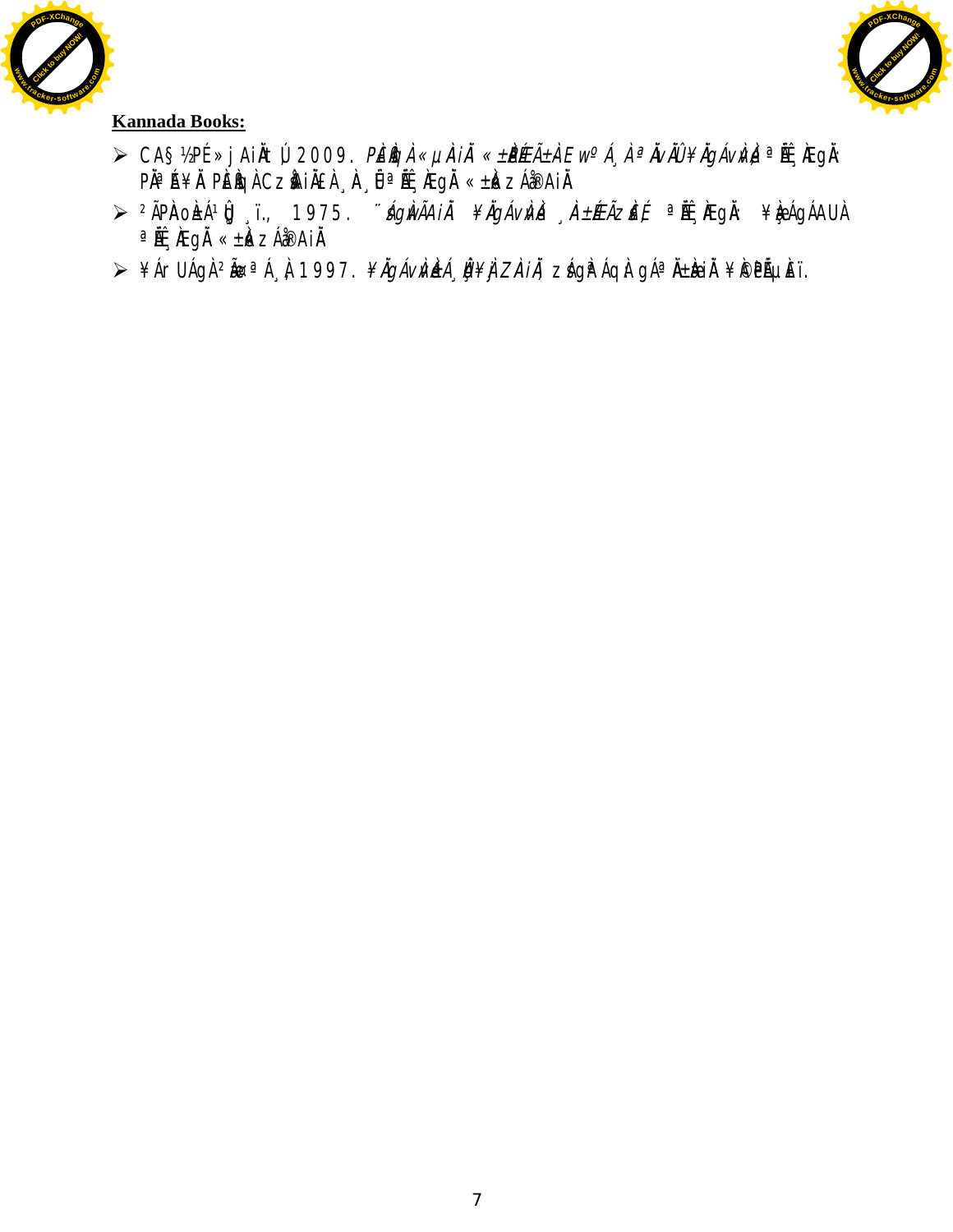**Kannada Books:**

- CA§½PÉ»j AiÀiÁt Ú 2009. *PÉÆqÀ«µÀAiÀiÁ «±ÉèõÁ±ÀE wº Á¸À ªÀÄvÀÛÄ¥ÀÄgÁvÀvÀÛ* ªÀÄÊ¸ÀÆgÀÄ: PÀÄªÉ¥ÀÄ PÉÆqÀCzÀåAiÀÄ£À ¸À¸ÜªÀÄÊ¸ÀÆgÀÄ «±Àé zÁå®AiÀÄ
- ²ÃPÀAoÀ±Á¹Û ¸ï., 1975. *¨ÁgÀvÀÃAiÀÄ ¥ÀÄgÁvÀvÀé ¸À±ÉÆÃzÀ£É* ªÀÄÊ¸ÀÆgÀÄ: ¥Àæ¸ÁgÁAUÀ ªÀÄÊ¸ÀÆgÀÄ «±Àé zÁå®AiÀÄ
- ¥Ár UÁgÀ²ÃæªÁ¸À 1997. *¥ÀÄgÁvÀvÀé±Á¸Àæ¥ÀjZÀAiÀÄ* zÁgÀªÁqÀ gÁªÀÄ±ÀæiÀÄ ¥ÀæPÁ±À£Àï.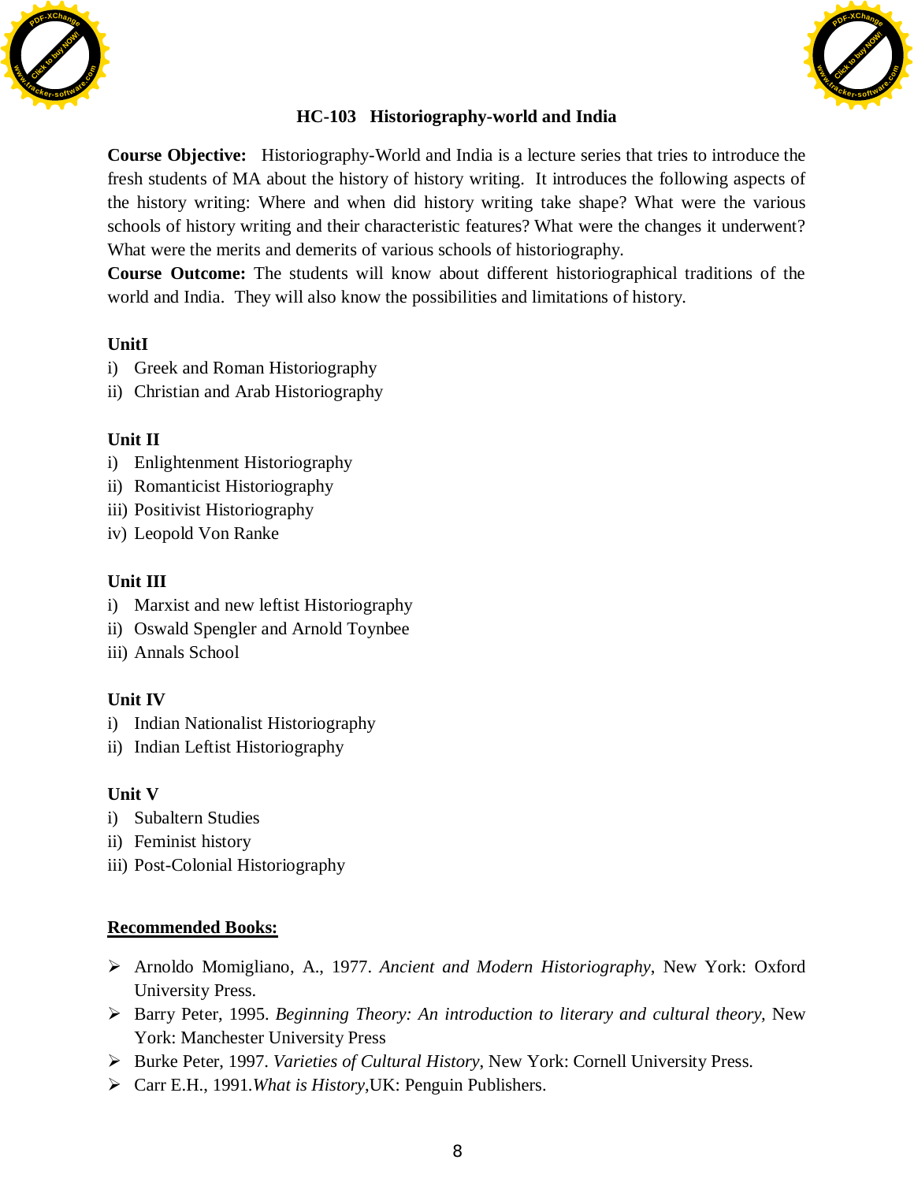## HC-103 Historiography-world and India

**Course Objective:** Historiography-World and India is a lecture series that tries to introduce the fresh students of MA about the history of history writing. It introduces the following aspects of the history writing: Where and when did history writing take shape? What were the various schools of history writing and their characteristic features? What were the changes it underwent? What were the merits and demerits of various schools of historiography.

**Course Outcome:** The students will know about different historiographical traditions of the world and India. They will also know the possibilities and limitations of history.

**UnitI**

i) Greek and Roman Historiography
ii) Christian and Arab Historiography

**Unit II**

i) Enlightenment Historiography
ii) Romanticist Historiography
iii) Positivist Historiography
iv) Leopold Von Ranke

**Unit III**

i) Marxist and new leftist Historiography
ii) Oswald Spengler and Arnold Toynbee
iii) Annals School

**Unit IV**

i) Indian Nationalist Historiography
ii) Indian Leftist Historiography

**Unit V**

i) Subaltern Studies
ii) Feminist history
iii) Post-Colonial Historiography

**Recommended Books:**

- Arnoldo Momigliano, A., 1977. *Ancient and Modern Historiography*, New York: Oxford University Press.
- Barry Peter, 1995. *Beginning Theory: An introduction to literary and cultural theory,* New York: Manchester University Press
- Burke Peter, 1997. *Varieties of Cultural History*, New York: Cornell University Press.
- Carr E.H., 1991.*What is History*,UK: Penguin Publishers.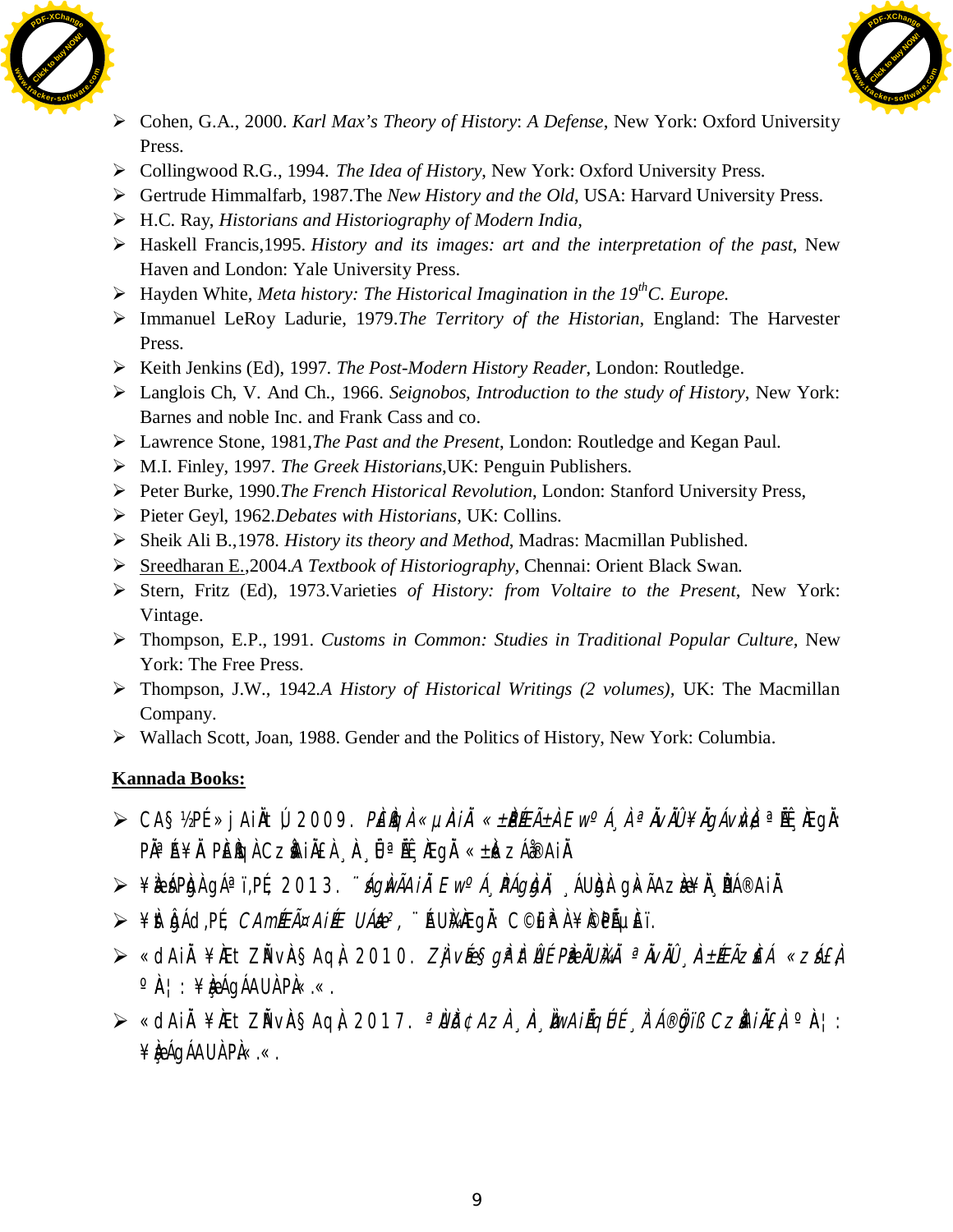- Cohen, G.A., 2000. *Karl Max's Theory of History*: *A Defense*, New York: Oxford University Press.
- Collingwood R.G., 1994. *The Idea of History*, New York: Oxford University Press.
- Gertrude Himmalfarb, 1987.The *New History and the Old*, USA: Harvard University Press.
- H.C. Ray, *Historians and Historiography of Modern India,*
- Haskell Francis,1995. *History and its images: art and the interpretation of the past*, New Haven and London: Yale University Press.
- Hayden White, *Meta history: The Historical Imagination in the 19th C. Europe.*
- Immanuel LeRoy Ladurie, 1979.*The Territory of the Historian*, England: The Harvester Press.
- Keith Jenkins (Ed), 1997. *The Post-Modern History Reader*, London: Routledge.
- Langlois Ch, V. And Ch., 1966. *Seignobos, Introduction to the study of History*, New York: Barnes and noble Inc. and Frank Cass and co.
- Lawrence Stone, 1981,*The Past and the Present*, London: Routledge and Kegan Paul.
- M.I. Finley, 1997. *The Greek Historians*,UK: Penguin Publishers.
- Peter Burke, 1990.*The French Historical Revolution*, London: Stanford University Press,
- Pieter Geyl, 1962.*Debates with Historians*, UK: Collins.
- Sheik Ali B.,1978. *History its theory and Method*, Madras: Macmillan Published.
- Sreedharan E.,2004.*A Textbook of Historiography*, Chennai: Orient Black Swan.
- Stern, Fritz (Ed), 1973.Varieties *of History: from Voltaire to the Present*, New York: Vintage.
- Thompson, E.P., 1991. *Customs in Common: Studies in Traditional Popular Culture*, New York: The Free Press.
- Thompson, J.W., 1942.*A History of Historical Writings (2 volumes)*, UK: The Macmillan Company.
- Wallach Scott, Joan, 1988. Gender and the Politics of History, New York: Columbia.

**Kannada Books:**

- CA§½PÉ»j AiÀÄt Ú 2009. *PÉÆqÀ«µÀAiÀÄ «±ÀéPÉÆÃ±À EwºÁ¸À ªÀÄvÀÛ¥ÀÄgÁvÀvÀé ªÀiÁ¸ÀEgÀÄ PÀªÉ¥ÀÄ PÉÆqÀCzsÀåAiÀÄ£À¸À¸ÜÉ ªÀiÁ¸ÀEgÀÄ «±Àé zÁå®AiÀÄ*
- ¥ÀæÀ¸ÀPÀgÀAgÁªï,PÉ 2013. ¨ÁgÀwÃAiÀÄ EwºÁ¸À PÁgÀgÀÄ, ¸ÁUÀgÀ gÀ ÃAzÀæ¥À¸ÀÁ®AiÀÄ
- ¥ÀiÀgÁd,PÉ *CAmÉÆÃ¤AiÉÆ UÁæ²,* ¨ÉUÀ¼ÀEgÀÄ: C©gÀÀ¥À®PÉ¦µÀï.
- «dAiÀÄ ¥ÀÆt ZÀAvÀ§AqÀ 2010. *ZÀjvÉæ§gÀªÀt ÛÉ PÀæÀUÀ¼ÀÄ ªÀÄvÀÛ ¸À±ÉÆÃzsÀÉ «zsÁ£À* ºÀ¦: ¥ÀæÁgÁAUÀPÀ«.«.
- «dAiÀÄ ¥ÀÆt ZÀAvÀ§AqÀ 2017. *ªÀÄÀ¢Az À¸À¸ÀÌwAiÀÄgÉÉ¸ÀÁ®ÌïßCzsÀåAiÀÄ£À* ºÀ¦: ¥ÀæÁgÁAUÀPÀ«.«.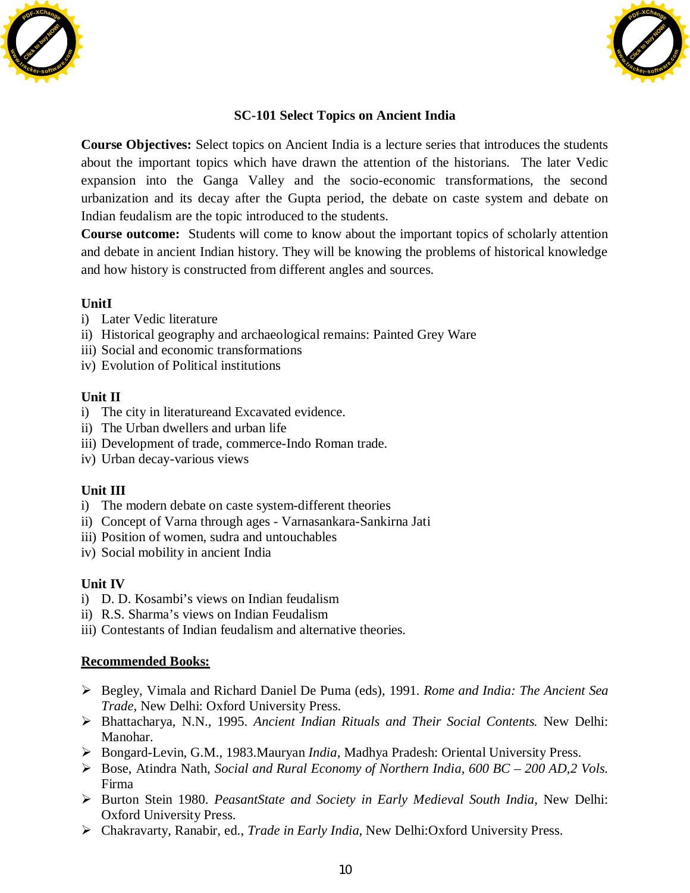## SC-101 Select Topics on Ancient India

**Course Objectives:** Select topics on Ancient India is a lecture series that introduces the students about the important topics which have drawn the attention of the historians. The later Vedic expansion into the Ganga Valley and the socio-economic transformations, the second urbanization and its decay after the Gupta period, the debate on caste system and debate on Indian feudalism are the topic introduced to the students.

**Course outcome:** Students will come to know about the important topics of scholarly attention and debate in ancient Indian history. They will be knowing the problems of historical knowledge and how history is constructed from different angles and sources.

**UnitI**

i) Later Vedic literature
ii) Historical geography and archaeological remains: Painted Grey Ware
iii) Social and economic transformations
iv) Evolution of Political institutions

**Unit II**

i) The city in literatureand Excavated evidence.
ii) The Urban dwellers and urban life
iii) Development of trade, commerce-Indo Roman trade.
iv) Urban decay-various views

**Unit III**

i) The modern debate on caste system-different theories
ii) Concept of Varna through ages - Varnasankara-Sankirna Jati
iii) Position of women, sudra and untouchables
iv) Social mobility in ancient India

**Unit IV**

i) D. D. Kosambi's views on Indian feudalism
ii) R.S. Sharma's views on Indian Feudalism
iii) Contestants of Indian feudalism and alternative theories.

**Recommended Books:**

- Begley, Vimala and Richard Daniel De Puma (eds), 1991. *Rome and India: The Ancient Sea Trade,* New Delhi: Oxford University Press.
- Bhattacharya, N.N., 1995. *Ancient Indian Rituals and Their Social Contents.* New Delhi: Manohar.
- Bongard-Levin, G.M., 1983.Mauryan *India*, Madhya Pradesh: Oriental University Press.
- Bose, Atindra Nath, *Social and Rural Economy of Northern India, 600 BC – 200 AD,2 Vols.* Firma
- Burton Stein 1980. *PeasantState and Society in Early Medieval South India*, New Delhi: Oxford University Press.
- Chakravarty, Ranabir, ed., *Trade in Early India*, New Delhi:Oxford University Press.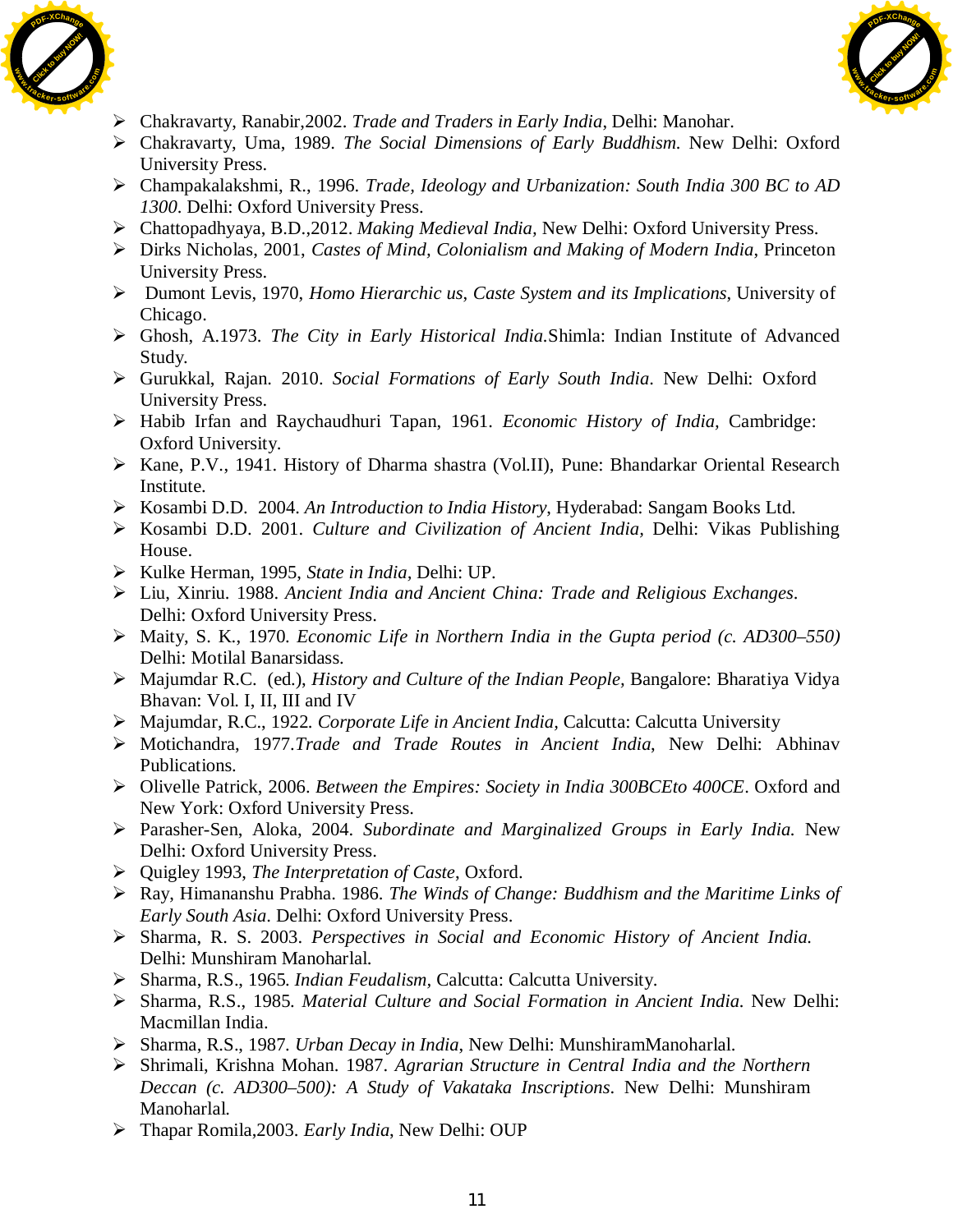- Chakravarty, Ranabir,2002. *Trade and Traders in Early India*, Delhi: Manohar.
- Chakravarty, Uma, 1989. *The Social Dimensions of Early Buddhism*. New Delhi: Oxford University Press.
- Champakalakshmi, R., 1996. *Trade, Ideology and Urbanization: South India 300 BC to AD 1300*. Delhi: Oxford University Press.
- Chattopadhyaya, B.D.,2012. *Making Medieval India*, New Delhi: Oxford University Press.
- Dirks Nicholas, 2001, *Castes of Mind, Colonialism and Making of Modern India*, Princeton University Press.
- Dumont Levis, 1970, *Homo Hierarchic us*, *Caste System and its Implications*, University of Chicago.
- Ghosh, A.1973. *The City in Early Historical India.*Shimla: Indian Institute of Advanced Study.
- Gurukkal, Rajan. 2010. *Social Formations of Early South India*. New Delhi: Oxford University Press.
- Habib Irfan and Raychaudhuri Tapan, 1961. *Economic History of India*, Cambridge: Oxford University.
- Kane, P.V., 1941. History of Dharma shastra (Vol.II), Pune: Bhandarkar Oriental Research Institute.
- Kosambi D.D. 2004. *An Introduction to India History*, Hyderabad: Sangam Books Ltd.
- Kosambi D.D. 2001. *Culture and Civilization of Ancient India*, Delhi: Vikas Publishing House.
- Kulke Herman, 1995, *State in India*, Delhi: UP.
- Liu, Xinriu. 1988. *Ancient India and Ancient China: Trade and Religious Exchanges*. Delhi: Oxford University Press.
- Maity, S. K., 1970. *Economic Life in Northern India in the Gupta period (c. AD300–550)* Delhi: Motilal Banarsidass.
- Majumdar R.C. (ed.), *History and Culture of the Indian People*, Bangalore: Bharatiya Vidya Bhavan: Vol. I, II, III and IV
- Majumdar, R.C., 1922. *Corporate Life in Ancient India*, Calcutta: Calcutta University
- Motichandra, 1977.*Trade and Trade Routes in Ancient India*, New Delhi: Abhinav Publications.
- Olivelle Patrick, 2006. *Between the Empires: Society in India 300BCEto 400CE*. Oxford and New York: Oxford University Press.
- Parasher-Sen, Aloka, 2004. *Subordinate and Marginalized Groups in Early India*. New Delhi: Oxford University Press.
- Quigley 1993, *The Interpretation of Caste*, Oxford.
- Ray, Himananshu Prabha. 1986. *The Winds of Change: Buddhism and the Maritime Links of Early South Asia*. Delhi: Oxford University Press.
- Sharma, R. S. 2003. *Perspectives in Social and Economic History of Ancient India.* Delhi: Munshiram Manoharlal.
- Sharma, R.S., 1965. *Indian Feudalism*, Calcutta: Calcutta University.
- Sharma, R.S., 1985. *Material Culture and Social Formation in Ancient India*. New Delhi: Macmillan India.
- Sharma, R.S., 1987. *Urban Decay in India*, New Delhi: MunshiramManoharlal.
- Shrimali, Krishna Mohan. 1987. *Agrarian Structure in Central India and the Northern Deccan (c. AD300–500): A Study of Vakataka Inscriptions*. New Delhi: Munshiram Manoharlal.
- Thapar Romila,2003. *Early India*, New Delhi: OUP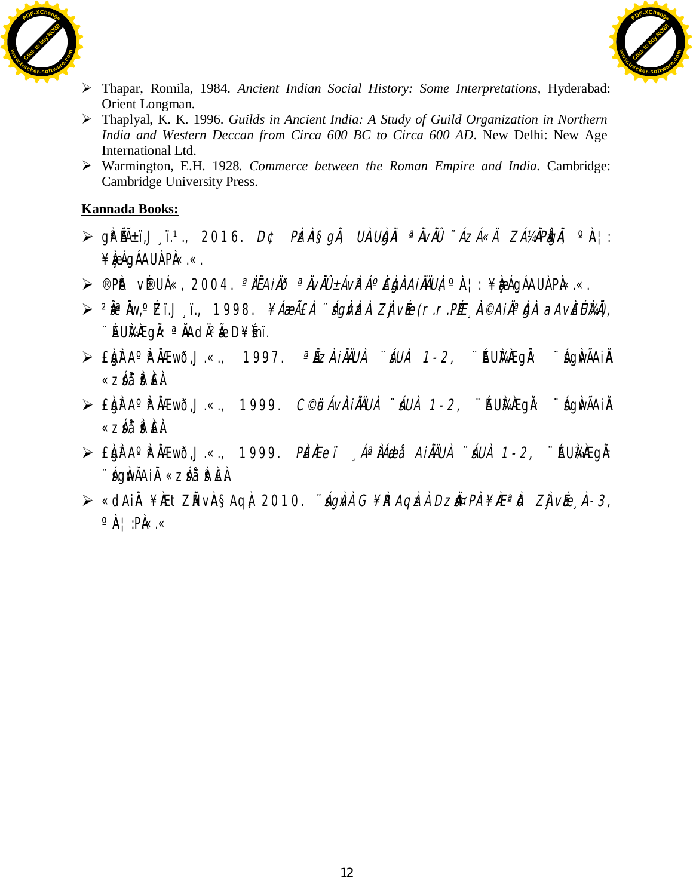- Thapar, Romila, 1984. *Ancient Indian Social History: Some Interpretations*, Hyderabad: Orient Longman.
- Thaplyal, K. K. 1996. *Guilds in Ancient India: A Study of Guild Organization in Northern India and Western Deccan from Circa 600 BC to Circa 600 AD*. New Delhi: New Age International Ltd.
- Warmington, E.H. 1928. *Commerce between the Roman Empire and India.* Cambridge: Cambridge University Press.

**Kannada Books:**

- gÀªÀÄ±ï,J¸ï.¹., 2016. *D¢ PÀ£ÁðlPÀzÀ ªÀÄvÀÄÛ ¨ÁzÁ«Ä ZÁ¼ÀÄPÀågÀ* ºÀA¦: ¥Àæ¸ÁgÁAUÀ PÀ«.«.
- ®PÀÌ vÀ®UÁ«, 2004. *ªÀÄÈAiÀÄð ªÀÄvÀÄÛ±ÁvÀªÁºÀ£ÀgÀAiÀÄÄUÀ* ºÀA¦: ¥Àæ¸ÁgÁAUÀ PÀ«.«.
- ²æÃ¤ªÁ¸À,ºÉ.J¸ï., 1998. *¥ÁæaÃ£À ¨sÁgÀvÀzÀ ZÀjvÉæ (r.r.PÉÆ¸ÀA©AiÀÄªÀgÀ aAvÀ£É¬ÄAzÀ),* ¨ÉAUÀ¼ÀÆgÀÄ ªÀÄAd¸ÀÄæÃ D¥sÉìmï.
- £ÀgÀ¹AºÀªÀÄÆwð,J.«., 1997. *ªÉÃzÀAiÀÄÄUÀ ¨sÁUÀ 1-2,* ¨ÉAUÀ¼ÀÆgÀÄ ¨sÁgÀwÃAiÀÄ «zÁå¨sÀªÀ£À
- £ÀgÀ¹AºÀªÀÄÆwð,J.«., 1999. *C©üÁvÀAiÀÄÄUÀ ¨sÁUÀ 1-2,* ¨ÉAUÀ¼ÀÆgÀÄ ¨sÁgÀwÃAiÀÄ «zÁå¨sÀªÀ£À
- £ÀgÀ¹AºÀªÀÄÆwð,J.«., 1999. *PÀ£ÀÆeï ¸ÁªÀÄæJå AiÀÄÄUÀ ¨sÁUÀ 1-2,* ¨ÉAUÀ¼ÀÆgÀÄ ¨sÁgÀwÃAiÀÄ «zÁå¨sÀªÀ£À
- «dAiÀÄ ¥ÀÆt ZÀÑvÀ§AqÀ 2010. *¨sÁgÀvÀzÀ G¥À¸ÀAqÀzÀ DzÀå¤PÀ¥ÀÆªÀð ZÀjvÉæ¸ÀA-3,* ºÀA¦:PÀ«.«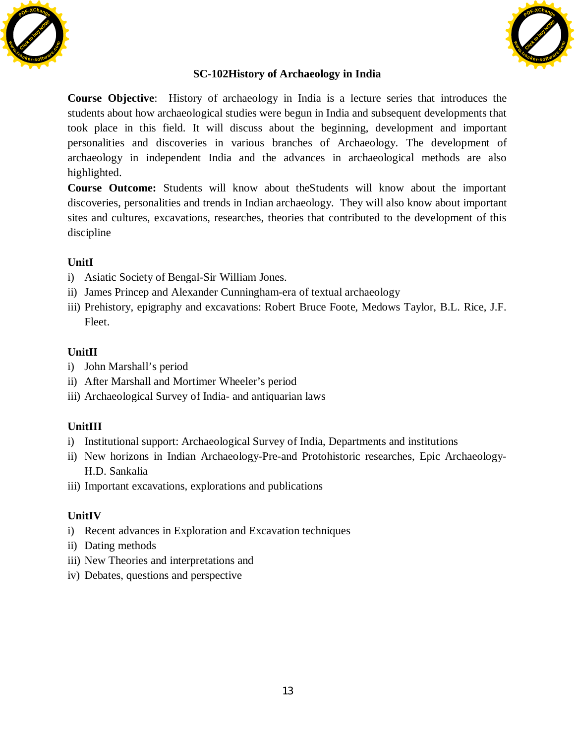## SC-102History of Archaeology in India

**Course Objective**: History of archaeology in India is a lecture series that introduces the students about how archaeological studies were begun in India and subsequent developments that took place in this field. It will discuss about the beginning, development and important personalities and discoveries in various branches of Archaeology. The development of archaeology in independent India and the advances in archaeological methods are also highlighted.

**Course Outcome:** Students will know about theStudents will know about the important discoveries, personalities and trends in Indian archaeology. They will also know about important sites and cultures, excavations, researches, theories that contributed to the development of this discipline

**UnitI**

i) Asiatic Society of Bengal-Sir William Jones.
ii) James Princep and Alexander Cunningham-era of textual archaeology
iii) Prehistory, epigraphy and excavations: Robert Bruce Foote, Medows Taylor, B.L. Rice, J.F. Fleet.

**UnitII**

i) John Marshall's period
ii) After Marshall and Mortimer Wheeler's period
iii) Archaeological Survey of India- and antiquarian laws

**UnitIII**

i) Institutional support: Archaeological Survey of India, Departments and institutions
ii) New horizons in Indian Archaeology-Pre-and Protohistoric researches, Epic Archaeology-H.D. Sankalia
iii) Important excavations, explorations and publications

**UnitIV**

i) Recent advances in Exploration and Excavation techniques
ii) Dating methods
iii) New Theories and interpretations and
iv) Debates, questions and perspective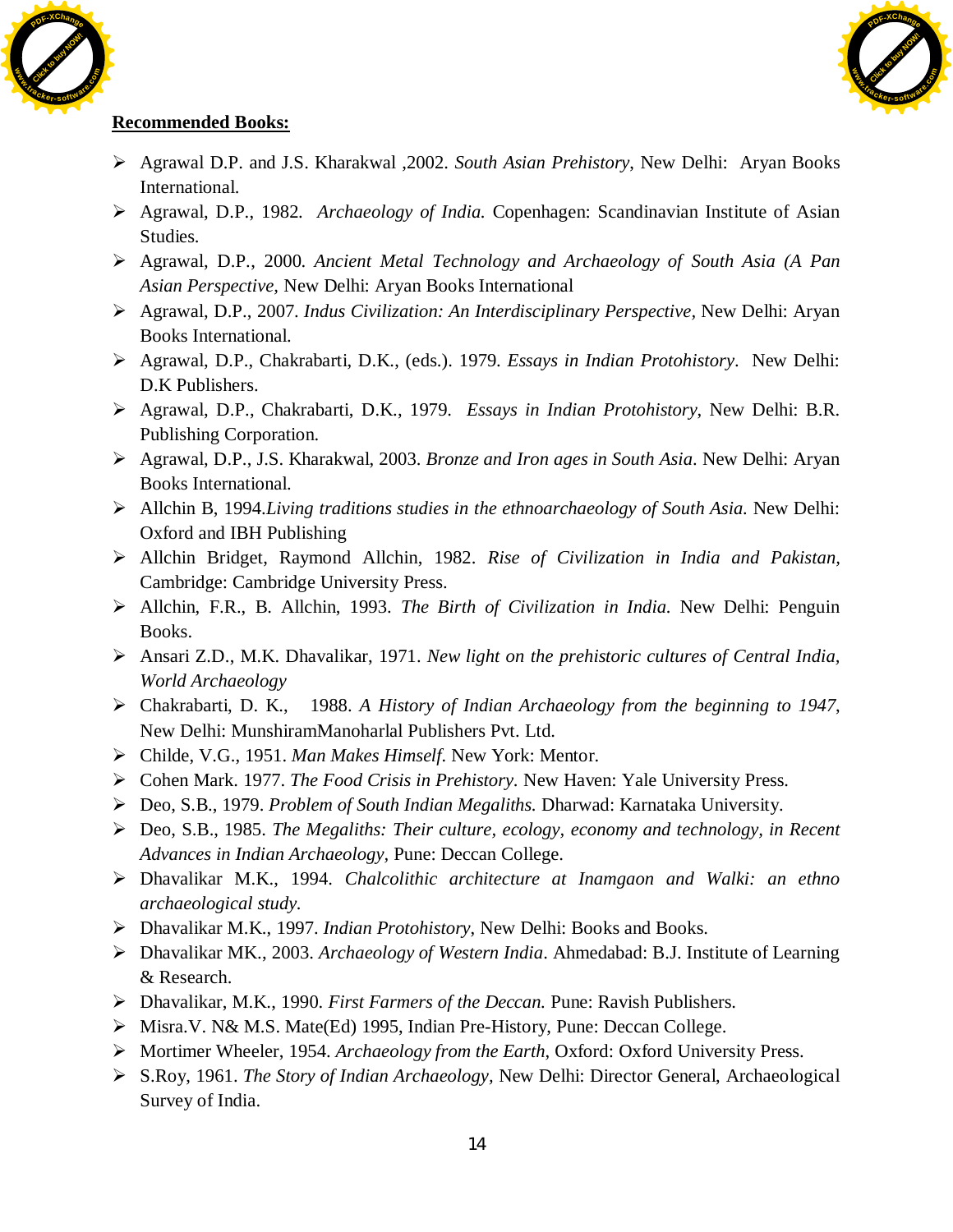**Recommended Books:**

- Agrawal D.P. and J.S. Kharakwal ,2002. *South Asian Prehistory*, New Delhi: Aryan Books International.
- Agrawal, D.P., 1982. *Archaeology of India.* Copenhagen: Scandinavian Institute of Asian Studies.
- Agrawal, D.P., 2000. *Ancient Metal Technology and Archaeology of South Asia (A Pan Asian Perspective,* New Delhi: Aryan Books International
- Agrawal, D.P., 2007. *Indus Civilization: An Interdisciplinary Perspective,* New Delhi: Aryan Books International.
- Agrawal, D.P., Chakrabarti, D.K., (eds.). 1979. *Essays in Indian Protohistory*. New Delhi: D.K Publishers.
- Agrawal, D.P., Chakrabarti, D.K., 1979. *Essays in Indian Protohistory*, New Delhi: B.R. Publishing Corporation.
- Agrawal, D.P., J.S. Kharakwal, 2003. *Bronze and Iron ages in South Asia*. New Delhi: Aryan Books International.
- Allchin B, 1994.*Living traditions studies in the ethnoarchaeology of South Asia.* New Delhi: Oxford and IBH Publishing
- Allchin Bridget, Raymond Allchin, 1982. *Rise of Civilization in India and Pakistan,* Cambridge: Cambridge University Press.
- Allchin, F.R., B. Allchin, 1993. *The Birth of Civilization in India.* New Delhi: Penguin Books.
- Ansari Z.D., M.K. Dhavalikar, 1971. *New light on the prehistoric cultures of Central India, World Archaeology*
- Chakrabarti, D. K., 1988. *A History of Indian Archaeology from the beginning to 1947*, New Delhi: MunshiramManoharlal Publishers Pvt. Ltd.
- Childe, V.G., 1951. *Man Makes Himself*. New York: Mentor.
- Cohen Mark. 1977. *The Food Crisis in Prehistory*. New Haven: Yale University Press.
- Deo, S.B., 1979. *Problem of South Indian Megaliths.* Dharwad: Karnataka University.
- Deo, S.B., 1985. *The Megaliths: Their culture, ecology, economy and technology, in Recent Advances in Indian Archaeology*, Pune: Deccan College.
- Dhavalikar M.K., 1994. *Chalcolithic architecture at Inamgaon and Walki: an ethno archaeological study.*
- Dhavalikar M.K., 1997. *Indian Protohistory*, New Delhi: Books and Books.
- Dhavalikar MK., 2003. *Archaeology of Western India*. Ahmedabad: B.J. Institute of Learning & Research.
- Dhavalikar, M.K., 1990. *First Farmers of the Deccan.* Pune: Ravish Publishers.
- Misra.V. N& M.S. Mate(Ed) 1995, Indian Pre-History, Pune: Deccan College.
- Mortimer Wheeler, 1954. *Archaeology from the Earth*, Oxford: Oxford University Press.
- S.Roy, 1961. *The Story of Indian Archaeology*, New Delhi: Director General, Archaeological Survey of India.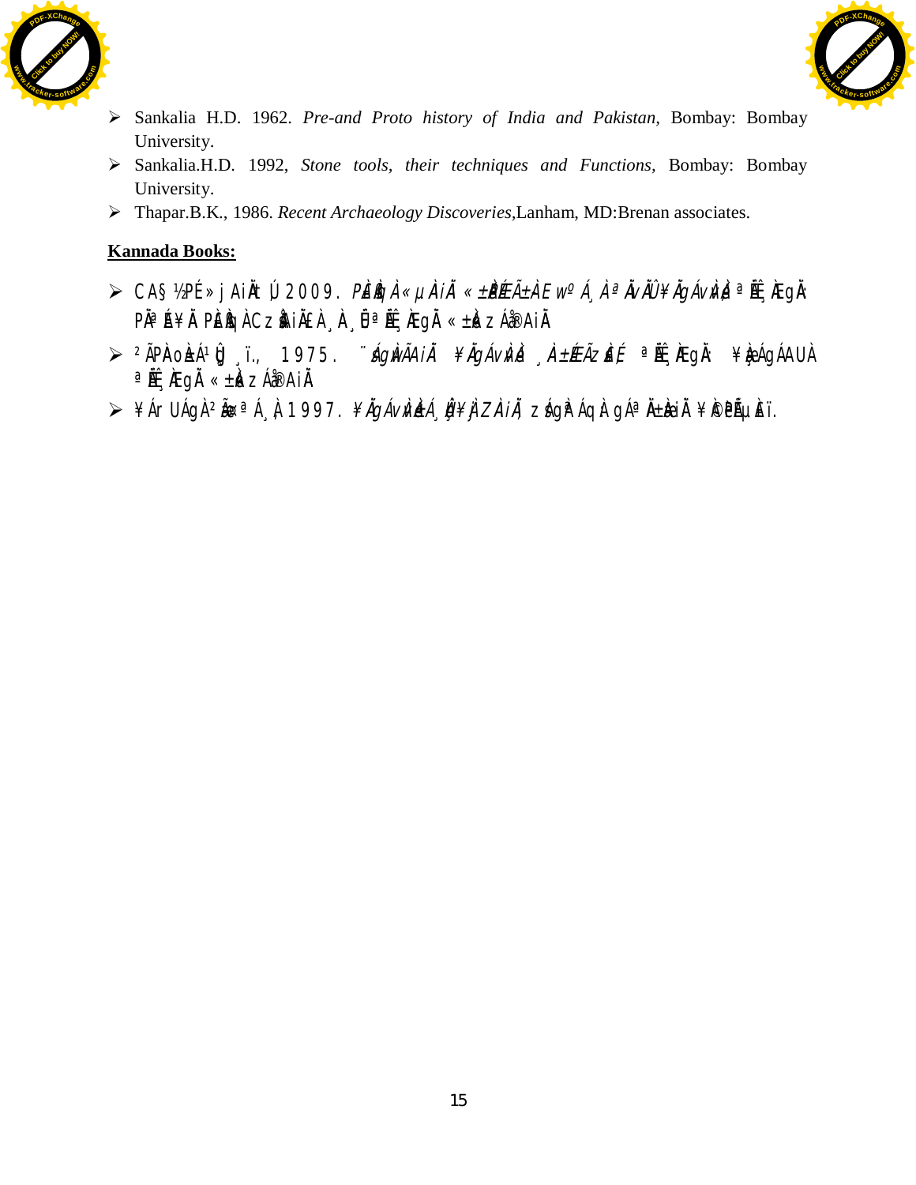- Sankalia H.D. 1962. *Pre-and Proto history of India and Pakistan,* Bombay: Bombay University.
- Sankalia.H.D. 1992, *Stone tools, their techniques and Functions,* Bombay: Bombay University.
- Thapar.B.K., 1986. *Recent Archaeology Discoveries*,Lanham, MD:Brenan associates.

**Kannada Books:**

- CA§ ½PÉ »jAiÀÄt Ú 2009. *PÀ£ÁðlPÀ «µÀAiÀÄ «±ÀéPÉÆÃ±À E wºÁ¸À ªÀÄvÀÄÛ ¥ÀÄgÁvÀvÀé* ªÉÊ¸ÀÆgÀÄ: PÀĪÉA¥ÀÄ PÀ£ÀßqÀ CzsÀåAiÀÄ£À ¸ÀA¸ÉÜ ªÉÊ¸ÀÆgÀÄ «±ÀézÁå®AiÀÄ
- ²ÃPÀAoÀ±Á¹Ûç ¸ï., 1975. *¨sÁgÀvÀÃAiÀÄ ¥ÀÄgÁvÀvÀé ¸À±ÉÆÃzsÀ£É* ªÉÊ¸ÀÆgÀÄ: ¥ÀæÁgÁAUÀ ªÉÊ¸ÀÆgÀÄ «±ÀézÁå®AiÀÄ
- ¥Á¢ UÁgÀ²ÃæªÁ¸À 1997. *¥ÀÄgÁvÀvÀé±Á¸ÀÛç¥ÀjZÀAiÀÄ,* zsÁgÀªÁqÀ gÁªÀÄ±ÉnÖAiÀÄ ¥ÀæPÁ±À£Ï.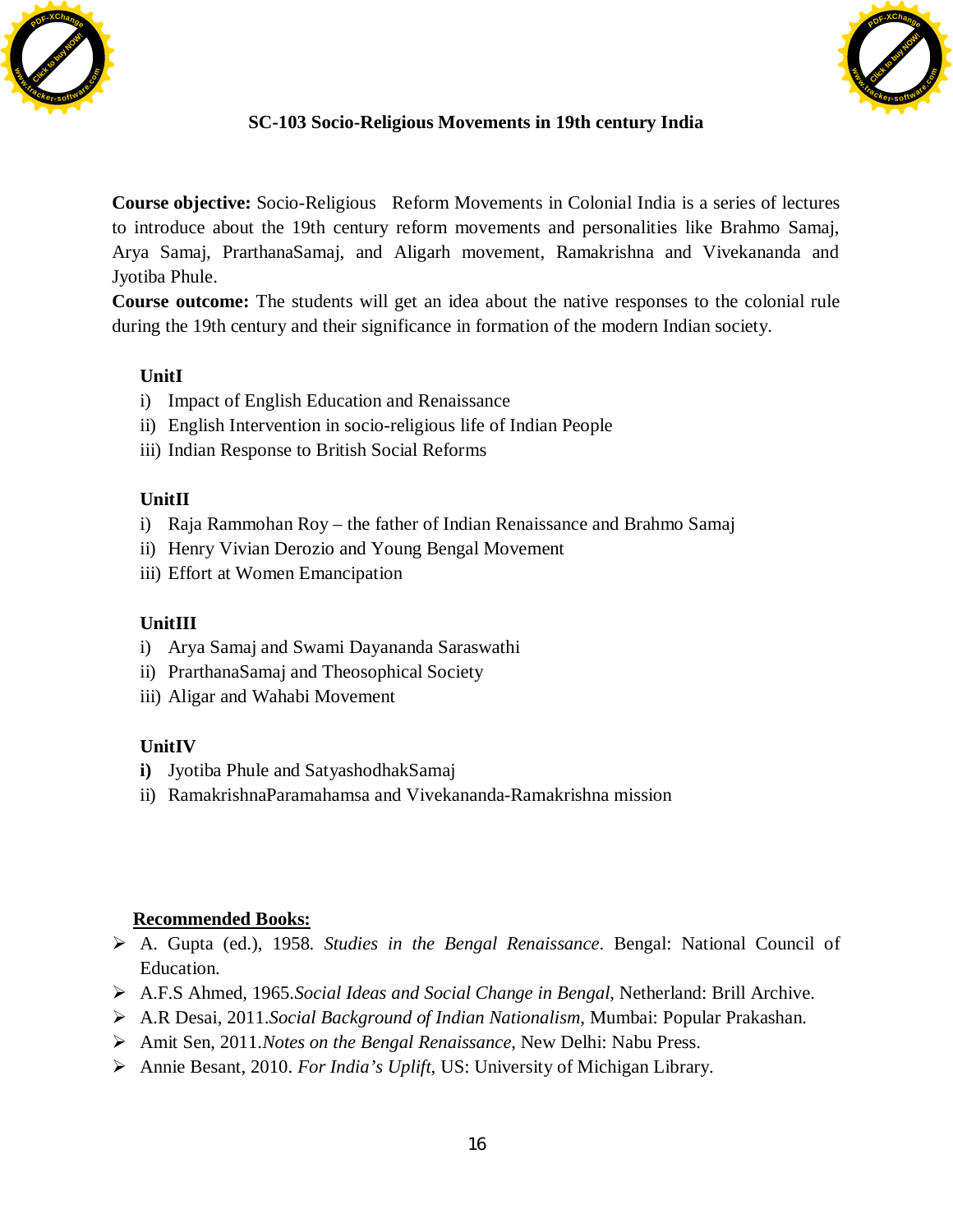## SC-103 Socio-Religious Movements in 19th century India

**Course objective:** Socio-Religious Reform Movements in Colonial India is a series of lectures to introduce about the 19th century reform movements and personalities like Brahmo Samaj, Arya Samaj, PrarthanaSamaj, and Aligarh movement, Ramakrishna and Vivekananda and Jyotiba Phule.

**Course outcome:** The students will get an idea about the native responses to the colonial rule during the 19th century and their significance in formation of the modern Indian society.

**UnitI**

i) Impact of English Education and Renaissance
ii) English Intervention in socio-religious life of Indian People
iii) Indian Response to British Social Reforms

**UnitII**

i) Raja Rammohan Roy – the father of Indian Renaissance and Brahmo Samaj
ii) Henry Vivian Derozio and Young Bengal Movement
iii) Effort at Women Emancipation

**UnitIII**

i) Arya Samaj and Swami Dayananda Saraswathi
ii) PrarthanaSamaj and Theosophical Society
iii) Aligar and Wahabi Movement

**UnitIV**

**i)** Jyotiba Phule and SatyashodhakSamaj
ii) RamakrishnaParamahamsa and Vivekananda-Ramakrishna mission

**Recommended Books:**

- A. Gupta (ed.), 1958. *Studies in the Bengal Renaissance*. Bengal: National Council of Education.
- A.F.S Ahmed, 1965.*Social Ideas and Social Change in Bengal*, Netherland: Brill Archive.
- A.R Desai, 2011.*Social Background of Indian Nationalism,* Mumbai: Popular Prakashan.
- Amit Sen, 2011.*Notes on the Bengal Renaissance*, New Delhi: Nabu Press.
- Annie Besant, 2010. *For India's Uplift*, US: University of Michigan Library.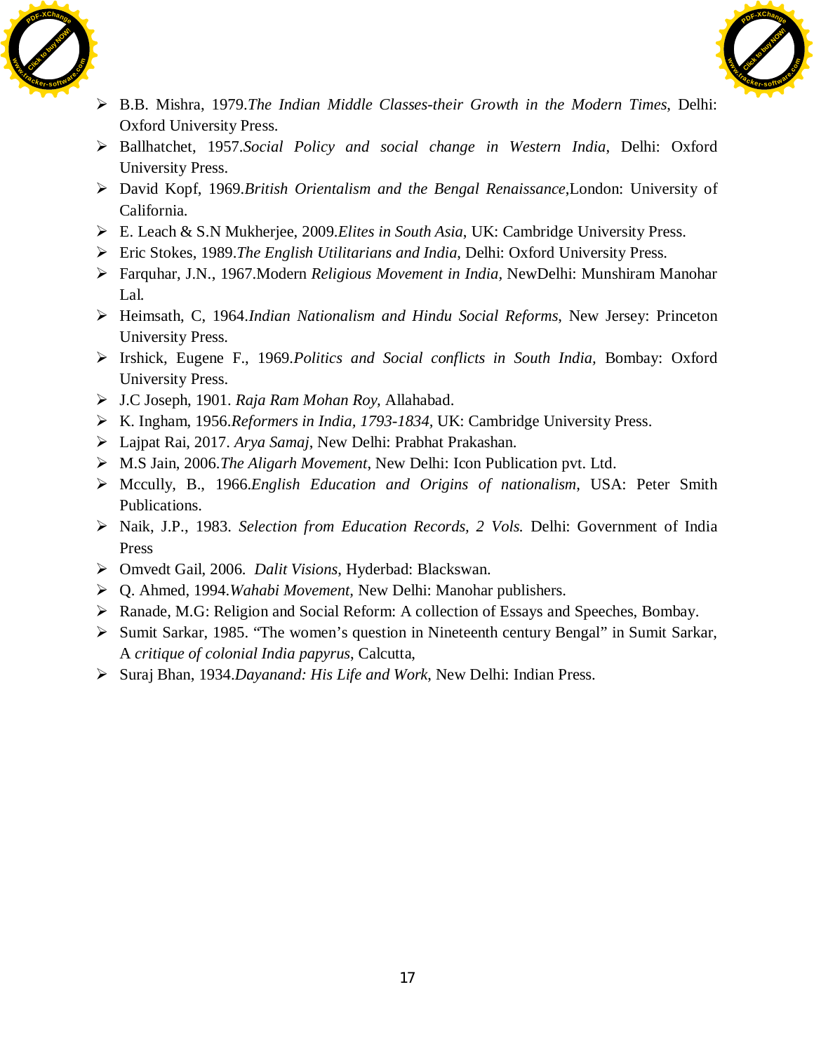- B.B. Mishra, 1979.*The Indian Middle Classes-their Growth in the Modern Times*, Delhi: Oxford University Press.
- Ballhatchet, 1957.*Social Policy and social change in Western India*, Delhi: Oxford University Press.
- David Kopf, 1969.*British Orientalism and the Bengal Renaissance*,London: University of California.
- E. Leach & S.N Mukherjee, 2009.*Elites in South Asia*, UK: Cambridge University Press.
- Eric Stokes, 1989.*The English Utilitarians and India*, Delhi: Oxford University Press.
- Farquhar, J.N., 1967.Modern *Religious Movement in India*, NewDelhi: Munshiram Manohar Lal.
- Heimsath, C, 1964.*Indian Nationalism and Hindu Social Reforms*, New Jersey: Princeton University Press.
- Irshick, Eugene F., 1969.*Politics and Social conflicts in South India*, Bombay: Oxford University Press.
- J.C Joseph, 1901. *Raja Ram Mohan Roy*, Allahabad.
- K. Ingham, 1956.*Reformers in India, 1793-1834*, UK: Cambridge University Press.
- Lajpat Rai, 2017. *Arya Samaj*, New Delhi: Prabhat Prakashan.
- M.S Jain, 2006.*The Aligarh Movement*, New Delhi: Icon Publication pvt. Ltd.
- Mccully, B., 1966.*English Education and Origins of nationalism*, USA: Peter Smith Publications.
- Naik, J.P., 1983. *Selection from Education Records, 2 Vols.* Delhi: Government of India Press
- Omvedt Gail, 2006. *Dalit Visions*, Hyderbad: Blackswan.
- Q. Ahmed, 1994.*Wahabi Movement*, New Delhi: Manohar publishers.
- Ranade, M.G: Religion and Social Reform: A collection of Essays and Speeches, Bombay.
- Sumit Sarkar, 1985. "The women's question in Nineteenth century Bengal" in Sumit Sarkar, A *critique of colonial India papyrus*, Calcutta,
- Suraj Bhan, 1934.*Dayanand: His Life and Work*, New Delhi: Indian Press.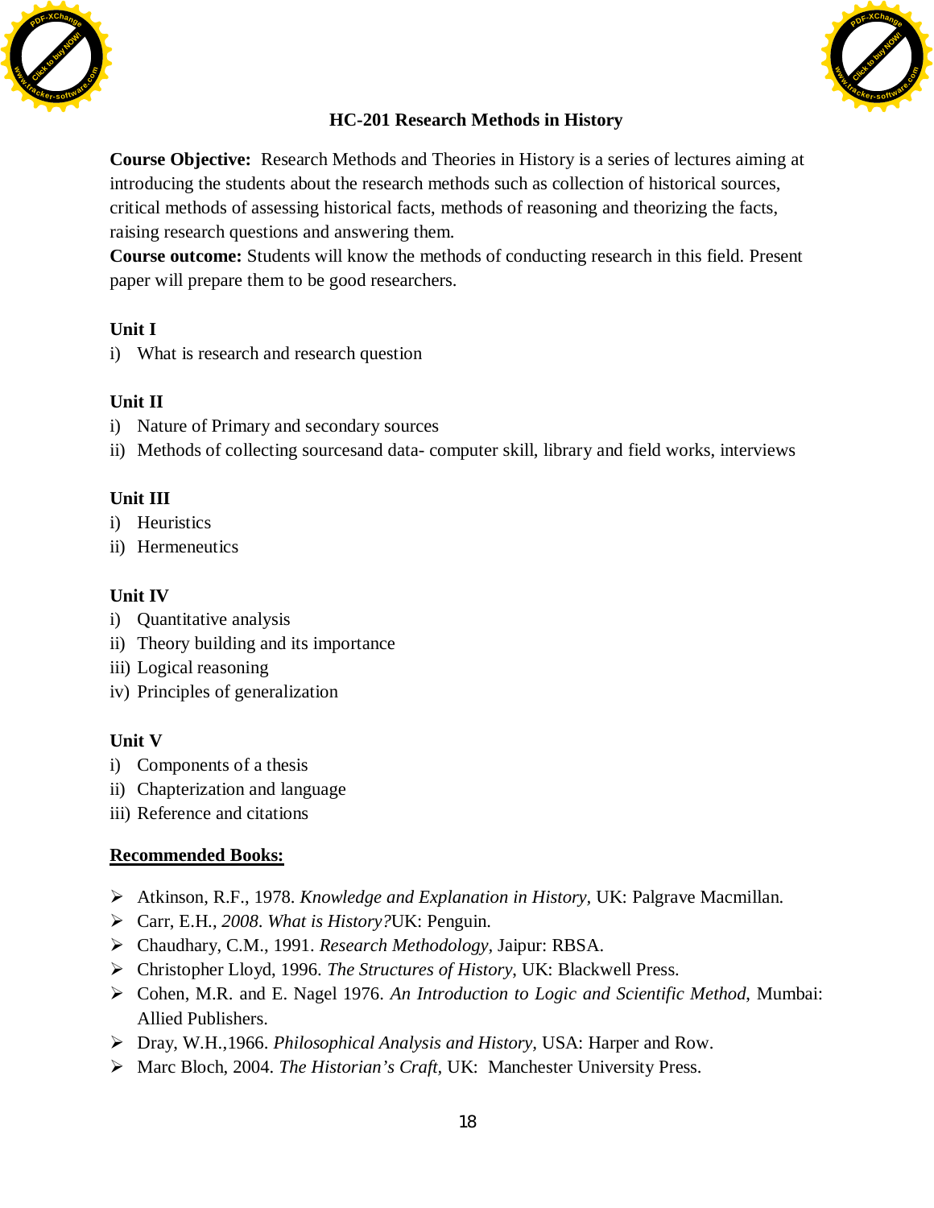## HC-201 Research Methods in History

**Course Objective:** Research Methods and Theories in History is a series of lectures aiming at introducing the students about the research methods such as collection of historical sources, critical methods of assessing historical facts, methods of reasoning and theorizing the facts, raising research questions and answering them.

**Course outcome:** Students will know the methods of conducting research in this field. Present paper will prepare them to be good researchers.

**Unit I**

i) What is research and research question

**Unit II**

i) Nature of Primary and secondary sources
ii) Methods of collecting sourcesand data- computer skill, library and field works, interviews

**Unit III**

i) Heuristics
ii) Hermeneutics

**Unit IV**

i) Quantitative analysis
ii) Theory building and its importance
iii) Logical reasoning
iv) Principles of generalization

**Unit V**

i) Components of a thesis
ii) Chapterization and language
iii) Reference and citations

**Recommended Books:**

- Atkinson, R.F., 1978. *Knowledge and Explanation in History,* UK: Palgrave Macmillan.
- Carr, E.H., *2008. What is History?*UK: Penguin.
- Chaudhary, C.M., 1991. *Research Methodology,* Jaipur: RBSA.
- Christopher Lloyd, 1996. *The Structures of History*, UK: Blackwell Press.
- Cohen, M.R. and E. Nagel 1976. *An Introduction to Logic and Scientific Method*, Mumbai: Allied Publishers.
- Dray, W.H.,1966. *Philosophical Analysis and History,* USA: Harper and Row.
- Marc Bloch, 2004. *The Historian's Craft,* UK: Manchester University Press.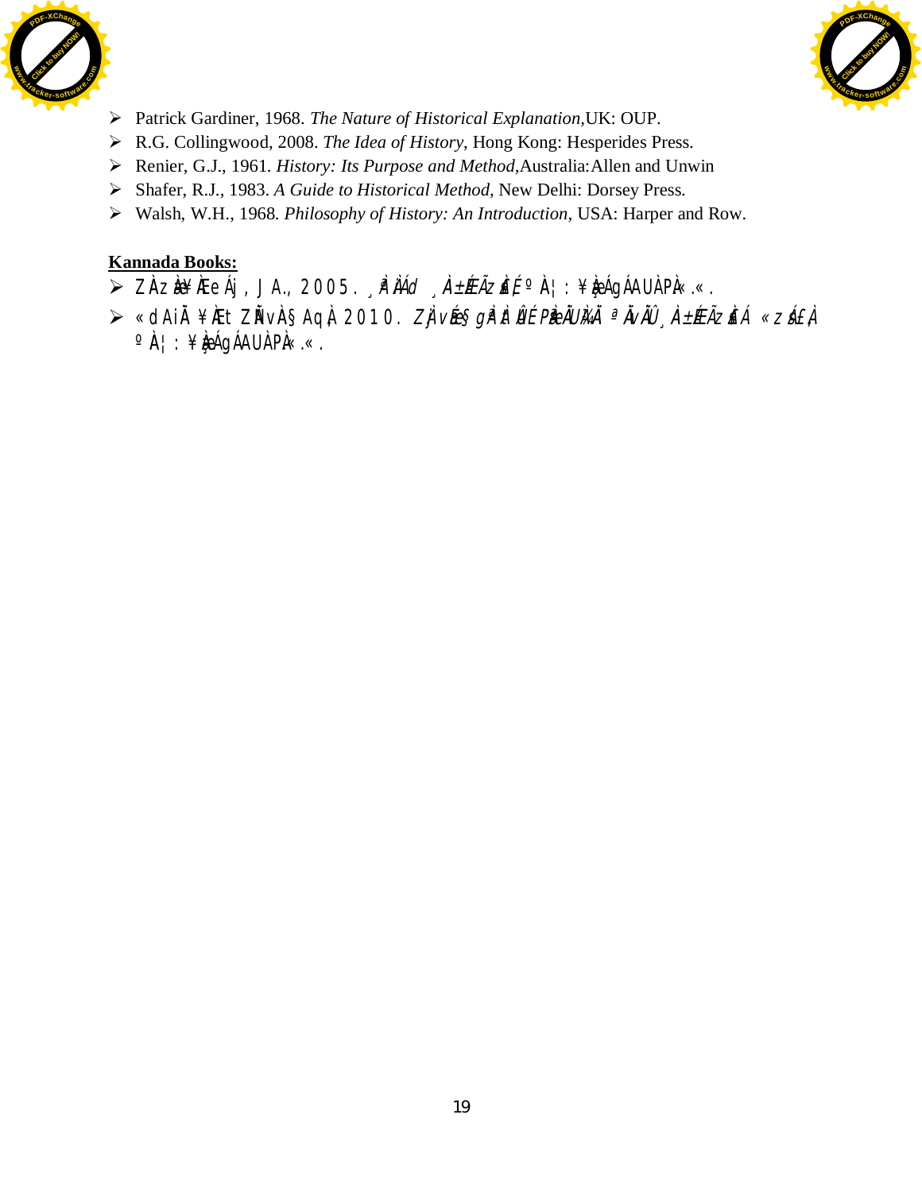- Patrick Gardiner, 1968. *The Nature of Historical Explanation*,UK: OUP.
- R.G. Collingwood, 2008. *The Idea of History*, Hong Kong: Hesperides Press.
- Renier, G.J., 1961. *History: Its Purpose and Method*,Australia:Allen and Unwin
- Shafer, R.J., 1983. *A Guide to Historical Method*, New Delhi: Dorsey Press.
- Walsh, W.H., 1968. *Philosophy of History: An Introduction*, USA: Harper and Row.

**Kannada Books:**

- ZÀzÀæ¥ÀÆeÁj, J.A., 2005. *¸ÀªÀÄd ¸À±ÉÆÃzsÀ£É* ºÀ¦: ¥ÀæPÁgÀAUÀPÀ«.«.
- «dAiÀÄ ¥ÀÆt ZÀÑvÀ§AqÀ 2010. *ZÀjvÉæ§gÀºÀ ªÉÊPÀëÃÀUÀ¼ÀÄ ªÀÄvÀÛÄ ¸À±ÉÆÃzsÀ£Á «zsÁ£À* ºÀ¦: ¥ÀæPÁgÀAUÀPÀ«.«.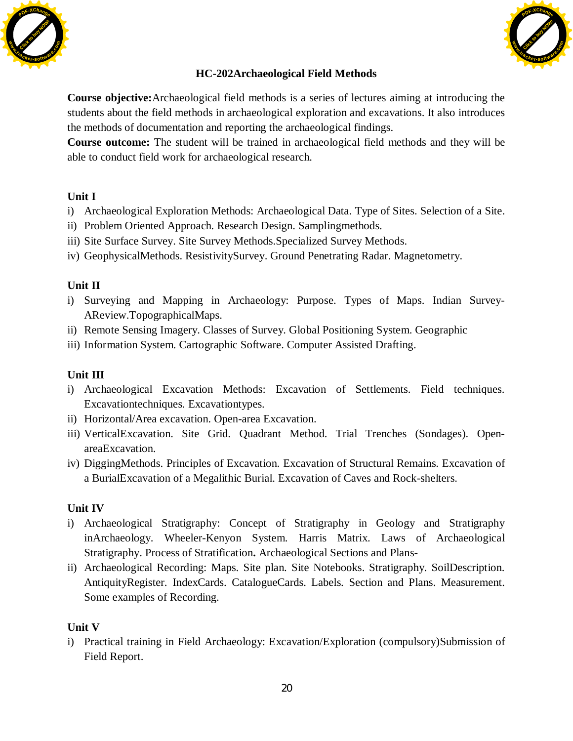## HC-202Archaeological Field Methods

**Course objective:**Archaeological field methods is a series of lectures aiming at introducing the students about the field methods in archaeological exploration and excavations. It also introduces the methods of documentation and reporting the archaeological findings.

**Course outcome:** The student will be trained in archaeological field methods and they will be able to conduct field work for archaeological research.

### Unit I

i) Archaeological Exploration Methods: Archaeological Data. Type of Sites. Selection of a Site.
ii) Problem Oriented Approach. Research Design. Samplingmethods.
iii) Site Surface Survey. Site Survey Methods.Specialized Survey Methods.
iv) GeophysicalMethods. ResistivitySurvey. Ground Penetrating Radar. Magnetometry.

### Unit II

i) Surveying and Mapping in Archaeology: Purpose. Types of Maps. Indian Survey-AReview.TopographicalMaps.
ii) Remote Sensing Imagery. Classes of Survey. Global Positioning System. Geographic
iii) Information System. Cartographic Software. Computer Assisted Drafting.

### Unit III

i) Archaeological Excavation Methods: Excavation of Settlements. Field techniques. Excavationtechniques. Excavationtypes.
ii) Horizontal/Area excavation. Open-area Excavation.
iii) VerticalExcavation. Site Grid. Quadrant Method. Trial Trenches (Sondages). Open-areaExcavation.
iv) DiggingMethods. Principles of Excavation. Excavation of Structural Remains. Excavation of a BurialExcavation of a Megalithic Burial. Excavation of Caves and Rock-shelters.

### Unit IV

i) Archaeological Stratigraphy: Concept of Stratigraphy in Geology and Stratigraphy inArchaeology. Wheeler-Kenyon System. Harris Matrix. Laws of Archaeological Stratigraphy. Process of Stratification**.** Archaeological Sections and Plans-
ii) Archaeological Recording: Maps. Site plan. Site Notebooks. Stratigraphy. SoilDescription. AntiquityRegister. IndexCards. CatalogueCards. Labels. Section and Plans. Measurement. Some examples of Recording.

### Unit V

i) Practical training in Field Archaeology: Excavation/Exploration (compulsory)Submission of Field Report.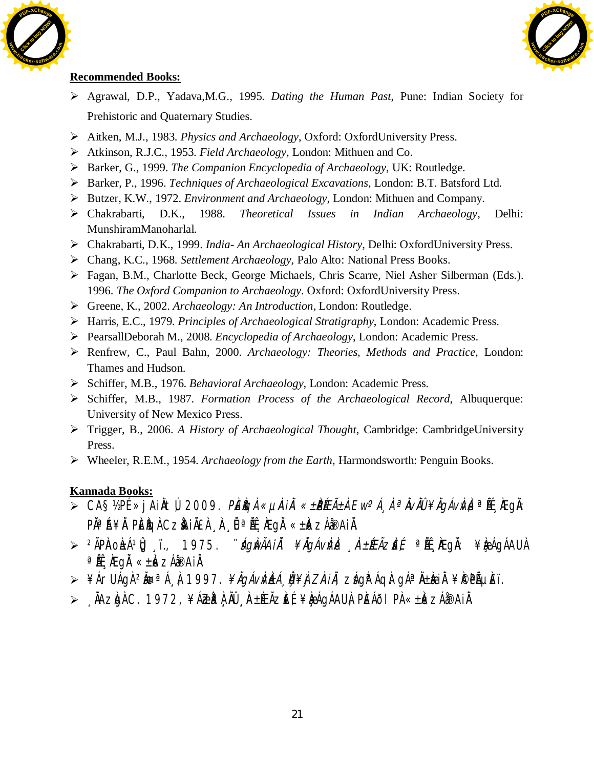**Recommended Books:**

- Agrawal, D.P., Yadava,M.G., 1995. *Dating the Human Past*, Pune: Indian Society for Prehistoric and Quaternary Studies.
- Aitken, M.J., 1983. *Physics and Archaeology*, Oxford: OxfordUniversity Press.
- Atkinson, R.J.C., 1953. *Field Archaeology*, London: Mithuen and Co.
- Barker, G., 1999. *The Companion Encyclopedia of Archaeology*, UK: Routledge.
- Barker, P., 1996. *Techniques of Archaeological Excavations*, London: B.T. Batsford Ltd.
- Butzer, K.W., 1972. *Environment and Archaeology*, London: Mithuen and Company.
- Chakrabarti, D.K., 1988. *Theoretical Issues in Indian Archaeology*, Delhi: MunshiramManoharlal.
- Chakrabarti, D.K., 1999. *India- An Archaeological History*, Delhi: OxfordUniversity Press.
- Chang, K.C., 1968. *Settlement Archaeology*, Palo Alto: National Press Books.
- Fagan, B.M., Charlotte Beck, George Michaels, Chris Scarre, Niel Asher Silberman (Eds.). 1996. *The Oxford Companion to Archaeology*. Oxford: OxfordUniversity Press.
- Greene, K., 2002. *Archaeology: An Introduction*, London: Routledge.
- Harris, E.C., 1979. *Principles of Archaeological Stratigraphy*, London: Academic Press.
- PearsallDeborah M., 2008. *Encyclopedia of Archaeology*, London: Academic Press.
- Renfrew, C., Paul Bahn, 2000. *Archaeology: Theories, Methods and Practice*, London: Thames and Hudson.
- Schiffer, M.B., 1976. *Behavioral Archaeology*, London: Academic Press.
- Schiffer, M.B., 1987. *Formation Process of the Archaeological Record*, Albuquerque: University of New Mexico Press.
- Trigger, B., 2006. *A History of Archaeological Thought*, Cambridge: CambridgeUniversity Press.
- Wheeler, R.E.M., 1954. *Archaeology from the Earth*, Harmondsworth: Penguin Books.

**Kannada Books:**

- CA§½PÉ»j AiÀÄtÚ 2009. *PÀ£ÁðlPÀ «µÀAiÀÄ «±ÀéPÉÆÃ±À EwºÁ¸À ªÀÄvÀÄÛ ¥ÀÄgÁvÀvÀé* ªÉÄÊ¸ÀÆgÀÄ: PÀªÉA¥ÀÄ PÀ£ÀßqÀ CzsÀåAiÀÄ£À ¸ÀA¸ÀÜ ªÉÄÊ¸ÀÆgÀÄ «±Àé«zÁå®AiÀÄ
- ²ÃPÀAoÀ±Á¹Ûç ¸ï., 1975. *¨sÁgÀvÀÃAiÀÄ ¥ÀÄgÁvÀvÀé ¸À±ÉÆÃzsÀ£É* ªÉÄÊ¸ÀÆgÀÄ: ¥ÀæÁgÁAUÀ ªÉÄÊ¸ÀÆgÀÄ «±Àé«zÁå®AiÀÄ
- ¥Ár UÁgÀ²ªÀ¥Àà ¸À 1997. *¥ÀÄgÁvÀvÀé±Á¸ÀÛç¥ÀjZÀAiÀÄ,* zsÁgÀªÁqÀ gÁªÀÄ±Àæ¬Ä ¥ÀæPÁ±À£À.
- ¸ÀÄAzÀgÀ C. 1972, *¥ÁæZÀå ¸ÀA±ÉÆÃzsÀ£É* ¥ÀæÁgÁAUÀ PÀ£ÁðlPÀ «±Àé«zÁå®AiÀÄ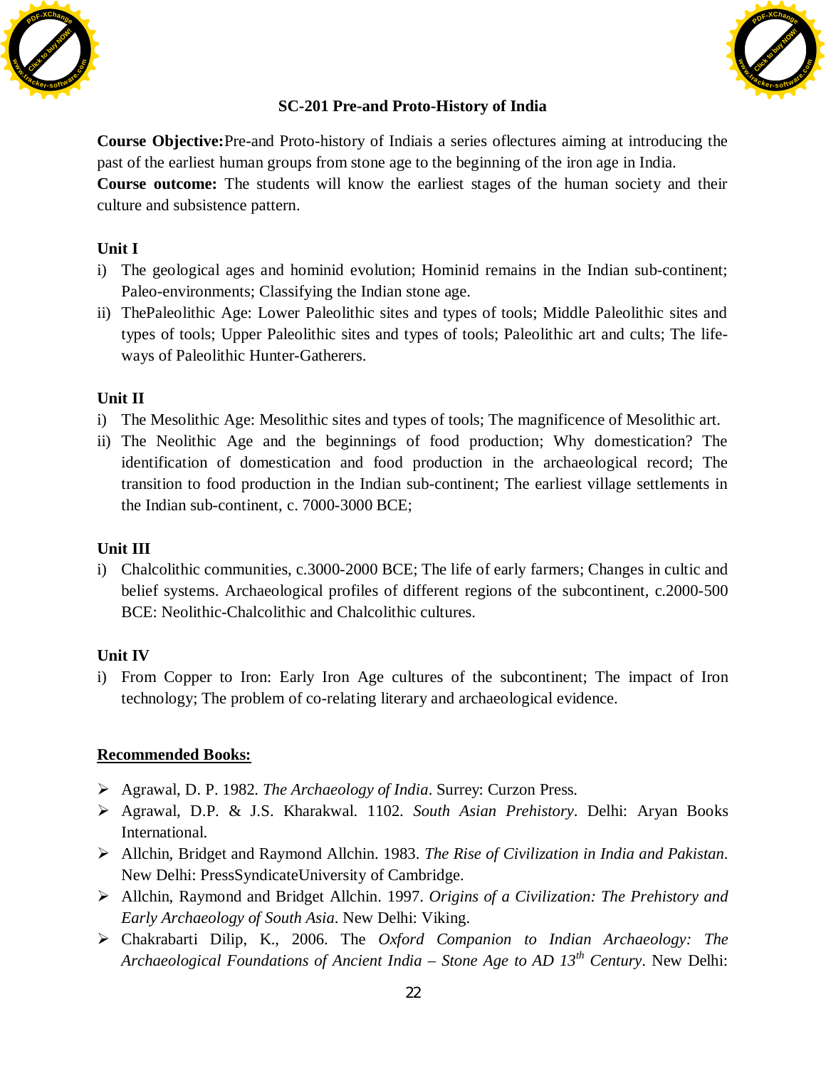## SC-201 Pre-and Proto-History of India

**Course Objective:**Pre-and Proto-history of Indiais a series oflectures aiming at introducing the past of the earliest human groups from stone age to the beginning of the iron age in India.
**Course outcome:** The students will know the earliest stages of the human society and their culture and subsistence pattern.

### Unit I

i) The geological ages and hominid evolution; Hominid remains in the Indian sub-continent; Paleo-environments; Classifying the Indian stone age.
ii) ThePaleolithic Age: Lower Paleolithic sites and types of tools; Middle Paleolithic sites and types of tools; Upper Paleolithic sites and types of tools; Paleolithic art and cults; The life-ways of Paleolithic Hunter-Gatherers.

### Unit II

i) The Mesolithic Age: Mesolithic sites and types of tools; The magnificence of Mesolithic art.
ii) The Neolithic Age and the beginnings of food production; Why domestication? The identification of domestication and food production in the archaeological record; The transition to food production in the Indian sub-continent; The earliest village settlements in the Indian sub-continent, c. 7000-3000 BCE;

### Unit III

i) Chalcolithic communities, c.3000-2000 BCE; The life of early farmers; Changes in cultic and belief systems. Archaeological profiles of different regions of the subcontinent, c.2000-500 BCE: Neolithic-Chalcolithic and Chalcolithic cultures.

### Unit IV

i) From Copper to Iron: Early Iron Age cultures of the subcontinent; The impact of Iron technology; The problem of co-relating literary and archaeological evidence.

**<u>Recommended Books:</u>**

- Agrawal, D. P. 1982. *The Archaeology of India*. Surrey: Curzon Press.
- Agrawal, D.P. & J.S. Kharakwal. 1102. *South Asian Prehistory*. Delhi: Aryan Books International.
- Allchin, Bridget and Raymond Allchin. 1983. *The Rise of Civilization in India and Pakistan*. New Delhi: PressSyndicateUniversity of Cambridge.
- Allchin, Raymond and Bridget Allchin. 1997. *Origins of a Civilization: The Prehistory and Early Archaeology of South Asia*. New Delhi: Viking.
- Chakrabarti Dilip, K., 2006. The *Oxford Companion to Indian Archaeology: The Archaeological Foundations of Ancient India – Stone Age to AD 13th Century*. New Delhi: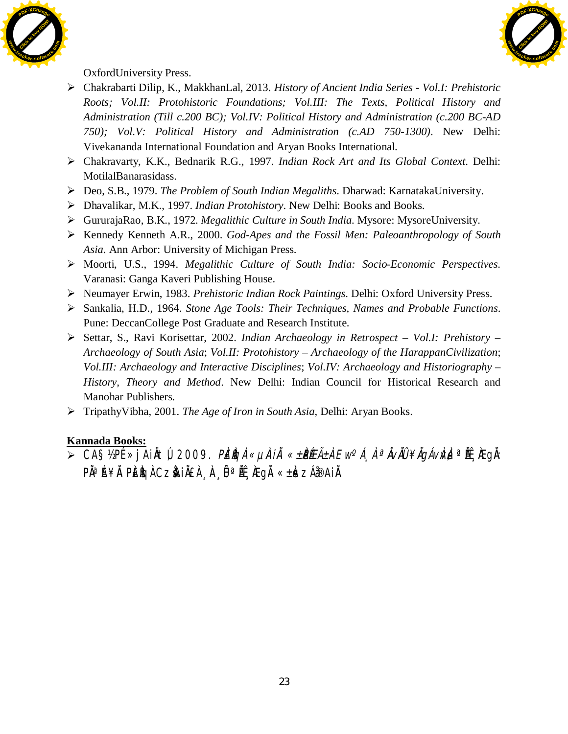OxfordUniversity Press.

- Chakrabarti Dilip, K., MakkhanLal, 2013. *History of Ancient India Series - Vol.I: Prehistoric Roots; Vol.II: Protohistoric Foundations; Vol.III: The Texts, Political History and Administration (Till c.200 BC); Vol.IV: Political History and Administration (c.200 BC-AD 750); Vol.V: Political History and Administration (c.AD 750-1300)*. New Delhi: Vivekananda International Foundation and Aryan Books International.
- Chakravarty, K.K., Bednarik R.G., 1997. *Indian Rock Art and Its Global Context*. Delhi: MotilalBanarasidass.
- Deo, S.B., 1979. *The Problem of South Indian Megaliths*. Dharwad: KarnatakaUniversity.
- Dhavalikar, M.K., 1997. *Indian Protohistory*. New Delhi: Books and Books.
- GururajaRao, B.K., 1972. *Megalithic Culture in South India*. Mysore: MysoreUniversity.
- Kennedy Kenneth A.R., 2000. *God-Apes and the Fossil Men: Paleoanthropology of South Asia*. Ann Arbor: University of Michigan Press.
- Moorti, U.S., 1994. *Megalithic Culture of South India: Socio-Economic Perspectives*. Varanasi: Ganga Kaveri Publishing House.
- Neumayer Erwin, 1983. *Prehistoric Indian Rock Paintings*. Delhi: Oxford University Press.
- Sankalia, H.D., 1964. *Stone Age Tools: Their Techniques, Names and Probable Functions*. Pune: DeccanCollege Post Graduate and Research Institute.
- Settar, S., Ravi Korisettar, 2002. *Indian Archaeology in Retrospect – Vol.I: Prehistory – Archaeology of South Asia*; *Vol.II: Protohistory – Archaeology of the HarappanCivilization*; *Vol.III: Archaeology and Interactive Disciplines*; *Vol.IV: Archaeology and Historiography – History, Theory and Method*. New Delhi: Indian Council for Historical Research and Manohar Publishers.
- TripathyVibha, 2001. *The Age of Iron in South Asia*, Delhi: Aryan Books.

**Kannada Books:**

- CA§½PÉ»jAiÀÄt Ú 2009. *PÀ£ÁðlPÀ «µÀAiÀÄ «±ÀéPÉÆñÀ ¥ÀÄgÁvÀvÀé* ªÀÄvÀÄÛ ¥ÀgÀA¥ÀgÉ, PÀ£ÀßqÀ «±Àé«zÁå®AiÀÄ, ºÀA¦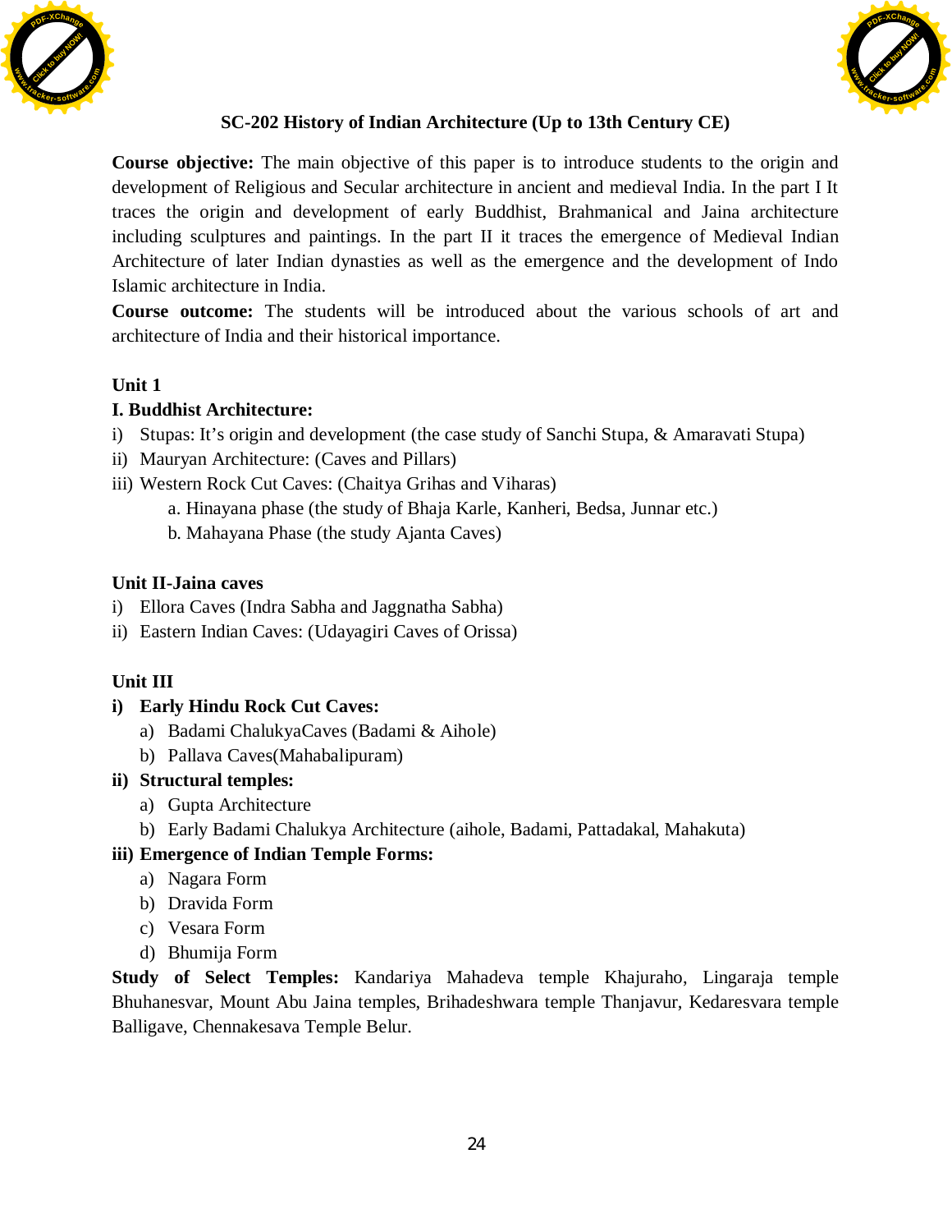## SC-202 History of Indian Architecture (Up to 13th Century CE)

**Course objective:** The main objective of this paper is to introduce students to the origin and development of Religious and Secular architecture in ancient and medieval India. In the part I It traces the origin and development of early Buddhist, Brahmanical and Jaina architecture including sculptures and paintings. In the part II it traces the emergence of Medieval Indian Architecture of later Indian dynasties as well as the emergence and the development of Indo Islamic architecture in India.

**Course outcome:** The students will be introduced about the various schools of art and architecture of India and their historical importance.

**Unit 1**

**I. Buddhist Architecture:**

i) Stupas: It's origin and development (the case study of Sanchi Stupa, & Amaravati Stupa)
ii) Mauryan Architecture: (Caves and Pillars)
iii) Western Rock Cut Caves: (Chaitya Grihas and Viharas)
   a. Hinayana phase (the study of Bhaja Karle, Kanheri, Bedsa, Junnar etc.)
   b. Mahayana Phase (the study Ajanta Caves)

**Unit II-Jaina caves**

i) Ellora Caves (Indra Sabha and Jaggnatha Sabha)
ii) Eastern Indian Caves: (Udayagiri Caves of Orissa)

**Unit III**

**i) Early Hindu Rock Cut Caves:**
   a) Badami ChalukyaCaves (Badami & Aihole)
   b) Pallava Caves(Mahabalipuram)

**ii) Structural temples:**
   a) Gupta Architecture
   b) Early Badami Chalukya Architecture (aihole, Badami, Pattadakal, Mahakuta)

**iii) Emergence of Indian Temple Forms:**
   a) Nagara Form
   b) Dravida Form
   c) Vesara Form
   d) Bhumija Form

**Study of Select Temples:** Kandariya Mahadeva temple Khajuraho, Lingaraja temple Bhuhanesvar, Mount Abu Jaina temples, Brihadeshwara temple Thanjavur, Kedaresvara temple Balligave, Chennakesava Temple Belur.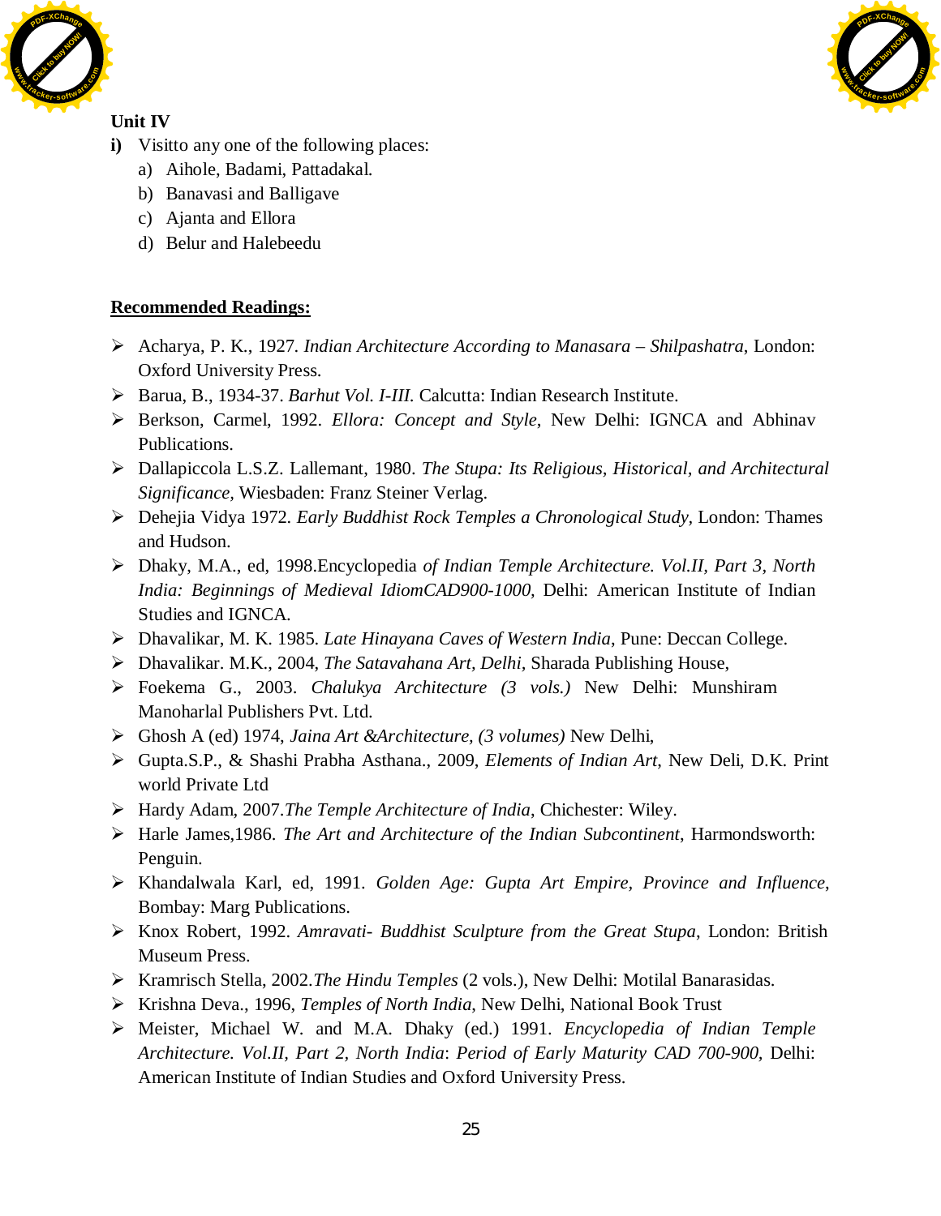**Unit IV**

**i)** Visitto any one of the following places:

a) Aihole, Badami, Pattadakal.

b) Banavasi and Balligave

c) Ajanta and Ellora

d) Belur and Halebeedu

**Recommended Readings:**

- Acharya, P. K., 1927. *Indian Architecture According to Manasara – Shilpashatra*, London: Oxford University Press.
- Barua, B., 1934-37. *Barhut Vol. I-III.* Calcutta: Indian Research Institute.
- Berkson, Carmel, 1992. *Ellora: Concept and Style*, New Delhi: IGNCA and Abhinav Publications.
- Dallapiccola L.S.Z. Lallemant, 1980. *The Stupa: Its Religious, Historical, and Architectural Significance*, Wiesbaden: Franz Steiner Verlag.
- Dehejia Vidya 1972. *Early Buddhist Rock Temples a Chronological Study*, London: Thames and Hudson.
- Dhaky, M.A., ed, 1998.Encyclopedia *of Indian Temple Architecture. Vol.II, Part 3, North India: Beginnings of Medieval IdiomCAD900-1000,* Delhi: American Institute of Indian Studies and IGNCA.
- Dhavalikar, M. K. 1985. *Late Hinayana Caves of Western India*, Pune: Deccan College.
- Dhavalikar. M.K., 2004, *The Satavahana Art, Delhi,* Sharada Publishing House,
- Foekema G., 2003. *Chalukya Architecture (3 vols.)* New Delhi: Munshiram Manoharlal Publishers Pvt. Ltd.
- Ghosh A (ed) 1974, *Jaina Art &Architecture, (3 volumes)* New Delhi,
- Gupta.S.P., & Shashi Prabha Asthana., 2009, *Elements of Indian Art*, New Deli, D.K. Print world Private Ltd
- Hardy Adam, 2007.*The Temple Architecture of India*, Chichester: Wiley.
- Harle James,1986. *The Art and Architecture of the Indian Subcontinent*, Harmondsworth: Penguin.
- Khandalwala Karl, ed, 1991. *Golden Age: Gupta Art Empire, Province and Influence*, Bombay: Marg Publications.
- Knox Robert, 1992. *Amravati- Buddhist Sculpture from the Great Stupa*, London: British Museum Press.
- Kramrisch Stella, 2002.*The Hindu Temples* (2 vols.), New Delhi: Motilal Banarasidas.
- Krishna Deva., 1996, *Temples of North India*, New Delhi, National Book Trust
- Meister, Michael W. and M.A. Dhaky (ed.) 1991. *Encyclopedia of Indian Temple Architecture. Vol.II, Part 2, North India*: *Period of Early Maturity CAD 700-900,* Delhi: American Institute of Indian Studies and Oxford University Press.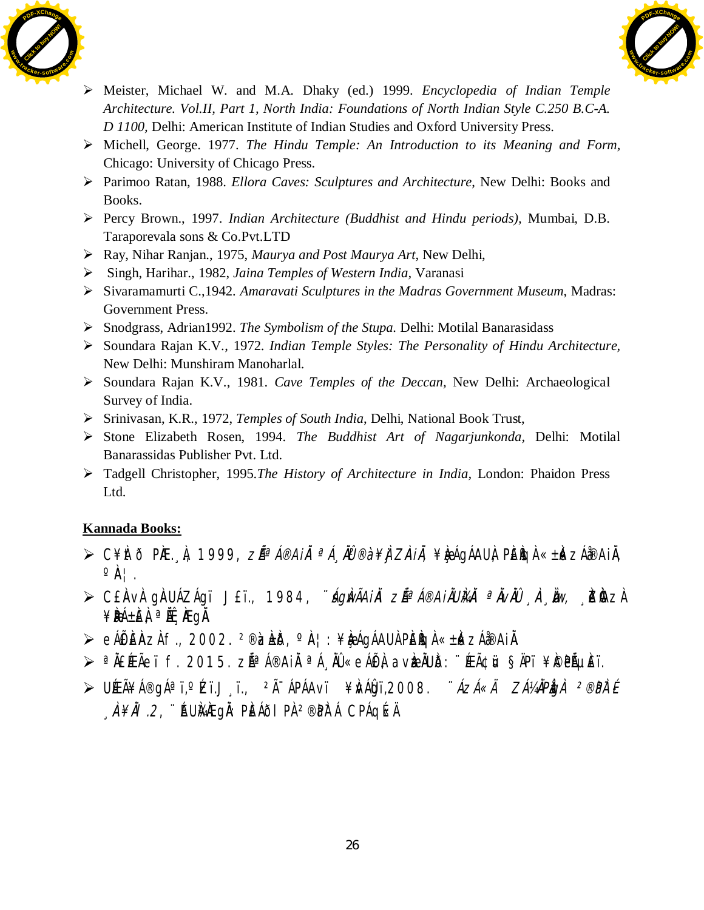- Meister, Michael W. and M.A. Dhaky (ed.) 1999. *Encyclopedia of Indian Temple Architecture. Vol.II, Part 1, North India: Foundations of North Indian Style C.250 B.C-A. D 1100*, Delhi: American Institute of Indian Studies and Oxford University Press.
- Michell, George. 1977. *The Hindu Temple: An Introduction to its Meaning and Form*, Chicago: University of Chicago Press.
- Parimoo Ratan, 1988. *Ellora Caves: Sculptures and Architecture*, New Delhi: Books and Books.
- Percy Brown., 1997. *Indian Architecture (Buddhist and Hindu periods)*, Mumbai, D.B. Taraporevala sons & Co.Pvt.LTD
- Ray, Nihar Ranjan., 1975, *Maurya and Post Maurya Art*, New Delhi,
- Singh, Harihar., 1982, *Jaina Temples of Western India*, Varanasi
- Sivaramamurti C.,1942. *Amaravati Sculptures in the Madras Government Museum*, Madras: Government Press.
- Snodgrass, Adrian1992. *The Symbolism of the Stupa*. Delhi: Motilal Banarasidass
- Soundara Rajan K.V., 1972. *Indian Temple Styles: The Personality of Hindu Architecture*, New Delhi: Munshiram Manoharlal.
- Soundara Rajan K.V., 1981. *Cave Temples of the Deccan*, New Delhi: Archaeological Survey of India.
- Srinivasan, K.R., 1972, *Temples of South India*, Delhi, National Book Trust,
- Stone Elizabeth Rosen, 1994. *The Buddhist Art of Nagarjunkonda*, Delhi: Motilal Banarassidas Publisher Pvt. Ltd.
- Tadgell Christopher, 1995.*The History of Architecture in India*, London: Phaidon Press Ltd.

**Kannada Books:**

- C¥ÀÆð PÀ.¸À, 1999, *zÉÃªÁ®AiÀÄ ªÁ¸ÀÄÛ²®à¥ÀæZÀAiÀÄ*, ¥ÀæÀÁgÁAUÀ PÀ£ÀßqÀ «±Àé«zÁå®AiÀÄ, ºÀA¦.
- C£ÀAvÀ gÀAUÁZÁgï J£ï., 1984, *¨ÁgÀvÀÃAiÀÄ zÉÃªÁ®AiÀÄUÀ¼ÀÄ ªÀÄvÀÄÛ ¸À¸ÀÌøw*, ¸ÀÆÖzÀ ¥ÀæÁ±ÀPÀ ªÉÄÊ¸ÀÆgÀÄ
- eÁÕÁ£ÀzÀÀf., 2002. ²®àPÀ¯É, ºÀA¦: ¥ÀæÁgÁAUÀ PÀ£ÀßqÀ «±Àé«zÁå®AiÀÄ
- ªÀÄÉÃÀeï f. 2015. *zÉÃªÁ®AiÀÄ ªÁ¸ÀÄÛ«eÁÕÁ£À avÀæÀÄUÀ¼ÀÄ*: ¨ÉÃ¢üÀ §Àgï ¥À©èµÀ£ï.
- UÉÃ¥Á®gÁªï,ºÉZï.J¸ï., ²Ã¯ÁPÁAvï ¥ÀwÛgï,2008. *¨ÁzÁ«Ä ZÁ¼ÀÄPÀågÀ ²®àPÀ¯É ¸À¥ÀÄl.2*, ¨ÉAUÀ¼ÀÆgÀÄ: PÀÁðl PÀ ²®àPÀ¯Á CPÁqÉ«Ä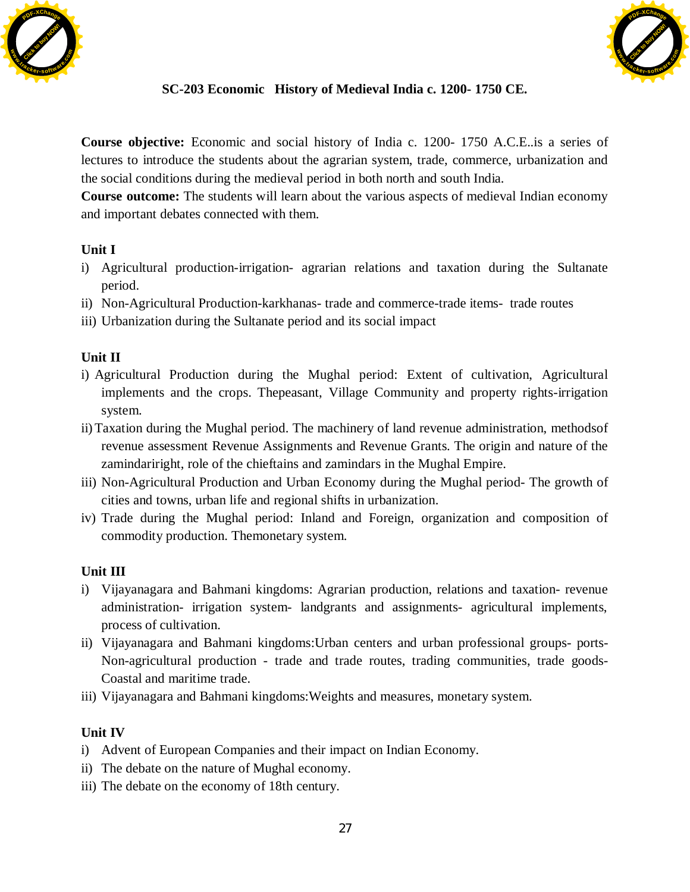## SC-203 Economic History of Medieval India c. 1200- 1750 CE.

**Course objective:** Economic and social history of India c. 1200- 1750 A.C.E..is a series of lectures to introduce the students about the agrarian system, trade, commerce, urbanization and the social conditions during the medieval period in both north and south India.

**Course outcome:** The students will learn about the various aspects of medieval Indian economy and important debates connected with them.

### Unit I

i) Agricultural production-irrigation- agrarian relations and taxation during the Sultanate period.
ii) Non-Agricultural Production-karkhanas- trade and commerce-trade items- trade routes
iii) Urbanization during the Sultanate period and its social impact

### Unit II

i) Agricultural Production during the Mughal period: Extent of cultivation, Agricultural implements and the crops. Thepeasant, Village Community and property rights-irrigation system.
ii) Taxation during the Mughal period. The machinery of land revenue administration, methodsof revenue assessment Revenue Assignments and Revenue Grants. The origin and nature of the zamindariright, role of the chieftains and zamindars in the Mughal Empire.
iii) Non-Agricultural Production and Urban Economy during the Mughal period- The growth of cities and towns, urban life and regional shifts in urbanization.
iv) Trade during the Mughal period: Inland and Foreign, organization and composition of commodity production. Themonetary system.

### Unit III

i) Vijayanagara and Bahmani kingdoms: Agrarian production, relations and taxation- revenue administration- irrigation system- landgrants and assignments- agricultural implements, process of cultivation.
ii) Vijayanagara and Bahmani kingdoms:Urban centers and urban professional groups- ports- Non-agricultural production - trade and trade routes, trading communities, trade goods- Coastal and maritime trade.
iii) Vijayanagara and Bahmani kingdoms:Weights and measures, monetary system.

### Unit IV

i) Advent of European Companies and their impact on Indian Economy.
ii) The debate on the nature of Mughal economy.
iii) The debate on the economy of 18th century.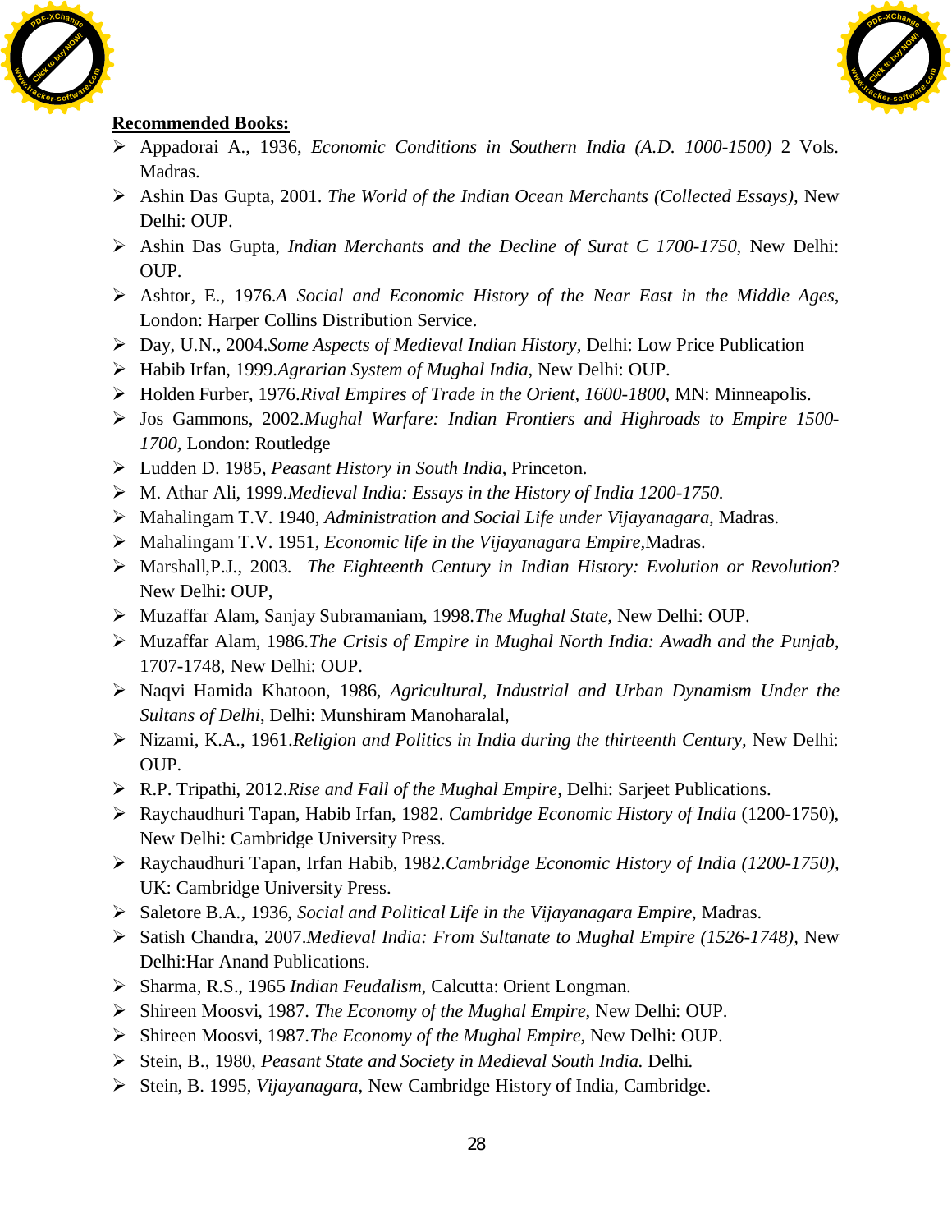**Recommended Books:**

- Appadorai A., 1936, *Economic Conditions in Southern India (A.D. 1000-1500)* 2 Vols. Madras.
- Ashin Das Gupta, 2001. *The World of the Indian Ocean Merchants (Collected Essays)*, New Delhi: OUP.
- Ashin Das Gupta, *Indian Merchants and the Decline of Surat C 1700-1750*, New Delhi: OUP.
- Ashtor, E., 1976.*A Social and Economic History of the Near East in the Middle Ages*, London: Harper Collins Distribution Service.
- Day, U.N., 2004.*Some Aspects of Medieval Indian History*, Delhi: Low Price Publication
- Habib Irfan, 1999.*Agrarian System of Mughal India*, New Delhi: OUP.
- Holden Furber, 1976.*Rival Empires of Trade in the Orient, 1600-1800*, MN: Minneapolis.
- Jos Gammons, 2002.*Mughal Warfare: Indian Frontiers and Highroads to Empire 1500-1700*, London: Routledge
- Ludden D. 1985, *Peasant History in South India*, Princeton.
- M. Athar Ali, 1999.*Medieval India: Essays in the History of India 1200-1750.*
- Mahalingam T.V. 1940, *Administration and Social Life under Vijayanagara*, Madras.
- Mahalingam T.V. 1951, *Economic life in the Vijayanagara Empire*,Madras.
- Marshall,P.J., 2003. *The Eighteenth Century in Indian History: Evolution or Revolution*? New Delhi: OUP,
- Muzaffar Alam, Sanjay Subramaniam, 1998.*The Mughal State*, New Delhi: OUP.
- Muzaffar Alam, 1986.*The Crisis of Empire in Mughal North India: Awadh and the Punjab*, 1707-1748, New Delhi: OUP.
- Naqvi Hamida Khatoon, 1986, *Agricultural, Industrial and Urban Dynamism Under the Sultans of Delhi*, Delhi: Munshiram Manoharalal,
- Nizami, K.A., 1961.*Religion and Politics in India during the thirteenth Century*, New Delhi: OUP.
- R.P. Tripathi, 2012.*Rise and Fall of the Mughal Empire*, Delhi: Sarjeet Publications.
- Raychaudhuri Tapan, Habib Irfan, 1982. *Cambridge Economic History of India* (1200-1750), New Delhi: Cambridge University Press.
- Raychaudhuri Tapan, Irfan Habib, 1982.*Cambridge Economic History of India (1200-1750)*, UK: Cambridge University Press.
- Saletore B.A., 1936, *Social and Political Life in the Vijayanagara Empire*, Madras.
- Satish Chandra, 2007.*Medieval India: From Sultanate to Mughal Empire (1526-1748)*, New Delhi:Har Anand Publications.
- Sharma, R.S., 1965 *Indian Feudalism*, Calcutta: Orient Longman.
- Shireen Moosvi, 1987. *The Economy of the Mughal Empire*, New Delhi: OUP.
- Shireen Moosvi, 1987.*The Economy of the Mughal Empire*, New Delhi: OUP.
- Stein, B., 1980, *Peasant State and Society in Medieval South India.* Delhi.
- Stein, B. 1995, *Vijayanagara*, New Cambridge History of India, Cambridge.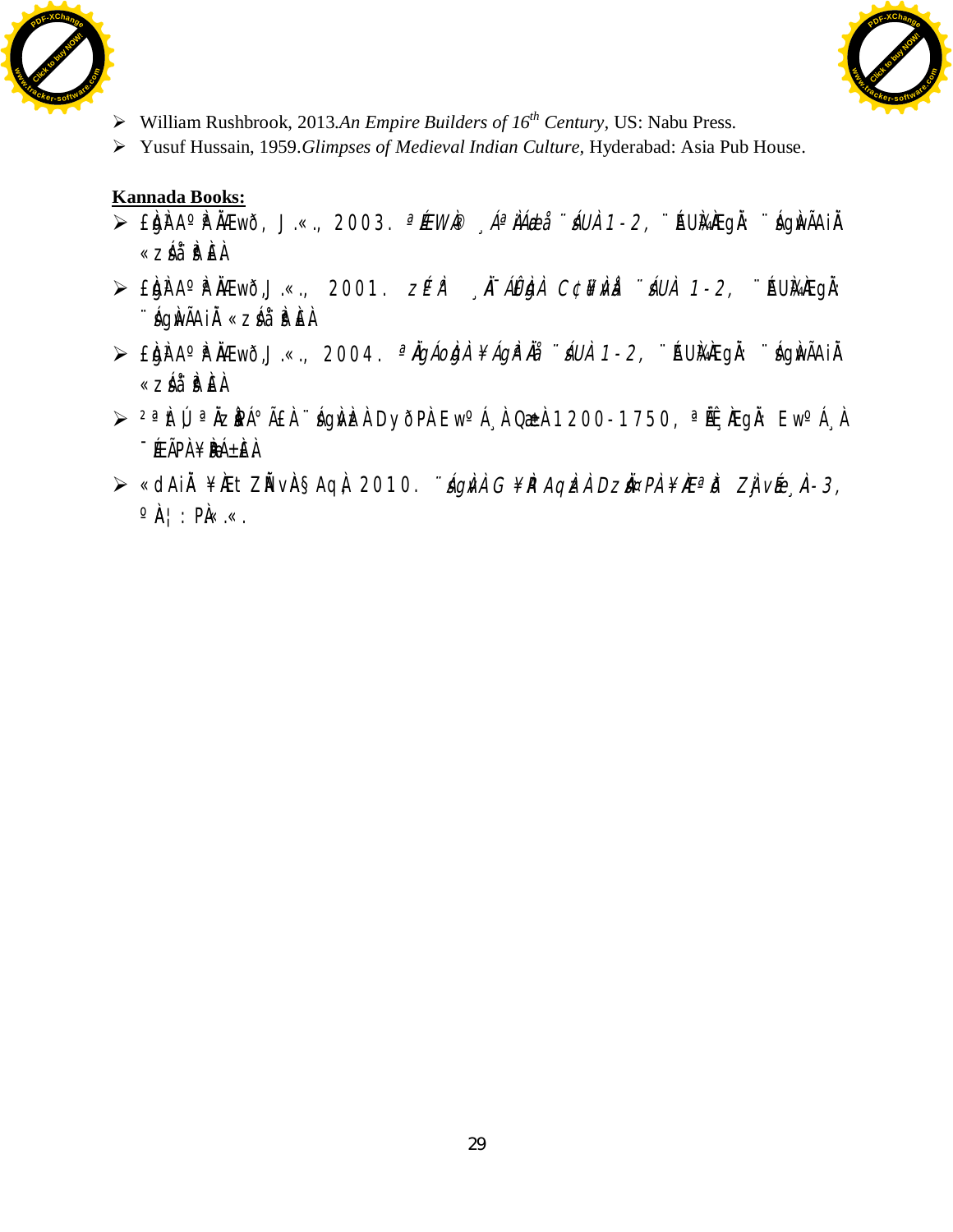- William Rushbrook, 2013.*An Empire Builders of 16th Century*, US: Nabu Press.
- Yusuf Hussain, 1959.*Glimpses of Medieval Indian Culture*, Hyderabad: Asia Pub House.

**Kannada Books:**

- £ÁUÀAºÀ ÌÆwð, J.«., 2003. *ªÉÆWÀ® ¸ÁªÀÄæÅ ¨sÁUÀ 1-2*, ¨ÉAUÀ¼ÀÆgÀÄ: ¨sÁgÀvÃAiÀÄ «zÁå ¨sÀªÀ£À
- £ÁUÀAºÀ ÌÆwð, J.«., 2001. *zÉºÀ ¸ÀÄ¯ÁÛ£ÀgÀ C¢üPÁgÀ ¨sÁUÀ 1-2*, ¨ÉAUÀ¼ÀÆgÀÄ: ¨sÁgÀvÃAiÀÄ «zÁå ¨sÀªÀ£À
- £ÁUÀAºÀ ÌÆwð, J.«., 2004. *ªÀÄgÁoÀgÀ ¥ÁgÀªÀå ¨sÁUÀ 1-2*, ¨ÉAUÀ¼ÀÆgÀÄ: ¨sÁgÀvÃAiÀÄ «zÁå ¨sÀªÀ£À
- ²ªÀÀÄÁUªÀÄzÀÀÁ°ÃAiÀÄ ¨sÁgÀvÀzÀ EwºÁ¸À Q.±À 1200-1750, ªÉÊ¸ÀÆgÀÄ: EwºÁ¸À ¯ÉÃRPÀgÀ ¸ÀA¸ÉÜ
- «dAiÀÄ ¥ÀÆt ZÀÄvÀÀ§AqÀ 2010. *¨sÁgÀvÀzÀ G¥ÀRAqÀzÀ DzsÀÄ¤PÀ ¥ÀÆªÀð ZÀjvÉæ¸À-3*, ºÀ¦: PÀ«.«.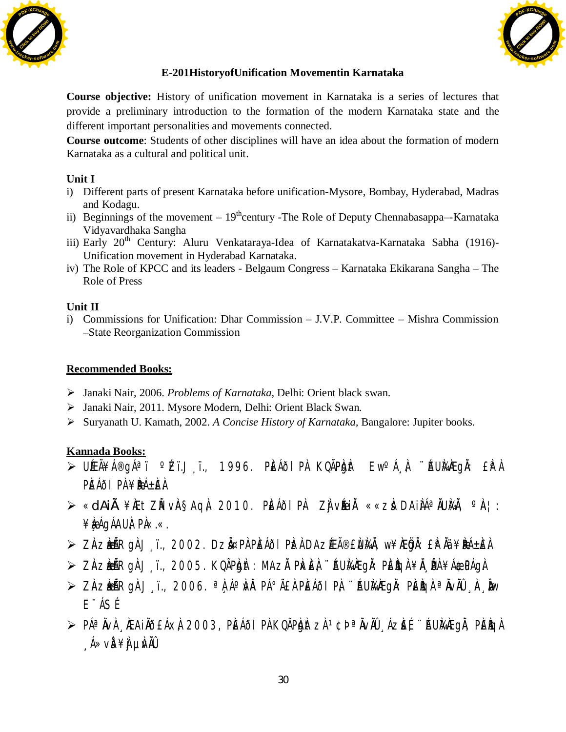## E-201HistoryofUnification Movementin Karnataka

**Course objective:** History of unification movement in Karnataka is a series of lectures that provide a preliminary introduction to the formation of the modern Karnataka state and the different important personalities and movements connected.

**Course outcome**: Students of other disciplines will have an idea about the formation of modern Karnataka as a cultural and political unit.

### Unit I

i) Different parts of present Karnataka before unification-Mysore, Bombay, Hyderabad, Madras and Kodagu.

ii) Beginnings of the movement – 19th century -The Role of Deputy Chennabasappa–-Karnataka Vidyavardhaka Sangha

iii) Early 20th Century: Aluru Venkataraya-Idea of Karnatakatva-Karnataka Sabha (1916)-Unification movement in Hyderabad Karnataka.

iv) The Role of KPCC and its leaders - Belgaum Congress – Karnataka Ekikarana Sangha – The Role of Press

### Unit II

i) Commissions for Unification: Dhar Commission – J.V.P. Committee – Mishra Commission –State Reorganization Commission

### <u>Recommended Books:</u>

- Janaki Nair, 2006. *Problems of Karnataka*, Delhi: Orient black swan.
- Janaki Nair, 2011. Mysore Modern, Delhi: Orient Black Swan.
- Suryanath U. Kamath, 2002. *A Concise History of Karnataka*, Bangalore: Jupiter books.

### <u>Kannada Books:</u>

- UÉÃ¥Á®gÁªï ºÉï.J¸ï., 1996. PÀ£ÁðIPÀ KQÃPÀgÀt EwºÁ¸À ¨ÉAUÀ¼ÀÆgÀÄ: £ÀªÀ PÀ£ÁðIPÀ¥ÀæPÁ±À£À
- «dAiÃ ¥ÀÆt ZÀAvÀ§AqÀ 2010. PÀ£ÁðIPÀ ZÀjvÉæ «²zÀÝ DAiÀÁªÀÄUÀ¼ÀÄ, ºÀA¦: ¥ÀæÁgÁAUÀ PÀ«.«.
- ZÀAzÀæ±ÉÃRgÀ J¸ï., 2002. DzsÀÄ¤PÀ PÀ£ÁðIPÀzÀ DAzÉÆÃ®£ÀUÀ¼ÀÄ, w¥ÀlÆgÀÄ: £ÀªÀ¥ÀæPÁ±À£À
- ZÀAzÀæ±ÉÃRgÀ J¸ï., 2005. KQÃPÀgÀt: MAzÀÄ PÀxÀ£À ¨ÉAUÀ¼ÀÆgÀÄ: PÀ£ÀßqÀ¥ÀÄ¸ÀÛPÀ¥ÁæzsÀPÁgÀ
- ZÀAzÀæ±ÉÃRgÀ J¸ï., 2006. ªÀÄÄA§¬Ä PÀ£ÁðIPÀ ¨ÉAUÀ¼ÀÆgÀÄ: PÀ£ÀßqÀ ªÀÄvÀÄÛ ¸ÀA¸ÀÌøw E¯ÁSÉ
- PÁªÀÄvÀ¸ÀÆAiÀÄð£ÁxÀ 2003, PÀ£ÁðIPÀ KQÃPÀgÀt zÀ¹¢Þ ªÀÄvÀÄÛ ¸ÁzsÀ£É ¨ÉAUÀ¼ÀÆgÀÄ, PÀ£ÀßqÀ ¸Á»vÀå ¥ÀjµÀvÀÄÛ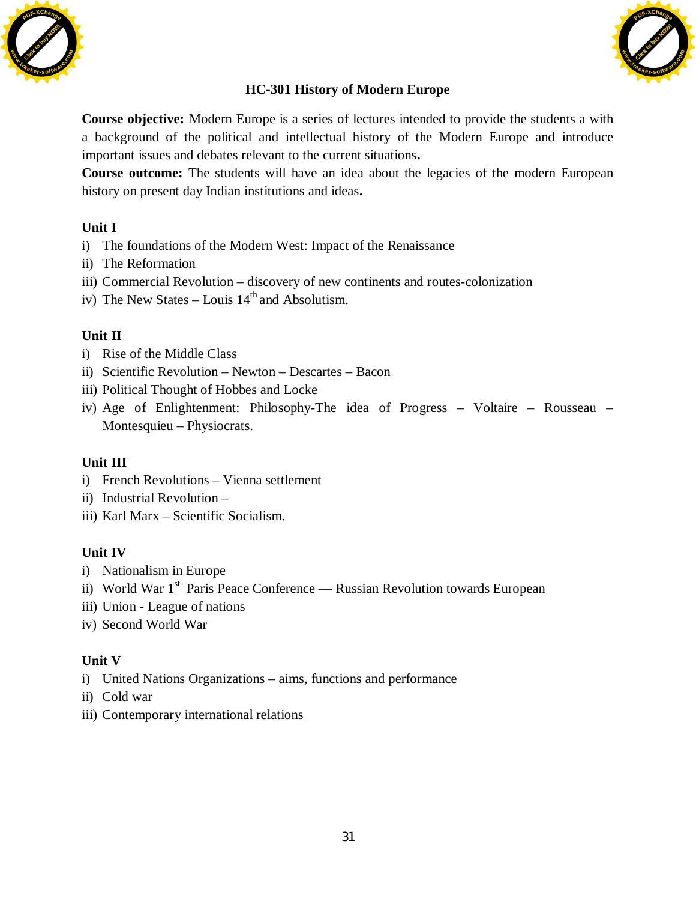## HC-301 History of Modern Europe

**Course objective:** Modern Europe is a series of lectures intended to provide the students a with a background of the political and intellectual history of the Modern Europe and introduce important issues and debates relevant to the current situations**.**

**Course outcome:** The students will have an idea about the legacies of the modern European history on present day Indian institutions and ideas**.**

### Unit I

i) The foundations of the Modern West: Impact of the Renaissance
ii) The Reformation
iii) Commercial Revolution – discovery of new continents and routes-colonization
iv) The New States – Louis 14$^{th}$ and Absolutism.

### Unit II

i) Rise of the Middle Class
ii) Scientific Revolution – Newton – Descartes – Bacon
iii) Political Thought of Hobbes and Locke
iv) Age of Enlightenment: Philosophy-The idea of Progress – Voltaire – Rousseau – Montesquieu – Physiocrats.

### Unit III

i) French Revolutions – Vienna settlement
ii) Industrial Revolution –
iii) Karl Marx – Scientific Socialism.

### Unit IV

i) Nationalism in Europe
ii) World War 1$^{st-}$ Paris Peace Conference — Russian Revolution towards European
iii) Union - League of nations
iv) Second World War

### Unit V

i) United Nations Organizations – aims, functions and performance
ii) Cold war
iii) Contemporary international relations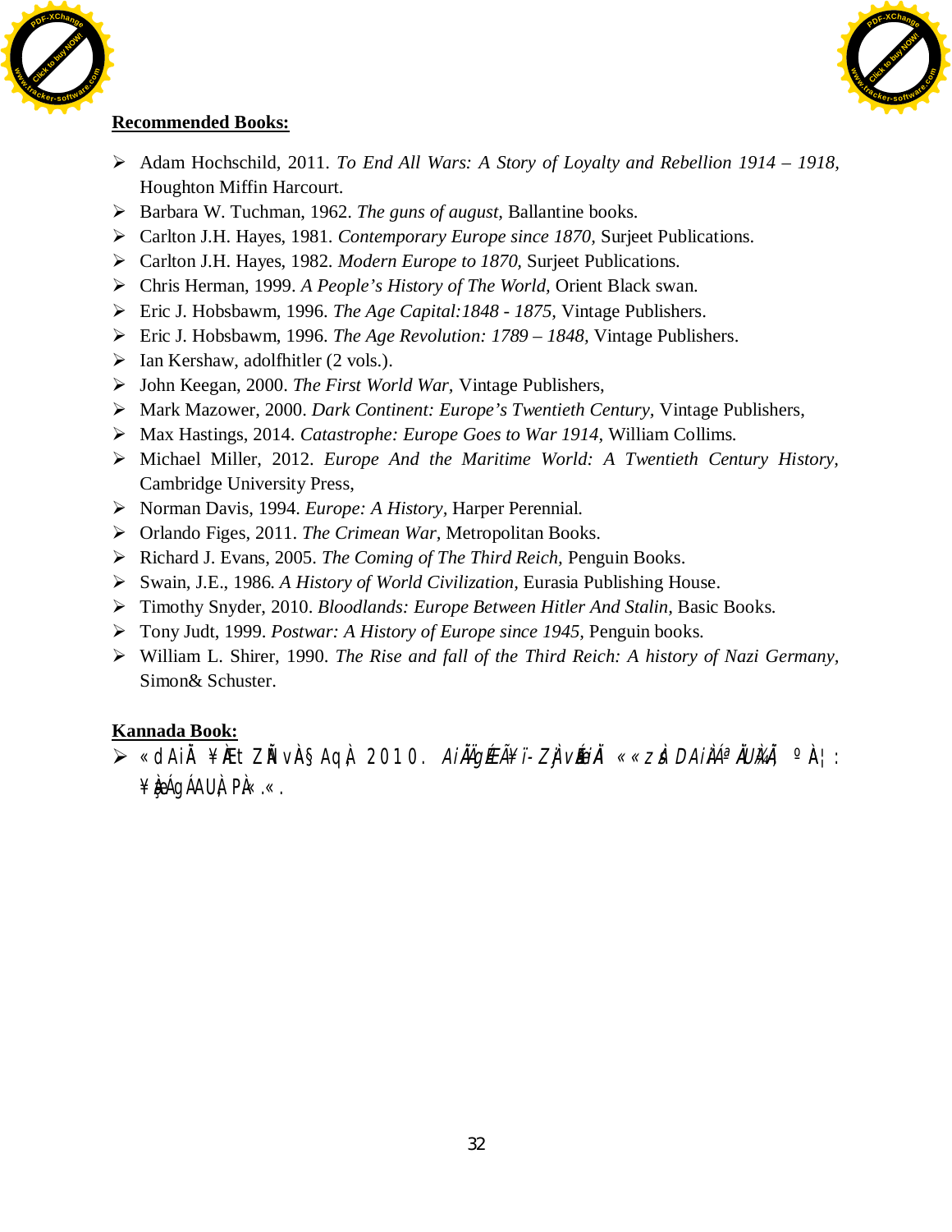**Recommended Books:**

- Adam Hochschild, 2011. *To End All Wars: A Story of Loyalty and Rebellion 1914 – 1918,* Houghton Miffin Harcourt.
- Barbara W. Tuchman, 1962. *The guns of august*, Ballantine books.
- Carlton J.H. Hayes, 1981. *Contemporary Europe since 1870,* Surjeet Publications.
- Carlton J.H. Hayes, 1982. *Modern Europe to 1870,* Surjeet Publications.
- Chris Herman, 1999. *A People's History of The World,* Orient Black swan.
- Eric J. Hobsbawm, 1996. *The Age Capital:1848 - 1875,* Vintage Publishers.
- Eric J. Hobsbawm, 1996. *The Age Revolution: 1789 – 1848,* Vintage Publishers.
- Ian Kershaw, adolfhitler (2 vols.).
- John Keegan, 2000. *The First World War,* Vintage Publishers,
- Mark Mazower, 2000. *Dark Continent: Europe's Twentieth Century,* Vintage Publishers,
- Max Hastings, 2014. *Catastrophe: Europe Goes to War 1914,* William Collims.
- Michael Miller, 2012. *Europe And the Maritime World: A Twentieth Century History,* Cambridge University Press,
- Norman Davis, 1994. *Europe: A History,* Harper Perennial.
- Orlando Figes, 2011. *The Crimean War,* Metropolitan Books.
- Richard J. Evans, 2005. *The Coming of The Third Reich,* Penguin Books.
- Swain, J.E., 1986. *A History of World Civilization,* Eurasia Publishing House.
- Timothy Snyder, 2010. *Bloodlands: Europe Between Hitler And Stalin,* Basic Books.
- Tony Judt, 1999. *Postwar: A History of Europe since 1945,* Penguin books.
- William L. Shirer, 1990. *The Rise and fall of the Third Reich: A history of Nazi Germany,* Simon& Schuster.

**Kannada Book:**

- «dAiÀÄ ¥ÀÆt ZÀÑvÀÀ§AqÀ 2010. *AiÀÄÄgÉÆÃ¥ï-ZÀjvÉæAiÀÄ ««zsÀ DAiÀiÁªÀÄUÀ¼ÀÄ,* ºÀA¦: ¥ÀæÁgÁAUÀ PÀ«.«.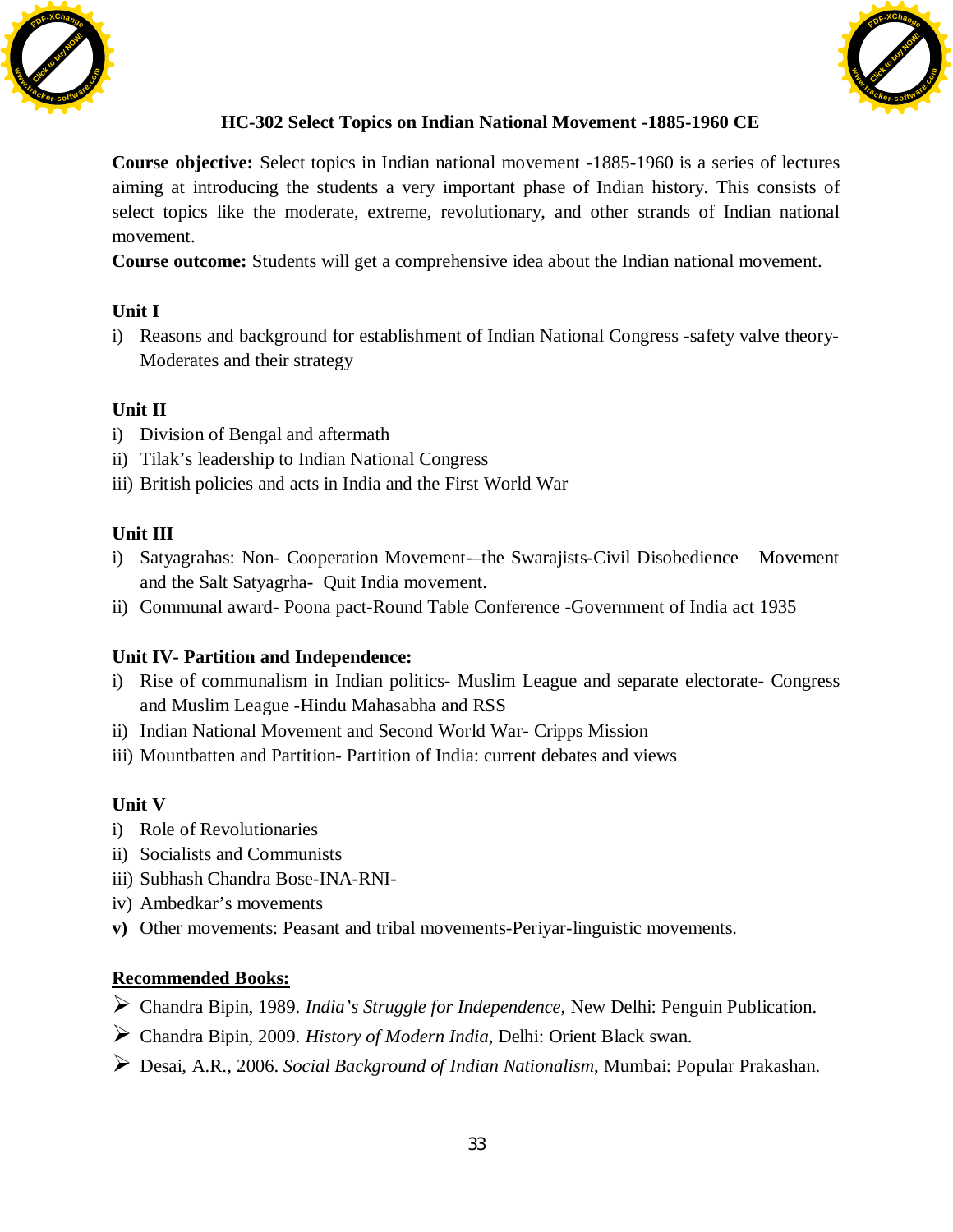**HC-302 Select Topics on Indian National Movement -1885-1960 CE**

**Course objective:** Select topics in Indian national movement -1885-1960 is a series of lectures aiming at introducing the students a very important phase of Indian history. This consists of select topics like the moderate, extreme, revolutionary, and other strands of Indian national movement.

**Course outcome:** Students will get a comprehensive idea about the Indian national movement.

**Unit I**

i) Reasons and background for establishment of Indian National Congress -safety valve theory-Moderates and their strategy

**Unit II**

i) Division of Bengal and aftermath
ii) Tilak's leadership to Indian National Congress
iii) British policies and acts in India and the First World War

**Unit III**

i) Satyagrahas: Non- Cooperation Movement-–the Swarajists-Civil Disobedience Movement and the Salt Satyagrha- Quit India movement.
ii) Communal award- Poona pact-Round Table Conference -Government of India act 1935

**Unit IV- Partition and Independence:**

i) Rise of communalism in Indian politics- Muslim League and separate electorate- Congress and Muslim League -Hindu Mahasabha and RSS
ii) Indian National Movement and Second World War- Cripps Mission
iii) Mountbatten and Partition- Partition of India: current debates and views

**Unit V**

i) Role of Revolutionaries
ii) Socialists and Communists
iii) Subhash Chandra Bose-INA-RNI-
iv) Ambedkar's movements
**v)** Other movements: Peasant and tribal movements-Periyar-linguistic movements.

**Recommended Books:**

- Chandra Bipin, 1989. *India's Struggle for Independence*, New Delhi: Penguin Publication.
- Chandra Bipin, 2009. *History of Modern India*, Delhi: Orient Black swan.
- Desai, A.R., 2006. *Social Background of Indian Nationalism*, Mumbai: Popular Prakashan.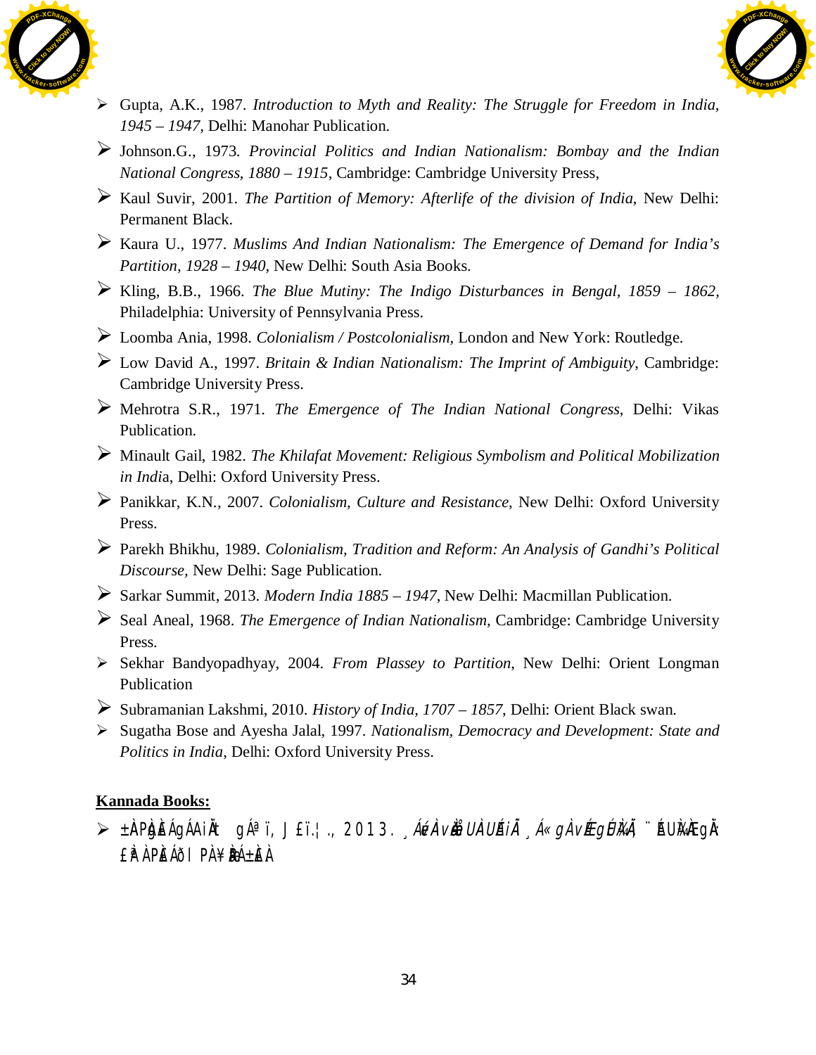- Gupta, A.K., 1987. *Introduction to Myth and Reality: The Struggle for Freedom in India, 1945 – 1947,* Delhi: Manohar Publication.
- Johnson.G., 1973. *Provincial Politics and Indian Nationalism: Bombay and the Indian National Congress, 1880 – 1915*, Cambridge: Cambridge University Press,
- Kaul Suvir, 2001. *The Partition of Memory: Afterlife of the division of India*, New Delhi: Permanent Black.
- Kaura U., 1977. *Muslims And Indian Nationalism: The Emergence of Demand for India's Partition, 1928 – 1940*, New Delhi: South Asia Books.
- Kling, B.B., 1966. *The Blue Mutiny: The Indigo Disturbances in Bengal, 1859 – 1862*, Philadelphia: University of Pennsylvania Press.
- Loomba Ania, 1998. *Colonialism / Postcolonialism*, London and New York: Routledge.
- Low David A., 1997. *Britain & Indian Nationalism: The Imprint of Ambiguity*, Cambridge: Cambridge University Press.
- Mehrotra S.R., 1971. *The Emergence of The Indian National Congress*, Delhi: Vikas Publication.
- Minault Gail, 1982. *The Khilafat Movement: Religious Symbolism and Political Mobilization in Indi*a, Delhi: Oxford University Press.
- Panikkar, K.N., 2007. *Colonialism, Culture and Resistance*, New Delhi: Oxford University Press.
- Parekh Bhikhu, 1989. *Colonialism, Tradition and Reform: An Analysis of Gandhi's Political Discourse*, New Delhi: Sage Publication.
- Sarkar Summit, 2013. *Modern India 1885 – 1947*, New Delhi: Macmillan Publication.
- Seal Aneal, 1968. *The Emergence of Indian Nationalism,* Cambridge: Cambridge University Press.
- Sekhar Bandyopadhyay, 2004. *From Plassey to Partition*, New Delhi: Orient Longman Publication
- Subramanian Lakshmi, 2010. *History of India, 1707 – 1857*, Delhi: Orient Black swan.
- Sugatha Bose and Ayesha Jalal, 1997. *Nationalism, Democracy and Development: State and Politics in India*, Delhi: Oxford University Press.

**Kannada Books:**

- ±ÀPÀÄðÀÁgÁAiÀÄt gÁªï, J£ï.¦., 2013. *¸ÁéÀvÀAvÀæ÷ UÀAUÉiÀÄ ¸Á«gÀvÉgÉ¼ÀÄ*, ¨ÉUÀ¼ÀÆgÀÄ: £ÀªÀPÀ£ÁðI PÀ¥ÀæÀÁ±À£À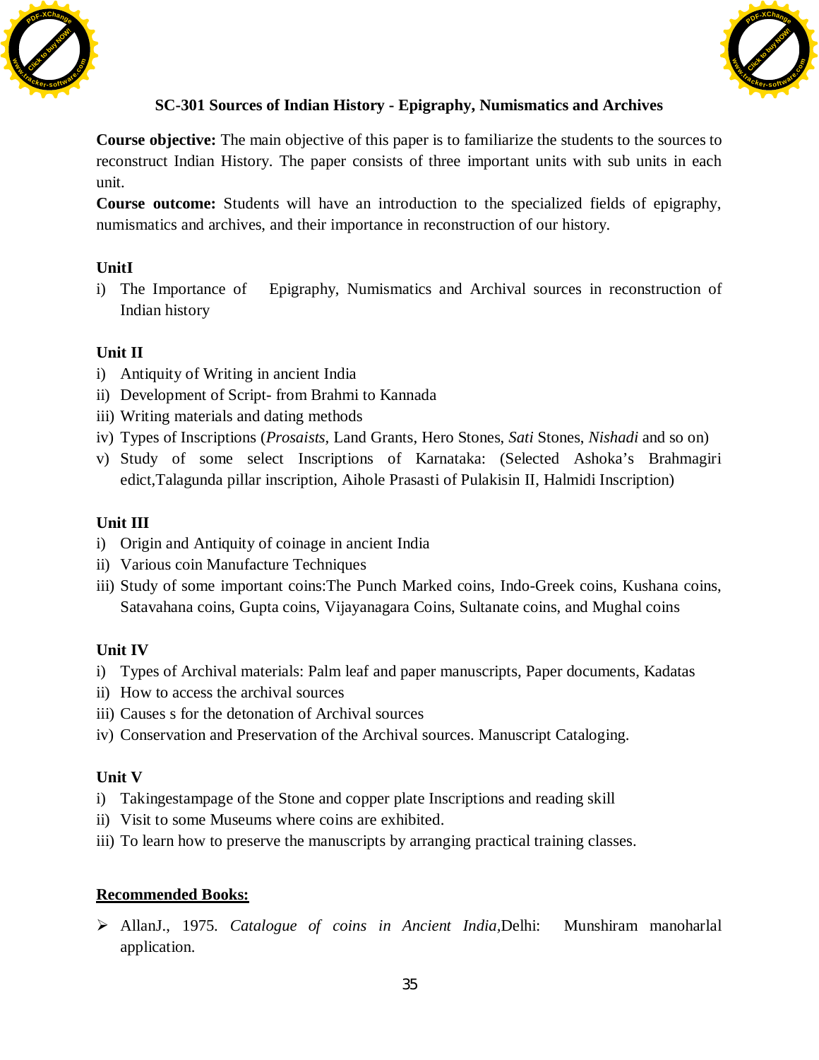## SC-301 Sources of Indian History - Epigraphy, Numismatics and Archives

**Course objective:** The main objective of this paper is to familiarize the students to the sources to reconstruct Indian History. The paper consists of three important units with sub units in each unit.

**Course outcome:** Students will have an introduction to the specialized fields of epigraphy, numismatics and archives, and their importance in reconstruction of our history.

**UnitI**

i) The Importance of Epigraphy, Numismatics and Archival sources in reconstruction of Indian history

**Unit II**

i) Antiquity of Writing in ancient India
ii) Development of Script- from Brahmi to Kannada
iii) Writing materials and dating methods
iv) Types of Inscriptions (*Prosaists*, Land Grants, Hero Stones, *Sati* Stones, *Nishadi* and so on)
v) Study of some select Inscriptions of Karnataka: (Selected Ashoka's Brahmagiri edict,Talagunda pillar inscription, Aihole Prasasti of Pulakisin II, Halmidi Inscription)

**Unit III**

i) Origin and Antiquity of coinage in ancient India
ii) Various coin Manufacture Techniques
iii) Study of some important coins:The Punch Marked coins, Indo-Greek coins, Kushana coins, Satavahana coins, Gupta coins, Vijayanagara Coins, Sultanate coins, and Mughal coins

**Unit IV**

i) Types of Archival materials: Palm leaf and paper manuscripts, Paper documents, Kadatas
ii) How to access the archival sources
iii) Causes s for the detonation of Archival sources
iv) Conservation and Preservation of the Archival sources. Manuscript Cataloging.

**Unit V**

i) Takingestampage of the Stone and copper plate Inscriptions and reading skill
ii) Visit to some Museums where coins are exhibited.
iii) To learn how to preserve the manuscripts by arranging practical training classes.

**<u>Recommended Books:</u>**

- AllanJ., 1975. *Catalogue of coins in Ancient India*,Delhi: Munshiram manoharlal application.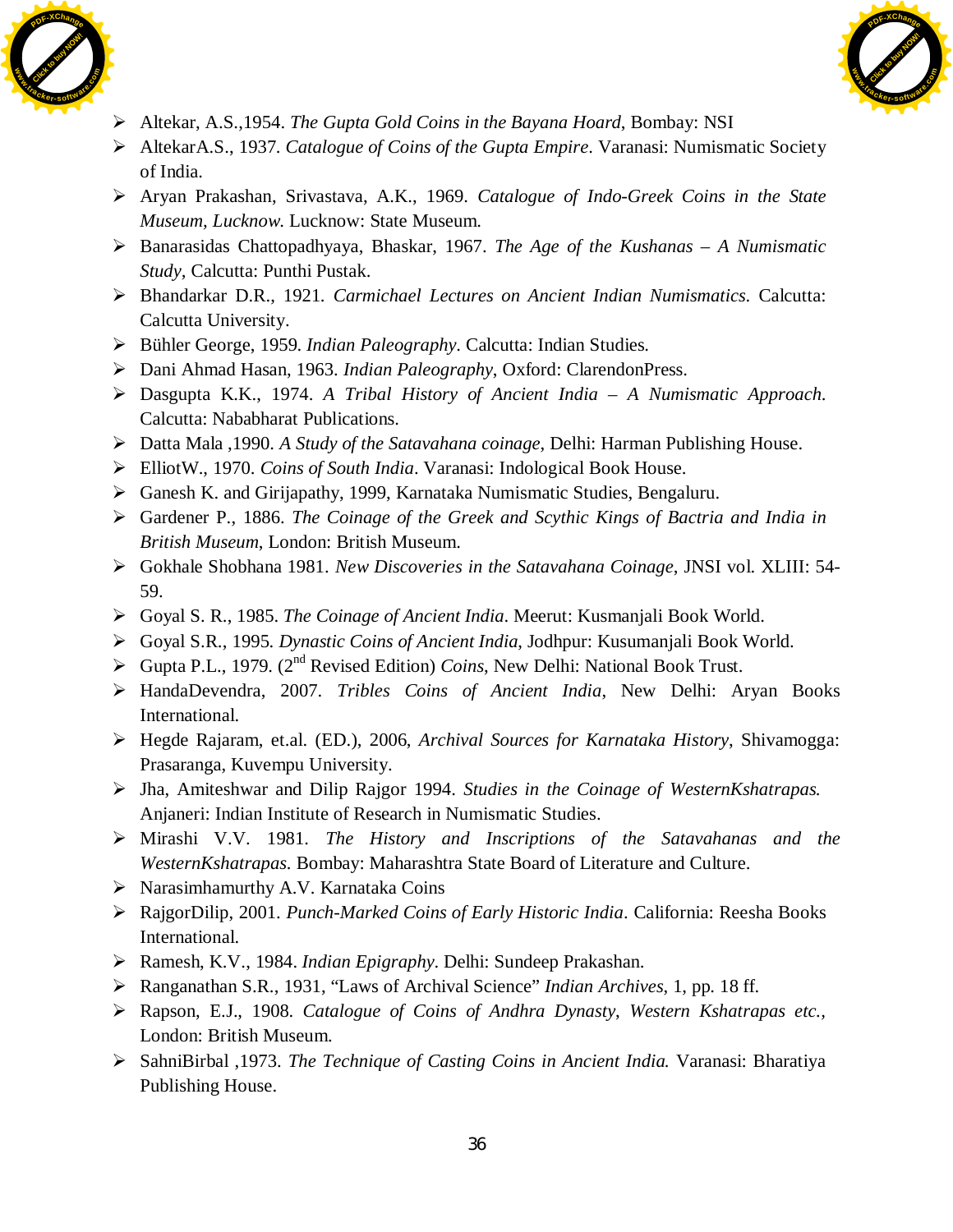- Altekar, A.S.,1954. *The Gupta Gold Coins in the Bayana Hoard*, Bombay: NSI
- AltekarA.S., 1937. *Catalogue of Coins of the Gupta Empire*. Varanasi: Numismatic Society of India.
- Aryan Prakashan, Srivastava, A.K., 1969. *Catalogue of Indo-Greek Coins in the State Museum, Lucknow*. Lucknow: State Museum.
- Banarasidas Chattopadhyaya, Bhaskar, 1967. *The Age of the Kushanas – A Numismatic Study*, Calcutta: Punthi Pustak.
- Bhandarkar D.R., 1921. *Carmichael Lectures on Ancient Indian Numismatics*. Calcutta: Calcutta University.
- Bühler George, 1959. *Indian Paleography*. Calcutta: Indian Studies.
- Dani Ahmad Hasan, 1963. *Indian Paleography*, Oxford: ClarendonPress.
- Dasgupta K.K., 1974. *A Tribal History of Ancient India – A Numismatic Approach*. Calcutta: Nababharat Publications.
- Datta Mala ,1990. *A Study of the Satavahana coinage*, Delhi: Harman Publishing House.
- ElliotW., 1970. *Coins of South India*. Varanasi: Indological Book House.
- Ganesh K. and Girijapathy, 1999, Karnataka Numismatic Studies, Bengaluru.
- Gardener P., 1886. *The Coinage of the Greek and Scythic Kings of Bactria and India in British Museum*, London: British Museum.
- Gokhale Shobhana 1981. *New Discoveries in the Satavahana Coinage*, JNSI vol. XLIII: 54-59.
- Goyal S. R., 1985. *The Coinage of Ancient India*. Meerut: Kusmanjali Book World.
- Goyal S.R., 1995. *Dynastic Coins of Ancient India*, Jodhpur: Kusumanjali Book World.
- Gupta P.L., 1979. (2nd Revised Edition) *Coins*, New Delhi: National Book Trust.
- HandaDevendra, 2007. *Tribles Coins of Ancient India*, New Delhi: Aryan Books International.
- Hegde Rajaram, et.al. (ED.), 2006, *Archival Sources for Karnataka History*, Shivamogga: Prasaranga, Kuvempu University.
- Jha, Amiteshwar and Dilip Rajgor 1994. *Studies in the Coinage of WesternKshatrapas.* Anjaneri: Indian Institute of Research in Numismatic Studies.
- Mirashi V.V. 1981. *The History and Inscriptions of the Satavahanas and the WesternKshatrapas*. Bombay: Maharashtra State Board of Literature and Culture.
- Narasimhamurthy A.V. Karnataka Coins
- RajgorDilip, 2001. *Punch-Marked Coins of Early Historic India*. California: Reesha Books International.
- Ramesh, K.V., 1984. *Indian Epigraphy*. Delhi: Sundeep Prakashan.
- Ranganathan S.R., 1931, "Laws of Archival Science" *Indian Archives*, 1, pp. 18 ff.
- Rapson, E.J., 1908. *Catalogue of Coins of Andhra Dynasty, Western Kshatrapas etc.*, London: British Museum.
- SahniBirbal ,1973. *The Technique of Casting Coins in Ancient India.* Varanasi: Bharatiya Publishing House.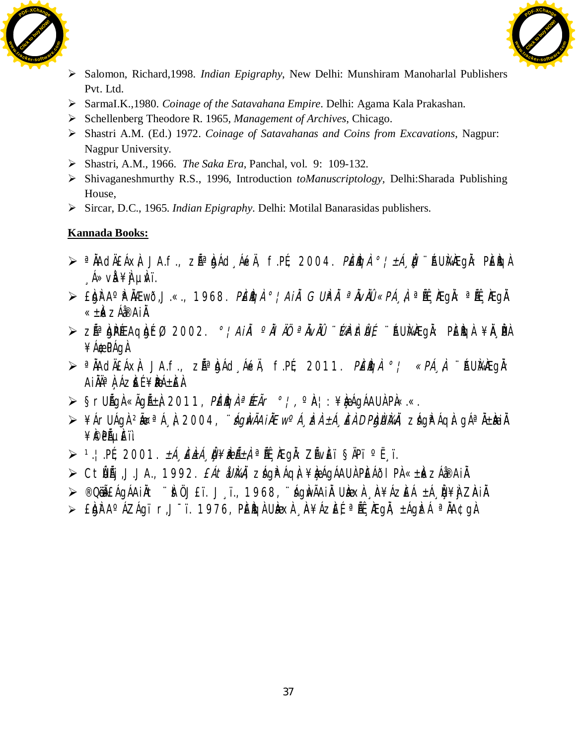- Salomon, Richard,1998. *Indian Epigraphy*, New Delhi: Munshiram Manoharlal Publishers Pvt. Ltd.
- SarmaI.K.,1980. *Coinage of the Satavahana Empire*. Delhi: Agama Kala Prakashan.
- Schellenberg Theodore R. 1965, *Management of Archives*, Chicago.
- Shastri A.M. (Ed.) 1972. *Coinage of Satavahanas and Coins from Excavations*, Nagpur: Nagpur University.
- Shastri, A.M., 1966. *The Saka Era*, Panchal, vol. 9: 109-132.
- Shivaganeshmurthy R.S., 1996, Introduction *toManuscriptology*, Delhi:Sharada Publishing House,
- Sircar, D.C., 1965. *Indian Epigraphy*. Delhi: Motilal Banarasidas publishers.

**Kannada Books:**

- ªÀÄdÄ£ÁxÀ J A.f ., zÉÃªÀgÁd ¸Áé«Ä, f.PÉ; 2004. *PÀ£ÀßqÀ °¦ ±Á¸Àv* ¨sÁµÁªÀiÁgÀ: PÀ£ÀßqÀ ¸Á»vÀå ¥ÀjµÀvï.
- £ÀgÀ¹AºÀªÀÄÆwð, J.«., 1968. *PÀ£ÀßqÀ °¦AiÀÄ G UÀªÀÄ ªÀÄvÀÄÛ «PÁ¸À*, ªÉÄ¸ÀÆgÀÄ: ªÉÄ¸ÀÆgÀÄ «±Àé«zÁå®AiÀÄ.
- zÉÃªÀgÁdAiÀÄå ¸ÉÃ. 2002. *°¦AiÀÄ ºÀÄnÖ ªÀÄvÀÄÛ ¨É¼ÀªÀtÂUÉ* ¨sÁµÁªÀiÁgÀ: PÀ£ÀßqÀ ¥ÀÄ¸ÀÛPÀ ¥Áæ¢üPÁgÀ
- ªÀÄdÄ£ÁxÀ J A.f., zÉÃªÀgÁd ¸Áé«Ä, f.PÉ; 2011. *PÀ£ÀßqÀ °¦ «PÁ¸À* ¨sÁµÁªÀiÁgÀ: AiÀÄÄªÀ¸ÁzsÉ£É¥ÀæPÁ±À£À
- §r UÉÃgÀ«ÃgÀ¨sÀzÀæ 2011, *PÀ£ÀßqÀ ªÉÄÃgÀ °¦*, ºÀA¦: ¥Àæ¸ÁgÁAUÀ PÀ.«.«.
- ¥ÁrUÀgÀ ²æäªÁ¸À 2004, *¨sÁgÀwÃAiÀÄ wºÁ¸ÀzÀ ±Á¸À£ÀÄ DPÀgÀUÀ¼ÀÄ*, zsÁgÀªÁqÀ: gÁªÀÄ±Àæä ¥ÀæPÁ±À£À.
- ¹.¦.PÉ; 2001. *±Á¸À£À±Á¸ÀÛç¥Àæ«±À* ªÉÄÃ¸ÀÆgÀÄ: ZÉÃvÀ£Á §ÄPï ºË¸ï.
- CtÚÉÃj J.J A., 1992. *£ÁtåUÀ¼ÀÄ*, zsÁgÀªÁqÀ ¥Àæ¸ÁgÁAUÀ PÀ£ÁðlPÀ «±Àé«zÁå®AiÀÄ
- ®QëäãgÁAiÀÄt ¨sÀÖ J£ï. J ¸ï., 1968, ¨sÁgÀwÃAiÀÄ UÀæAxÀ ¸ÀA¥ÁzÀ£Á ±Á¸ÀÛç¥ÀjZÀAiÀÄ
- £ÀgÀ¹AºÁZÁgï r.J¯ï. 1976, PÀ£ÀßqÀ UÀæAxÀ ¸ÀA¥ÁzÀ£É, ªÉÄ¸ÀÆgÀÄ, ±ÁgÀzÁ ªÀÄA¢gÀ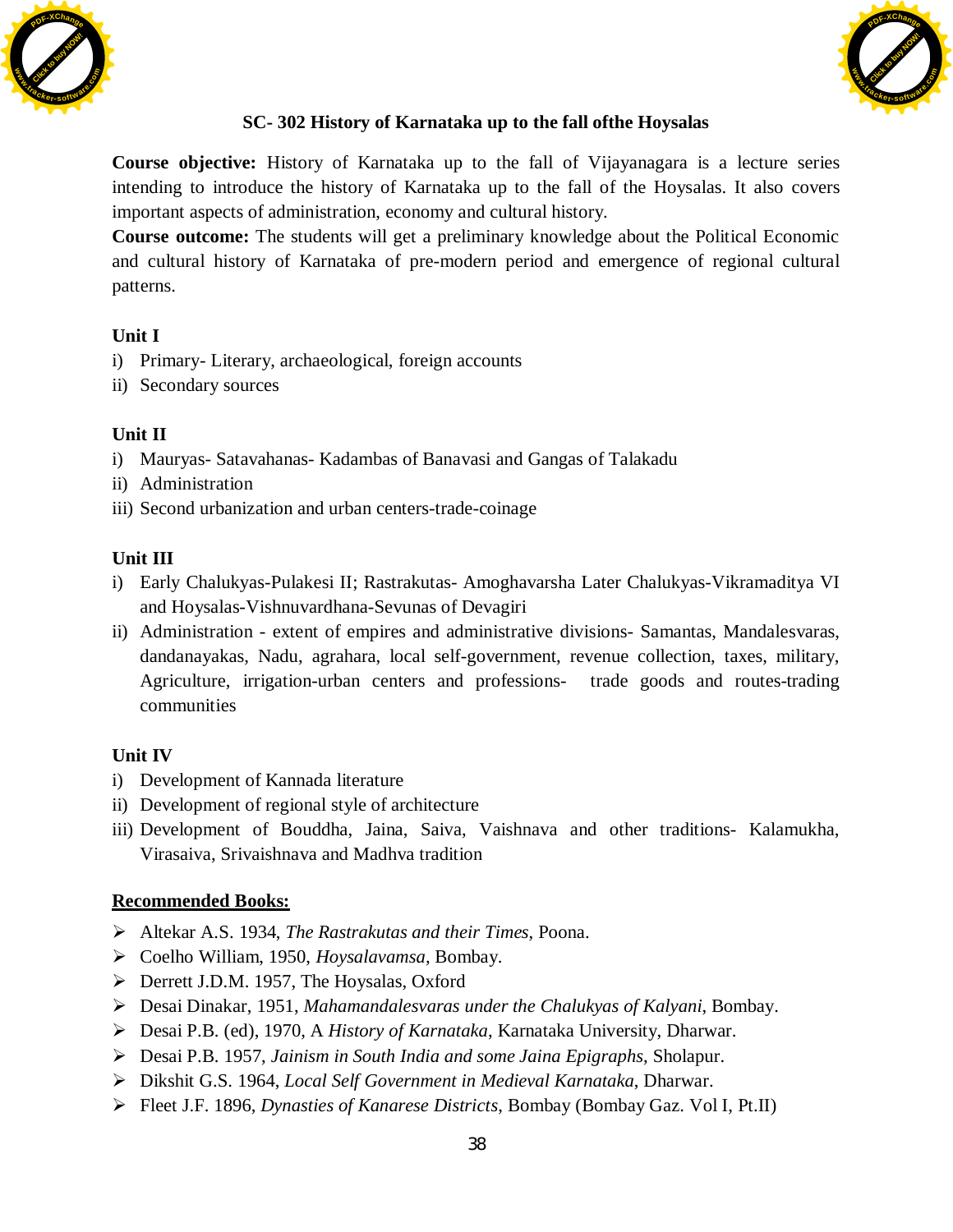## SC- 302 History of Karnataka up to the fall ofthe Hoysalas

**Course objective:** History of Karnataka up to the fall of Vijayanagara is a lecture series intending to introduce the history of Karnataka up to the fall of the Hoysalas. It also covers important aspects of administration, economy and cultural history.

**Course outcome:** The students will get a preliminary knowledge about the Political Economic and cultural history of Karnataka of pre-modern period and emergence of regional cultural patterns.

**Unit I**

i) Primary- Literary, archaeological, foreign accounts
ii) Secondary sources

**Unit II**

i) Mauryas- Satavahanas- Kadambas of Banavasi and Gangas of Talakadu
ii) Administration
iii) Second urbanization and urban centers-trade-coinage

**Unit III**

i) Early Chalukyas-Pulakesi II; Rastrakutas- Amoghavarsha Later Chalukyas-Vikramaditya VI and Hoysalas-Vishnuvardhana-Sevunas of Devagiri
ii) Administration - extent of empires and administrative divisions- Samantas, Mandalesvaras, dandanayakas, Nadu, agrahara, local self-government, revenue collection, taxes, military, Agriculture, irrigation-urban centers and professions- trade goods and routes-trading communities

**Unit IV**

i) Development of Kannada literature
ii) Development of regional style of architecture
iii) Development of Bouddha, Jaina, Saiva, Vaishnava and other traditions- Kalamukha, Virasaiva, Srivaishnava and Madhva tradition

**Recommended Books:**

- Altekar A.S. 1934, *The Rastrakutas and their Times*, Poona.
- Coelho William, 1950, *Hoysalavamsa*, Bombay.
- Derrett J.D.M. 1957, The Hoysalas, Oxford
- Desai Dinakar, 1951, *Mahamandalesvaras under the Chalukyas of Kalyani*, Bombay.
- Desai P.B. (ed), 1970, A *History of Karnataka*, Karnataka University, Dharwar.
- Desai P.B. 1957, *Jainism in South India and some Jaina Epigraphs*, Sholapur.
- Dikshit G.S. 1964, *Local Self Government in Medieval Karnataka*, Dharwar.
- Fleet J.F. 1896, *Dynasties of Kanarese Districts*, Bombay (Bombay Gaz. Vol I, Pt.II)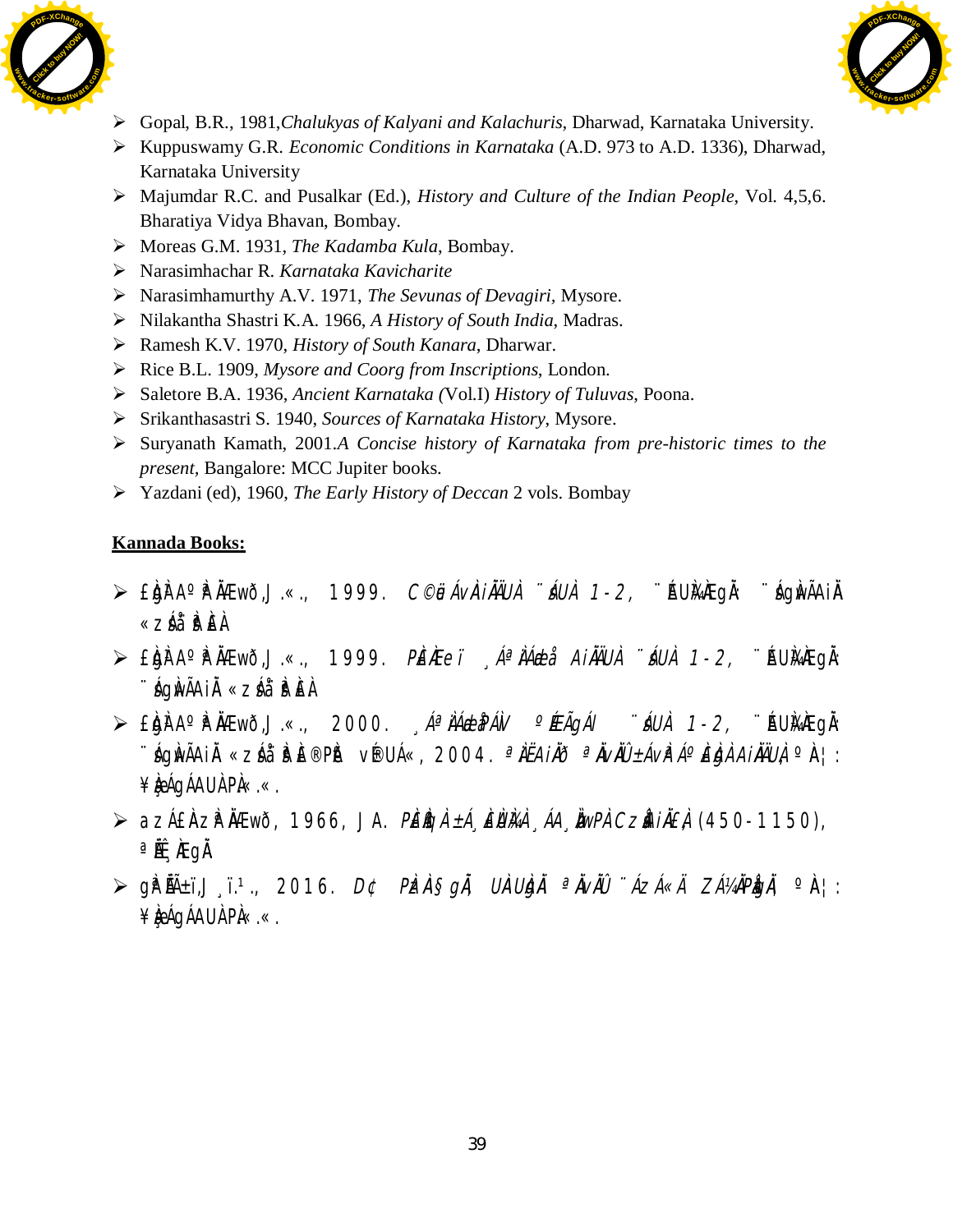- Gopal, B.R., 1981,*Chalukyas of Kalyani and Kalachuris,* Dharwad, Karnataka University.
- Kuppuswamy G.R. *Economic Conditions in Karnataka* (A.D. 973 to A.D. 1336), Dharwad, Karnataka University
- Majumdar R.C. and Pusalkar (Ed.), *History and Culture of the Indian People*, Vol. 4,5,6. Bharatiya Vidya Bhavan, Bombay.
- Moreas G.M. 1931, *The Kadamba Kula*, Bombay.
- Narasimhachar R. *Karnataka Kavicharite*
- Narasimhamurthy A.V. 1971, *The Sevunas of Devagiri*, Mysore.
- Nilakantha Shastri K.A. 1966, *A History of South India*, Madras.
- Ramesh K.V. 1970, *History of South Kanara*, Dharwar.
- Rice B.L. 1909, *Mysore and Coorg from Inscriptions*, London.
- Saletore B.A. 1936, *Ancient Karnataka (*Vol.I) *History of Tuluvas*, Poona.
- Srikanthasastri S. 1940, *Sources of Karnataka History*, Mysore.
- Suryanath Kamath, 2001.*A Concise history of Karnataka from pre-historic times to the present,* Bangalore: MCC Jupiter books.
- Yazdani (ed), 1960, *The Early History of Deccan* 2 vols. Bombay

**Kannada Books:**

- £ÀgÀ¹AºÀªÀÄÆwð,J.«., 1999. *C©üÁvÀAiÀÄÄUÀ ¨sÁUÀ 1-2,* ¨ÉAUÀ¼ÀÆgÀÄ: ¨sÁgÀwÃAiÀÄ «zÁå¨sÀªÀ£À
- £ÀgÀ¹AºÀªÀÄÆwð,J.«., 1999. *PÀ£ÀßqÀ ¸ÁªÀiÁædå AiÀÄÄUÀ ¨sÁUÀ 1-2,* ¨ÉAUÀ¼ÀÆgÀÄ: ¨sÁgÀwÃAiÀÄ «zÁå¨sÀªÀ£À
- £ÀgÀ¹AºÀªÀÄÆwð,J.«., 2000. *¸ÁªÀiÁædåPÁ® ºÉÆÃgÁl ¨sÁUÀ 1-2,* ¨ÉAUÀ¼ÀÆgÀÄ: ¨sÁgÀwÃAiÀÄ «zÁå¨sÀªÀ£À®PÀë vÀ®UÁ«, 2004. ªÀÄÉÊAiÀÄÆgÀÄ ªÀÄvÀÄÛ ±ÁvÀªÁºÀ£ÀgÀ AiÀÄÄUÀ, ºÀA¦: ¥ÀæÁgÁAUÀ PÀ.«.
- azÁ£ÀAzÀªÀÄÆwð, 1966, J.A. *PÀ£ÀßqÀ±Á¸À£ÀUÀ¼À ¸ÁA¸ÀÌøwPÀ CzsÀåAiÀÄ£À* (450-1150), ªÉÄÊ¸ÀÆgÀÄ
- gÀªÉÄñï,J¸ï.¹., 2016. *D¢ PÀzÀA§gÀÄ, UÀAUÀgÀÄ ªÀÄvÀÄÛ ¨ÁzÁ«Ä ZÁ¼ÀÄPÀågÀÄ,* ºÀA¦: ¥ÀæÁgÁAUÀ PÀ.«.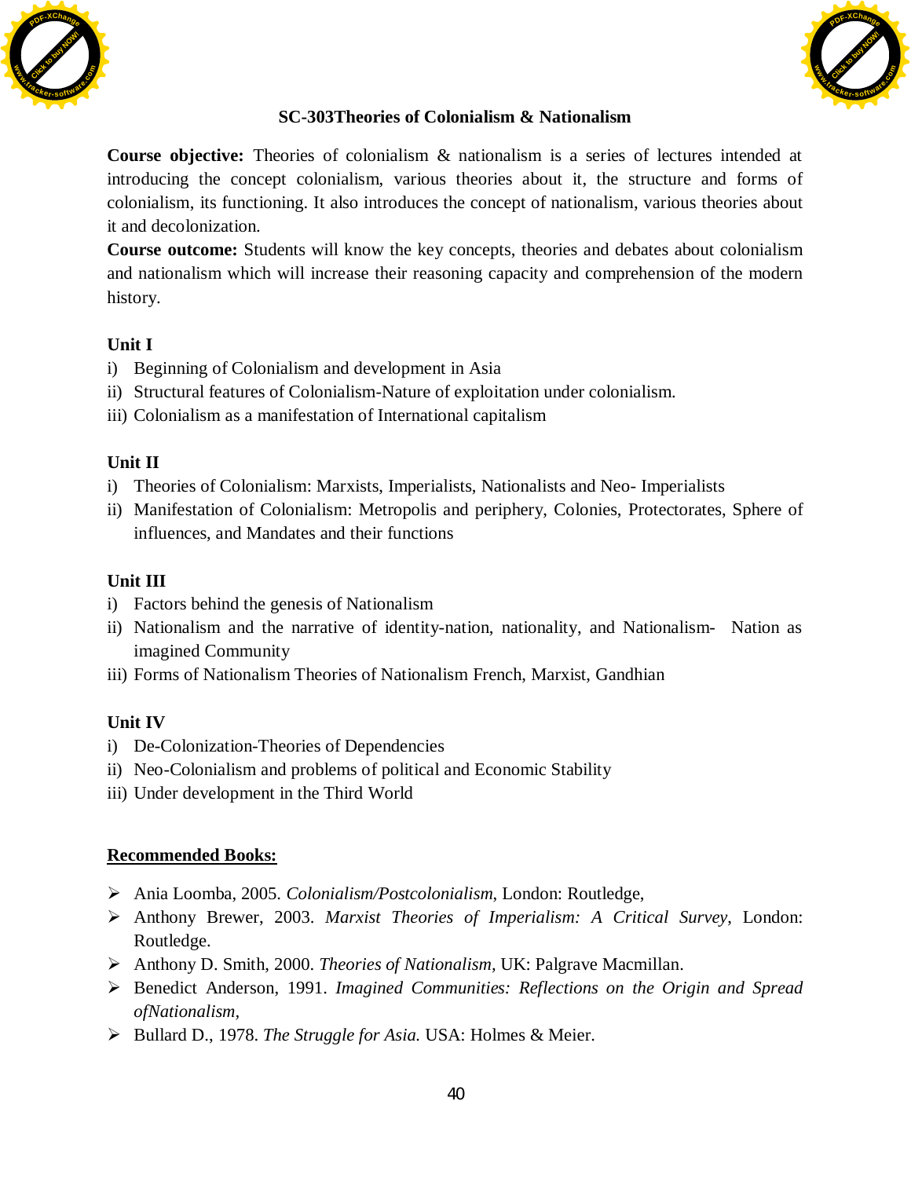## SC-303Theories of Colonialism & Nationalism

**Course objective:** Theories of colonialism & nationalism is a series of lectures intended at introducing the concept colonialism, various theories about it, the structure and forms of colonialism, its functioning. It also introduces the concept of nationalism, various theories about it and decolonization.

**Course outcome:** Students will know the key concepts, theories and debates about colonialism and nationalism which will increase their reasoning capacity and comprehension of the modern history.

### Unit I

i) Beginning of Colonialism and development in Asia
ii) Structural features of Colonialism-Nature of exploitation under colonialism.
iii) Colonialism as a manifestation of International capitalism

### Unit II

i) Theories of Colonialism: Marxists, Imperialists, Nationalists and Neo- Imperialists
ii) Manifestation of Colonialism: Metropolis and periphery, Colonies, Protectorates, Sphere of influences, and Mandates and their functions

### Unit III

i) Factors behind the genesis of Nationalism
ii) Nationalism and the narrative of identity-nation, nationality, and Nationalism- Nation as imagined Community
iii) Forms of Nationalism Theories of Nationalism French, Marxist, Gandhian

### Unit IV

i) De-Colonization-Theories of Dependencies
ii) Neo-Colonialism and problems of political and Economic Stability
iii) Under development in the Third World

### Recommended Books:

- Ania Loomba, 2005. *Colonialism/Postcolonialism*, London: Routledge,
- Anthony Brewer, 2003. *Marxist Theories of Imperialism: A Critical Survey*, London: Routledge.
- Anthony D. Smith, 2000. *Theories of Nationalism*, UK: Palgrave Macmillan.
- Benedict Anderson, 1991. *Imagined Communities: Reflections on the Origin and Spread ofNationalism*,
- Bullard D., 1978. *The Struggle for Asia.* USA: Holmes & Meier.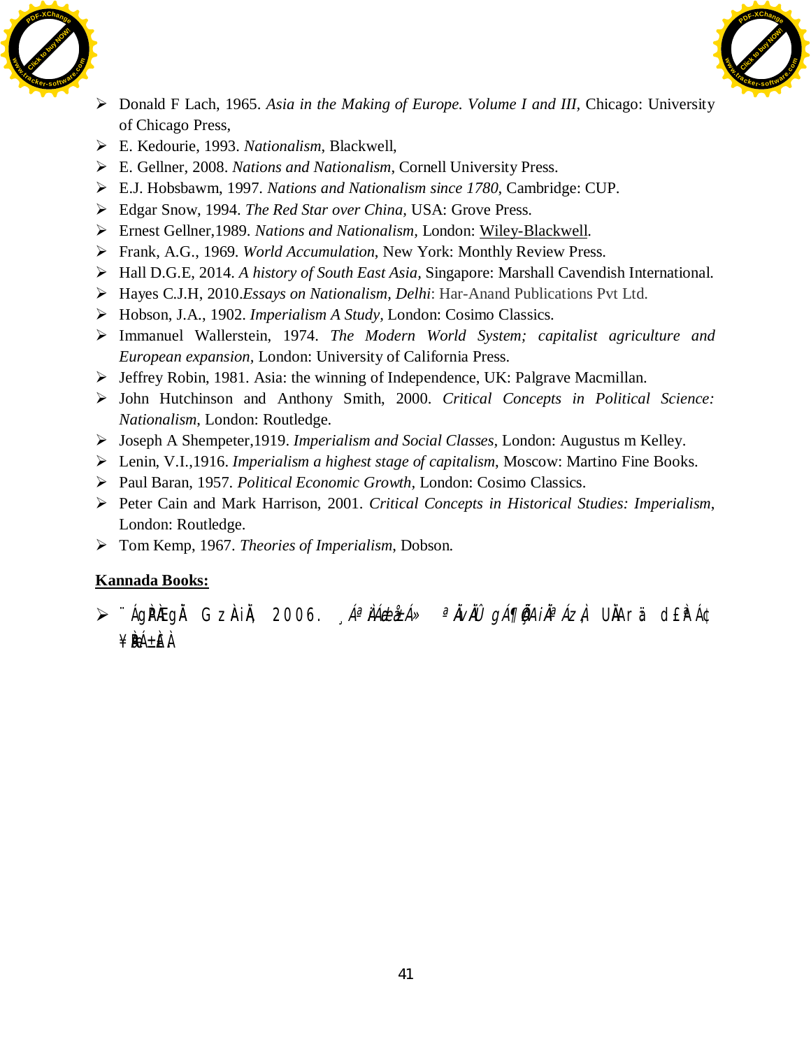- Donald F Lach, 1965. *Asia in the Making of Europe. Volume I and III*, Chicago: University of Chicago Press,
- E. Kedourie, 1993. *Nationalism*, Blackwell,
- E. Gellner, 2008. *Nations and Nationalism*, Cornell University Press.
- E.J. Hobsbawm, 1997. *Nations and Nationalism since 1780*, Cambridge: CUP.
- Edgar Snow, 1994. *The Red Star over China*, USA: Grove Press.
- Ernest Gellner,1989. *Nations and Nationalism*, London: Wiley-Blackwell.
- Frank, A.G., 1969. *World Accumulation*, New York: Monthly Review Press.
- Hall D.G.E, 2014. *A history of South East Asia*, Singapore: Marshall Cavendish International.
- Hayes C.J.H, 2010.*Essays on Nationalism, Delhi*: Har-Anand Publications Pvt Ltd.
- Hobson, J.A., 1902. *Imperialism A Study*, London: Cosimo Classics.
- Immanuel Wallerstein, 1974. *The Modern World System; capitalist agriculture and European expansion*, London: University of California Press.
- Jeffrey Robin, 1981. Asia: the winning of Independence, UK: Palgrave Macmillan.
- John Hutchinson and Anthony Smith, 2000. *Critical Concepts in Political Science: Nationalism*, London: Routledge.
- Joseph A Shempeter,1919. *Imperialism and Social Classes*, London: Augustus m Kelley.
- Lenin, V.I.,1916. *Imperialism a highest stage of capitalism*, Moscow: Martino Fine Books.
- Paul Baran, 1957. *Political Economic Growth*, London: Cosimo Classics.
- Peter Cain and Mark Harrison, 2001. *Critical Concepts in Historical Studies: Imperialism*, London: Routledge.
- Tom Kemp, 1967. *Theories of Imperialism*, Dobson.

**Kannada Books:**

- ¨ÁgÀPÉÃgÀ GzÀAiÀÄ, 2006. *¸ÁªÀiÁædå±Á» ªÀÄvÀÄÛ gÁ¶ÖçÃAiÀÄªÁzÀ*, UÀÄArè d£ÀªÀÄ ¥ÀæPÁ±À£À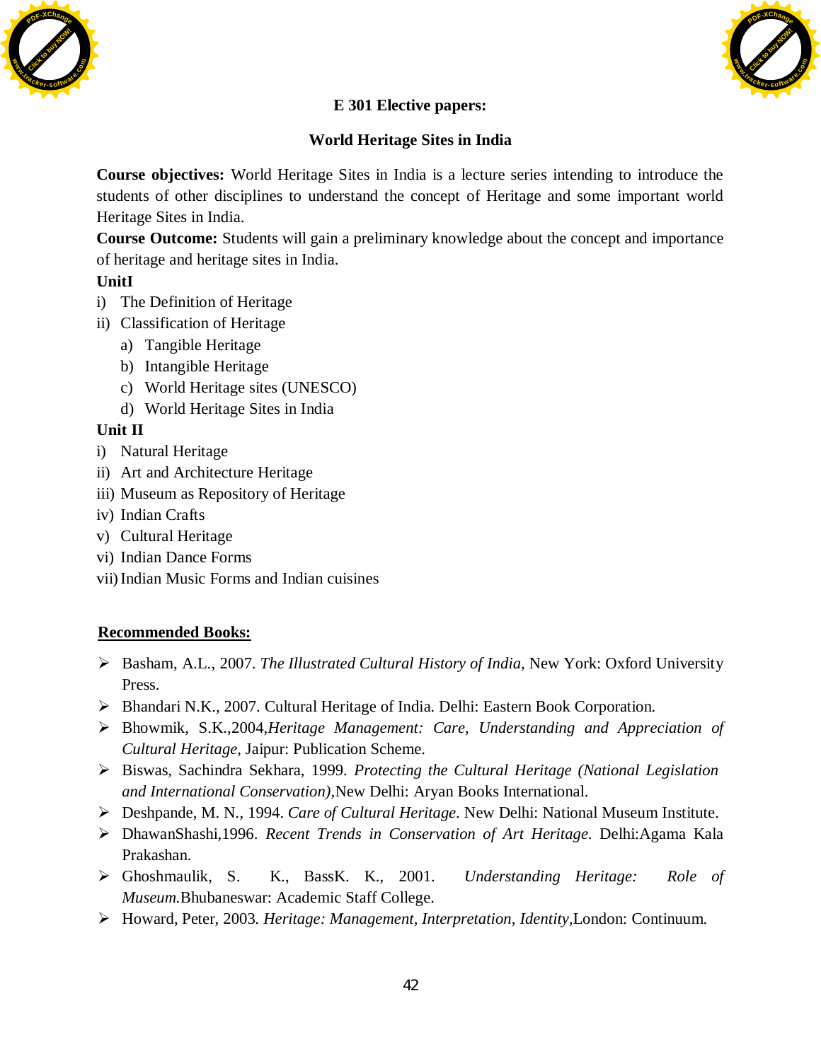## E 301 Elective papers:

## World Heritage Sites in India

**Course objectives:** World Heritage Sites in India is a lecture series intending to introduce the students of other disciplines to understand the concept of Heritage and some important world Heritage Sites in India.

**Course Outcome:** Students will gain a preliminary knowledge about the concept and importance of heritage and heritage sites in India.

**UnitI**

i) The Definition of Heritage

ii) Classification of Heritage

  a) Tangible Heritage

  b) Intangible Heritage

  c) World Heritage sites (UNESCO)

  d) World Heritage Sites in India

**Unit II**

i) Natural Heritage

ii) Art and Architecture Heritage

iii) Museum as Repository of Heritage

iv) Indian Crafts

v) Cultural Heritage

vi) Indian Dance Forms

vii) Indian Music Forms and Indian cuisines

**<u>Recommended Books:</u>**

- Basham, A.L., 2007. *The Illustrated Cultural History of India*, New York: Oxford University Press.
- Bhandari N.K., 2007. Cultural Heritage of India. Delhi: Eastern Book Corporation.
- Bhowmik, S.K.,2004,*Heritage Management: Care, Understanding and Appreciation of Cultural Heritage*, Jaipur: Publication Scheme.
- Biswas, Sachindra Sekhara, 1999. *Protecting the Cultural Heritage (National Legislation and International Conservation)*,New Delhi: Aryan Books International.
- Deshpande, M. N., 1994. *Care of Cultural Heritage*. New Delhi: National Museum Institute.
- DhawanShashi,1996. *Recent Trends in Conservation of Art Heritage*. Delhi:Agama Kala Prakashan.
- Ghoshmaulik, S. K., BassK. K., 2001. *Understanding Heritage: Role of Museum.*Bhubaneswar: Academic Staff College.
- Howard, Peter, 2003. *Heritage: Management, Interpretation, Identity*,London: Continuum.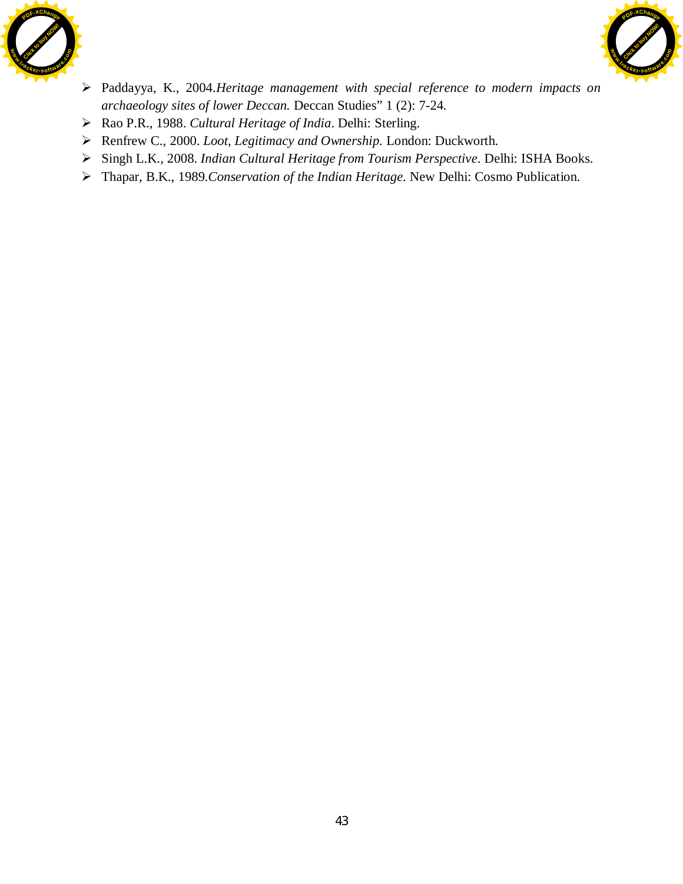- Paddayya, K., 2004.*Heritage management with special reference to modern impacts on archaeology sites of lower Deccan.* Deccan Studies" 1 (2): 7-24.
- Rao P.R., 1988. *Cultural Heritage of India*. Delhi: Sterling.
- Renfrew C., 2000. *Loot, Legitimacy and Ownership.* London: Duckworth.
- Singh L.K., 2008. *Indian Cultural Heritage from Tourism Perspective*. Delhi: ISHA Books.
- Thapar, B.K., 1989.*Conservation of the Indian Heritage*. New Delhi: Cosmo Publication.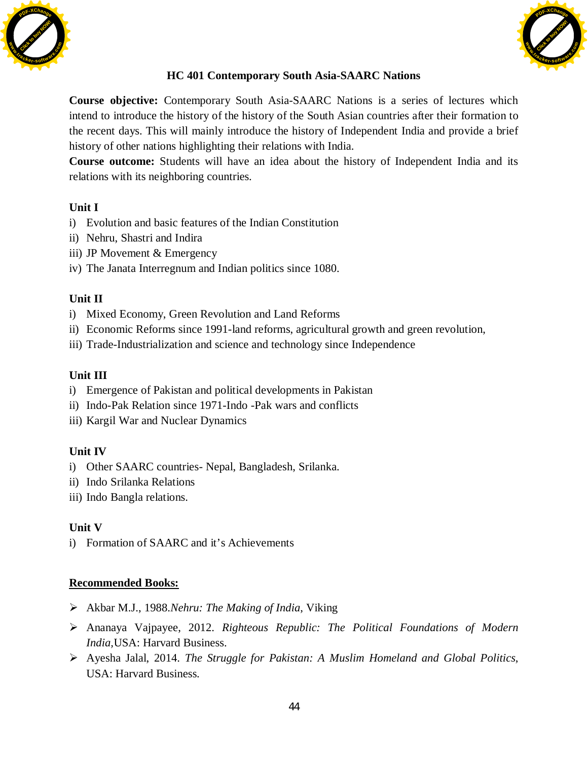## HC 401 Contemporary South Asia-SAARC Nations

**Course objective:** Contemporary South Asia-SAARC Nations is a series of lectures which intend to introduce the history of the history of the South Asian countries after their formation to the recent days. This will mainly introduce the history of Independent India and provide a brief history of other nations highlighting their relations with India.

**Course outcome:** Students will have an idea about the history of Independent India and its relations with its neighboring countries.

**Unit I**

i) Evolution and basic features of the Indian Constitution
ii) Nehru, Shastri and Indira
iii) JP Movement & Emergency
iv) The Janata Interregnum and Indian politics since 1080.

**Unit II**

i) Mixed Economy, Green Revolution and Land Reforms
ii) Economic Reforms since 1991-land reforms, agricultural growth and green revolution,
iii) Trade-Industrialization and science and technology since Independence

**Unit III**

i) Emergence of Pakistan and political developments in Pakistan
ii) Indo-Pak Relation since 1971-Indo -Pak wars and conflicts
iii) Kargil War and Nuclear Dynamics

**Unit IV**

i) Other SAARC countries- Nepal, Bangladesh, Srilanka.
ii) Indo Srilanka Relations
iii) Indo Bangla relations.

**Unit V**

i) Formation of SAARC and it's Achievements

**<u>Recommended Books:</u>**

- Akbar M.J., 1988.*Nehru: The Making of India*, Viking
- Ananaya Vajpayee, 2012. *Righteous Republic: The Political Foundations of Modern India*,USA: Harvard Business.
- Ayesha Jalal, 2014. *The Struggle for Pakistan: A Muslim Homeland and Global Politics*, USA: Harvard Business.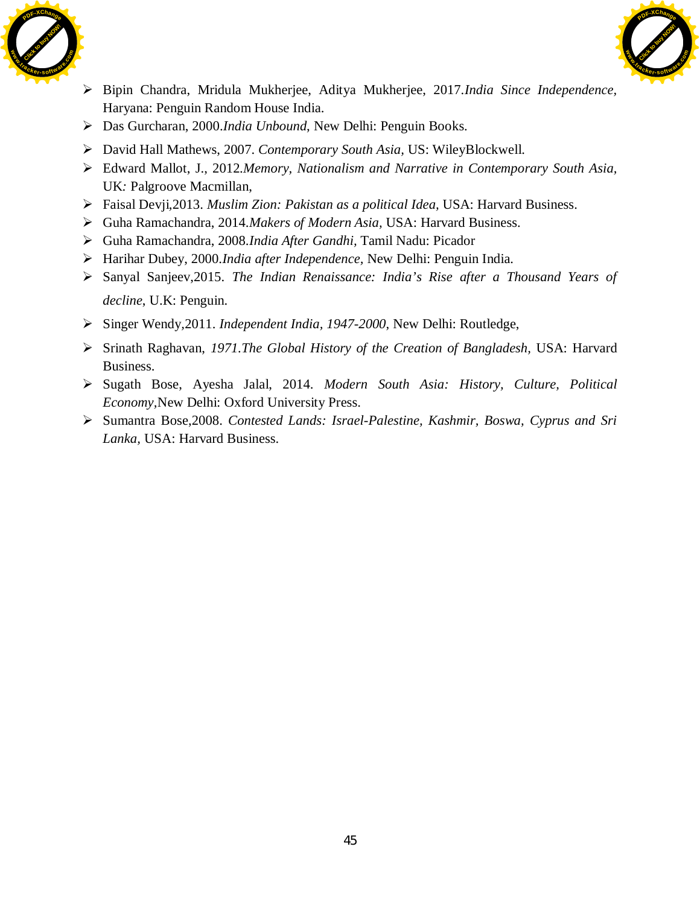- Bipin Chandra, Mridula Mukherjee, Aditya Mukherjee, 2017.*India Since Independence*, Haryana: Penguin Random House India.
- Das Gurcharan, 2000.*India Unbound*, New Delhi: Penguin Books.
- David Hall Mathews, 2007. *Contemporary South Asia*, US: WileyBlockwell.
- Edward Mallot, J., 2012.*Memory, Nationalism and Narrative in Contemporary South Asia*, UK*:* Palgroove Macmillan,
- Faisal Devji,2013. *Muslim Zion: Pakistan as a political Idea,* USA: Harvard Business.
- Guha Ramachandra, 2014.*Makers of Modern Asia*, USA: Harvard Business.
- Guha Ramachandra, 2008.*India After Gandhi*, Tamil Nadu: Picador
- Harihar Dubey, 2000.*India after Independence*, New Delhi: Penguin India.
- Sanyal Sanjeev,2015. *The Indian Renaissance: India's Rise after a Thousand Years of decline*, U.K: Penguin.
- Singer Wendy,2011. *Independent India, 1947-2000*, New Delhi: Routledge,
- Srinath Raghavan, *1971.The Global History of the Creation of Bangladesh*, USA: Harvard Business.
- Sugath Bose, Ayesha Jalal, 2014. *Modern South Asia: History, Culture, Political Economy*,New Delhi: Oxford University Press.
- Sumantra Bose,2008. *Contested Lands: Israel-Palestine, Kashmir, Boswa, Cyprus and Sri Lanka,* USA: Harvard Business.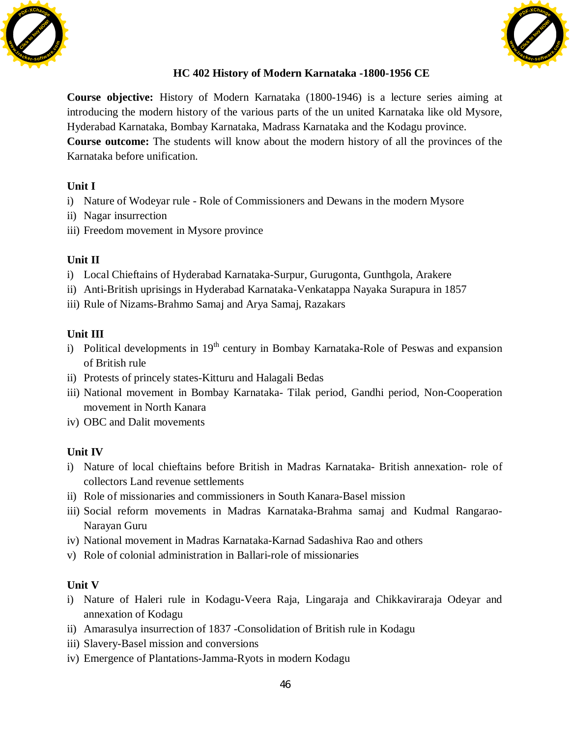## HC 402 History of Modern Karnataka -1800-1956 CE

**Course objective:** History of Modern Karnataka (1800-1946) is a lecture series aiming at introducing the modern history of the various parts of the un united Karnataka like old Mysore, Hyderabad Karnataka, Bombay Karnataka, Madrass Karnataka and the Kodagu province.

**Course outcome:** The students will know about the modern history of all the provinces of the Karnataka before unification.

### Unit I

i) Nature of Wodeyar rule - Role of Commissioners and Dewans in the modern Mysore
ii) Nagar insurrection
iii) Freedom movement in Mysore province

### Unit II

i) Local Chieftains of Hyderabad Karnataka-Surpur, Gurugonta, Gunthgola, Arakere
ii) Anti-British uprisings in Hyderabad Karnataka-Venkatappa Nayaka Surapura in 1857
iii) Rule of Nizams-Brahmo Samaj and Arya Samaj, Razakars

### Unit III

i) Political developments in 19th century in Bombay Karnataka-Role of Peswas and expansion of British rule
ii) Protests of princely states-Kitturu and Halagali Bedas
iii) National movement in Bombay Karnataka- Tilak period, Gandhi period, Non-Cooperation movement in North Kanara
iv) OBC and Dalit movements

### Unit IV

i) Nature of local chieftains before British in Madras Karnataka- British annexation- role of collectors Land revenue settlements
ii) Role of missionaries and commissioners in South Kanara-Basel mission
iii) Social reform movements in Madras Karnataka-Brahma samaj and Kudmal Rangarao-Narayan Guru
iv) National movement in Madras Karnataka-Karnad Sadashiva Rao and others
v) Role of colonial administration in Ballari-role of missionaries

### Unit V

i) Nature of Haleri rule in Kodagu-Veera Raja, Lingaraja and Chikkaviraraja Odeyar and annexation of Kodagu
ii) Amarasulya insurrection of 1837 -Consolidation of British rule in Kodagu
iii) Slavery-Basel mission and conversions
iv) Emergence of Plantations-Jamma-Ryots in modern Kodagu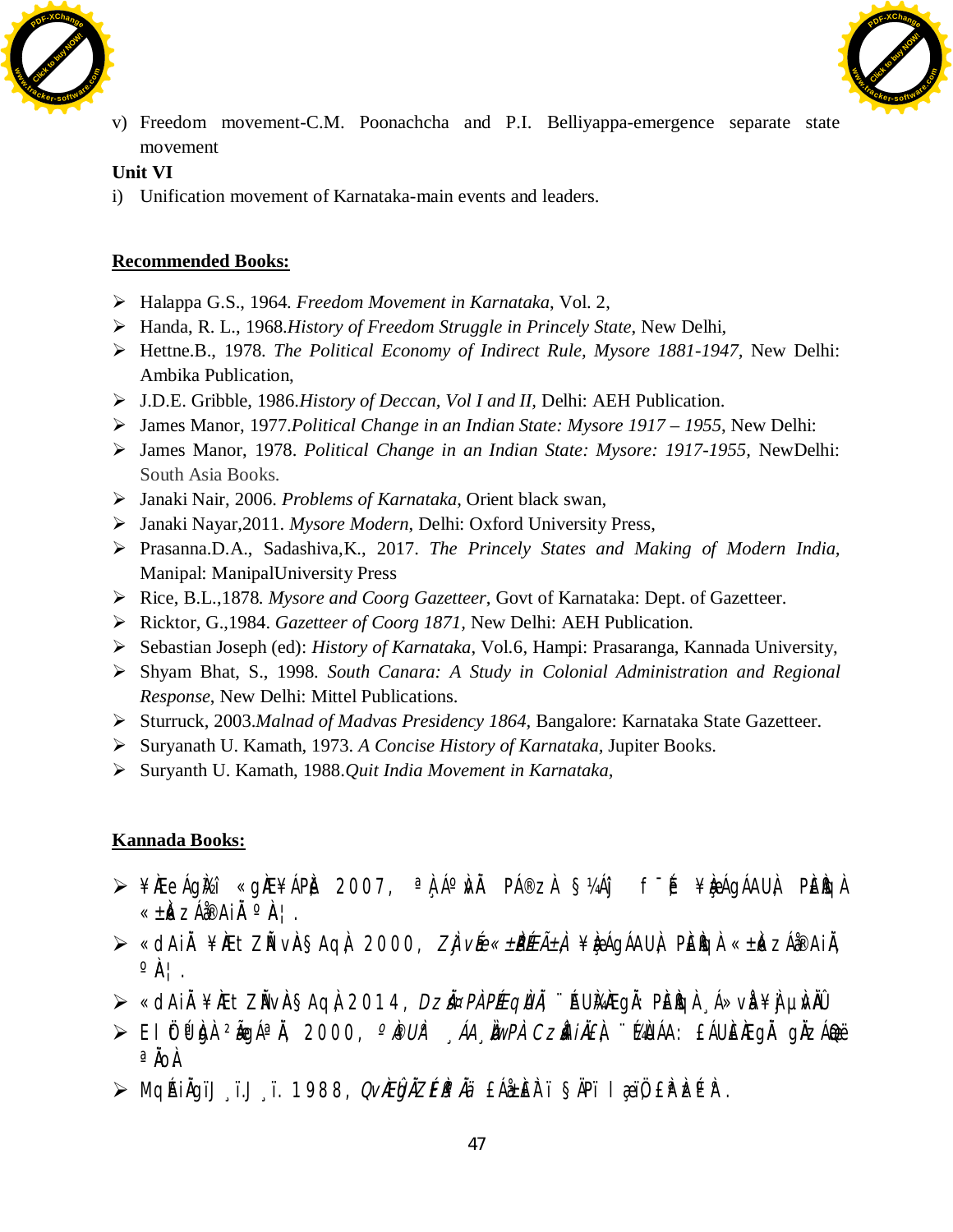v) Freedom movement-C.M. Poonachcha and P.I. Belliyappa-emergence separate state movement

**Unit VI**

i) Unification movement of Karnataka-main events and leaders.

**Recommended Books:**

- Halappa G.S., 1964. *Freedom Movement in Karnataka*, Vol. 2,
- Handa, R. L., 1968.*History of Freedom Struggle in Princely State*, New Delhi,
- Hettne.B., 1978. *The Political Economy of Indirect Rule, Mysore 1881-1947*, New Delhi: Ambika Publication,
- J.D.E. Gribble, 1986.*History of Deccan, Vol I and II,* Delhi: AEH Publication.
- James Manor, 1977.*Political Change in an Indian State: Mysore 1917 – 1955*, New Delhi:
- James Manor, 1978. *Political Change in an Indian State: Mysore: 1917-1955*, NewDelhi: South Asia Books.
- Janaki Nair, 2006. *Problems of Karnataka*, Orient black swan,
- Janaki Nayar,2011. *Mysore Modern*, Delhi: Oxford University Press,
- Prasanna.D.A., Sadashiva,K., 2017. *The Princely States and Making of Modern India*, Manipal: ManipalUniversity Press
- Rice, B.L.,1878. *Mysore and Coorg Gazetteer*, Govt of Karnataka: Dept. of Gazetteer.
- Ricktor, G.,1984. *Gazetteer of Coorg 1871*, New Delhi: AEH Publication.
- Sebastian Joseph (ed): *History of Karnataka*, Vol.6, Hampi: Prasaranga, Kannada University,
- Shyam Bhat, S., 1998. *South Canara: A Study in Colonial Administration and Regional Response*, New Delhi: Mittel Publications.
- Sturruck, 2003.*Malnad of Madvas Presidency 1864*, Bangalore: Karnataka State Gazetteer.
- Suryanath U. Kamath, 1973. *A Concise History of Karnataka*, Jupiter Books.
- Suryanth U. Kamath, 1988.*Quit India Movement in Karnataka*,

**Kannada Books:**

- ¥ÀæÆÁgÀÌî «gÀÆ¥ÁPÀë 2007, ªÀÄÁºÀÀÄ PÁ®zÀ §¼Áî f¯É ¥ÀæÁgÀAUÀ PÀÈÀ «±ÀézÁå®AiÀÄ ºÀA¦.
- «dAiÀÄ ¥ÀÆt ZÀÑvÀ§AqÀ 2000, *ZÀjvÉæ «±ÀèÉÃµÀuÉ*, ¥ÀæÁgÀAUÀ, PÀÈÀ «±ÀézÁå®AiÀÄ, ºÀA¦.
- «dAiÀÄ ¥ÀÆt ZÀÑvÀ§AqÀ 2014, *DzsÀÄ¤PÀ PÀÈÀqÀÄ*, ¨ÉAUÀ¼ÀÆgÀÄ: PÀÈÀ ¸Á»vÀå ¥ÀjµÀvÀÄ
- EI ÖªÀÄ ²æÃgÁªÀÄ, 2000, *ºÉÆUÀ ¸ÁA¸ÀÌøwPÀ CzsÀåAiÀÄ£À*, ¨ÉAUÀ¼ÀÆgÀÄ: £ÁUÀÈÀgÀÄ gÀÄzÀæ ªÀÄoÀ
- MqÉAiÀÄgïJ ¸ï.J ¸ï. 1988, *QvÀÆÛgÀ gÁt ZÀ£ÀßªÀÄä*, £ÁåµÀ£À¯ï §ÄPï lgïÖ EArAiÀiÁ.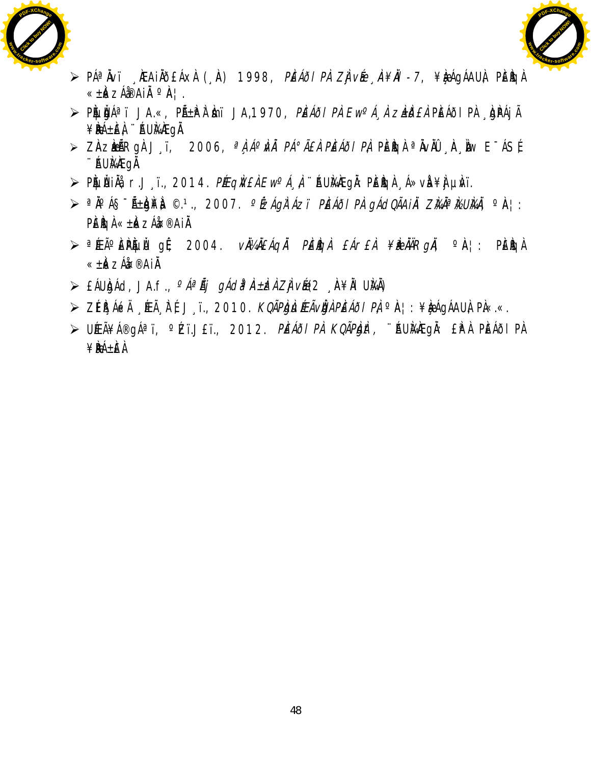- PÁªÀvï ¸ÀÆAiÀÄð£ÁxÀ (¸À) 1998, *PÀ£ÁðlPÀ ZÀjvÉæ ¸ÀA¥ÀÄl -7,* ¥Àæ¸ÁgÁAUÀ PÀ£ÀßqÀ «±Àé«zÁå®AiÀÄ ºÀA¦.
- PÀµÀÚ¸Áªï J.«, PÀÈ±ÀÚªÀÄÆwð J.J,1970, *PÀ£ÁðlPÀ EwºÁ¸ÀzÀ±Àð£À* PÀ£ÁðlPÀ ¸ÀPÁðgÀ ¥ÀæPÀluÉ ¨ÉAUÀ¼ÀÆgÀÄ
- ZÀAzÀæ±ÉÃRgÀ J¸ï, 2006, *ªÀ¸ÀÄAzsÀgÁ PÁªÀå£À PÀ£ÁðlPÀ,* PÀ£ÀßqÀ ªÀÄvÀÄÛ ¸ÀA¸ÀÌøw E¯ÁSÉ ¨ÉAUÀ¼ÀÆgÀÄ
- PÀÈµÀÚAiÀÄå r.J¸ï., 2014. *PÉ¼Ày£À EwºÁ¸À,* ¨ÉAUÀ¼ÀÆgÀÄ: PÀ£ÀßqÀ ¸Á»vÀå ¥ÀjµÀvï.
- ªÀÄÆ¯ÁA§gÀ©ÃUÉ ©.¹., 2007. *ºÉÆAiÀÄì¼À PÀ£ÁðlPÀ gÁdQÃAiÀÄ ZÀjvÉæ (¸ÀAUÀæºÀ),* ºÀA¦: PÀ£ÀßqÀ «±Àé«zÁå®AiÀÄ
- ªÉÄÃºÀæ¼ÀPÀtÚ gÉ, 2004. *vÀÄ¼ÀÄ£ÁqÀÄ PÀ£ÀßqÀ £Ár£À ¥ÀgÀA¥ÀgÉ,* ºÀA¦: PÀ£ÀßqÀ «±Àé«zÁå®AiÀÄ
- £ÁUÀgÁd, J.f., *ºÁªÀ£ÀÆgÀÄ gÁdªÀA±ÀzÀ ZÀjvÉæ (2 ¸ÀA¥ÀÄl UÀ¼ÀÄ)*
- ZÉ®ÄªÀgÁd ¸ÉÃ¸Àj J¸ï., 2010. *KQÃPÀgÀt¸ÀéÃvÀAvÀæöå PÀ£ÁðlPÀ,* ºÀA¦: ¥Àæ¸ÁgÁAUÀ PÀ«.«.
- UÉÆÃ¥Á®gÁªï, ºÉZï.J£ï., 2012. *PÀ£ÁðlPÀ KQÃPÀgÀt,* ¨ÉAUÀ¼ÀÆgÀÄ: £ÀªÀ PÀ£ÁðlPÀ ¥ÀæPÁ±À£À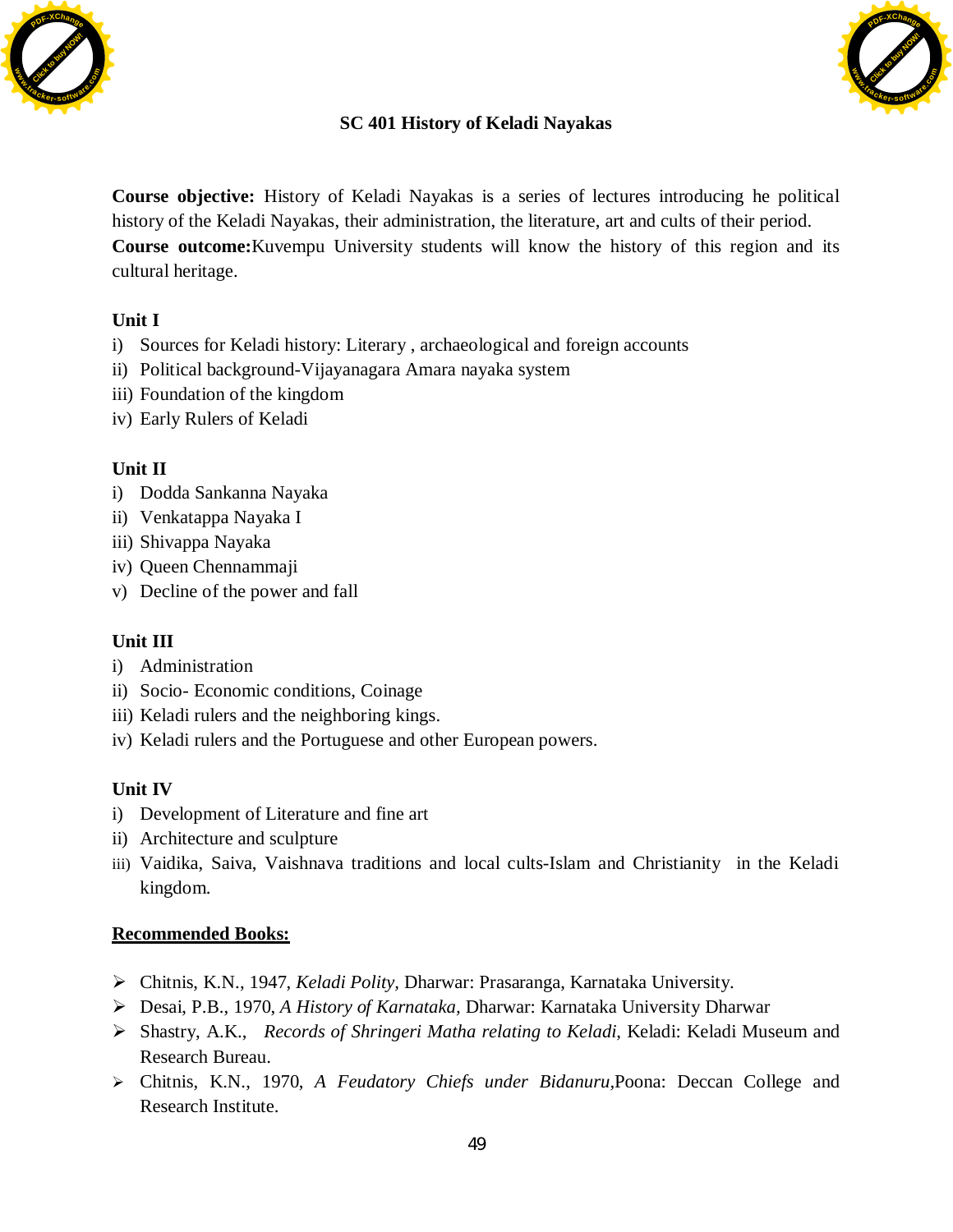# SC 401 History of Keladi Nayakas

**Course objective:** History of Keladi Nayakas is a series of lectures introducing he political history of the Keladi Nayakas, their administration, the literature, art and cults of their period.
**Course outcome:** Kuvempu University students will know the history of this region and its cultural heritage.

### Unit I

i) Sources for Keladi history: Literary , archaeological and foreign accounts
ii) Political background-Vijayanagara Amara nayaka system
iii) Foundation of the kingdom
iv) Early Rulers of Keladi

### Unit II

i) Dodda Sankanna Nayaka
ii) Venkatappa Nayaka I
iii) Shivappa Nayaka
iv) Queen Chennammaji
v) Decline of the power and fall

### Unit III

i) Administration
ii) Socio- Economic conditions, Coinage
iii) Keladi rulers and the neighboring kings.
iv) Keladi rulers and the Portuguese and other European powers.

### Unit IV

i) Development of Literature and fine art
ii) Architecture and sculpture
iii) Vaidika, Saiva, Vaishnava traditions and local cults-Islam and Christianity in the Keladi kingdom.

### Recommended Books:

- Chitnis, K.N., 1947, *Keladi Polity*, Dharwar: Prasaranga, Karnataka University.
- Desai, P.B., 1970, *A History of Karnataka*, Dharwar: Karnataka University Dharwar
- Shastry, A.K., *Records of Shringeri Matha relating to Keladi*, Keladi: Keladi Museum and Research Bureau.
- Chitnis, K.N., 1970, *A Feudatory Chiefs under Bidanuru*, Poona: Deccan College and Research Institute.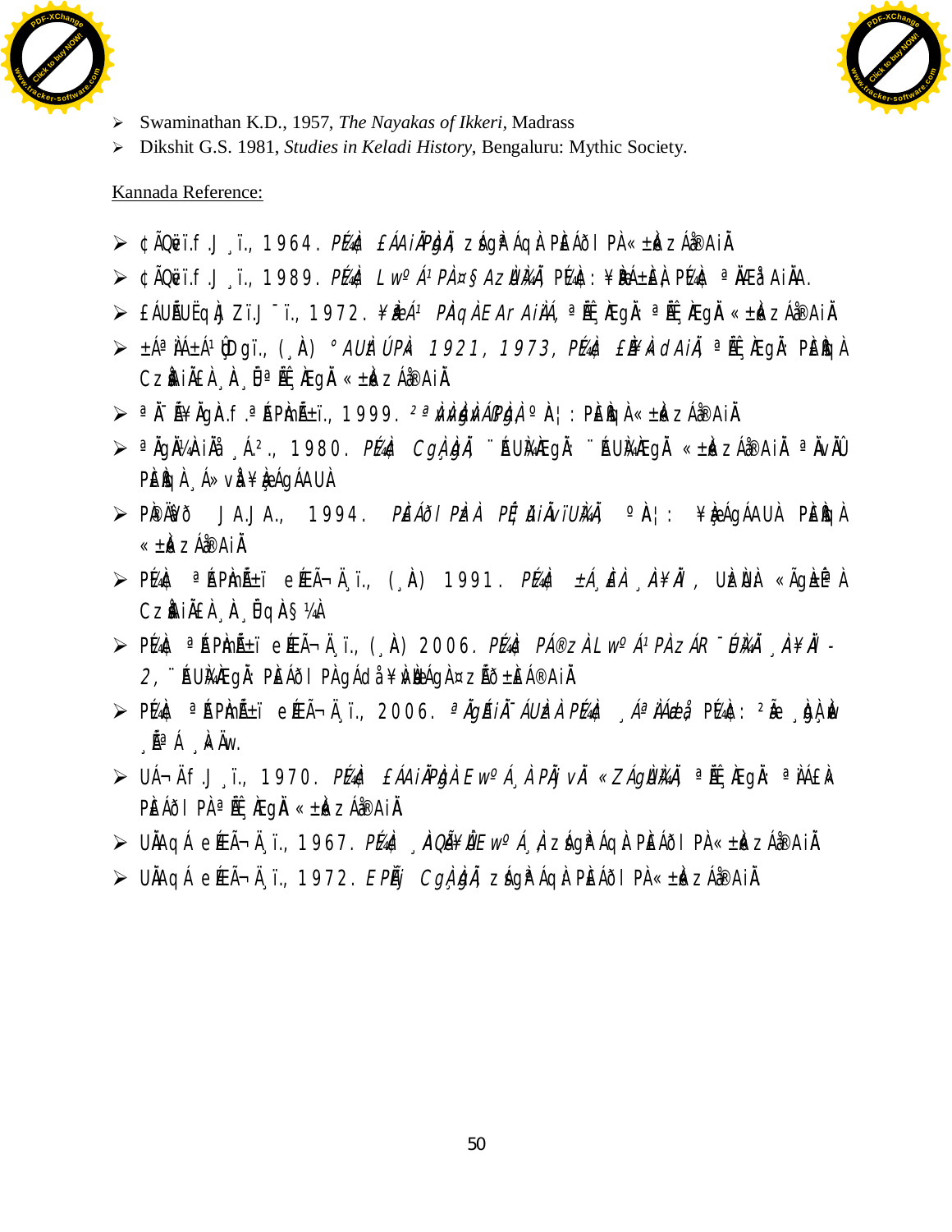- Swaminathan K.D., 1957, *The Nayakas of Ikkeri*, Madrass
- Dikshit G.S. 1981, *Studies in Keladi History*, Bengaluru: Mythic Society.

Kannada Reference:

- ¢ÃQëï.f .J ¸ï., 1964. *PÉ¼À¢ £ÁAiÀÄPÀgÀÄ,* zÁgÀªÁqÀ PÀ£ÁðlPÀ «±Àé«zÁå®AiÀÄ
- ¢ÃQëï.f .J ¸ï., 1989. *PÉ¼À¢ LwºÁ¹PÀ¤§AzsÀUÀ¼ÀÄ,* PÉ¼À¢: ¥ÀæÁ±ÀPÀ PÉ¼À¢ ªÀÄå¸ÉåAiÀÄA.
- £ÁUÉÃUËqÀ ZÏ.J ¯ï., 1972. ¥Àæ*Á¹ PÀqÀE Ar AiÀiÁ,* ªÉÄÊ¸ÀÆgÀÄ: ªÉÄÊ¸ÀÆgÀÄ «±Àé«zÁå®AiÀÄ
- ±Áª À¼Á±Á¹ Ûgï., (¸À) *ºAUÀÉ ÚPÀ 1921, 1973, PÉ¼À¢ £ÉÃÀ dAiÀÄ,* ªÉÄÊ¸ÀÆgÀÄ: PÀ£ÀßqÀ CzsÀåAiÀÄ£À ¸À¸ÉÜ ªÉÄÊ¸ÀÆgÀÄ «±Àé«zÁå®AiÀÄ
- ªÀÄ¯ÉèÃgÀ.f .ªÉÄPÀ¯Éèï., 1999. *²ªÀÄUÀUÀÀÁPÀgÀ,* ºÀ¦: PÀ£ÀßqÀ «±Àé«zÁå®AiÀÄ
- ªÀÄgÀÄ¼À¹zÀÝ ¸Á²., 1980. *PÉ¼À¢ CgÀ¸ÀgÀÄ,* ¨ÉAUÀ¼ÀÆgÀÄ: ¨ÉAUÀ¼ÀÆgÀÄ «±Àé«zÁå®AiÀÄ ªÀÄvÀÄÛ PÀ£ÀßqÀ ¸Á»vÀå¥ÀjµÀvÀÄ
- PÀ®ÄÖð J.J.J., 1994. *PÀ£ÁðlPÀzÀ PÉÆ¼ÀÄvïUÀ¼ÀÄ,* ºÀ¦: ¥ÀæÁgÁAUÀ PÀ£ÀßqÀ «±Àé«zÁå®AiÀÄ
- PÉ¼À¢ ªÉAPÀmÉñï eÉÆÃ¬Ä¸ï., (¸À) 1991. *PÉ¼À¢ ±Á¸À£À ¸À¥ÀÄI,* UÀzÀUÀ «ÃgÀ±ÉÊªÀ CzsÀåAiÀÄ£À ¸À¸ÉÜqÀ§¼À
- PÉ¼À¢ ªÉAPÀmÉñï eÉÆÃ¬Ä¸ï., (¸À) 2006. *PÉ¼À¢ PÁ®zÀ LwºÁ¹PÀzÁR¯ÉUÀ¼ÀÄ ¸À¥ÀÄI-2,* ¨ÉAUÀ¼ÀÆgÀÄ: PÀ£ÁðlPÀgÁdå¥ÀvÀæÁgÀ¤zÉÃð±À£Á®AiÀÄ
- PÉ¼À¢ ªÉAPÀmÉñï eÉÆÃ¬Ä¸ï., 2006. *ªÀÄgÉAiÀÄ¯ÁUÀzÀ PÉ¼À¢ ¸ÁªÀÄæÀeå,* PÉ¼À¢: ²æÃ ¸ÀgÀ¸Àé ¸ÉÃªÁ ¸ÀAWÀ.
- UÁ¬Äf .J ¸ï., 1970. *PÉ¼À¢ £ÁAiÀÄPÀgÀ EwºÁ¸À PÀÁj vÀÄ «ZÁgÀUÀ¼ÀÄ,* ªÉÄÊ¸ÀÆgÀÄ: ªÀÄÁ£À PÀ£ÁðlPÀ ªÉÄÊ¸ÀÆgÀÄ «±Àé«zÁå®AiÀÄ
- UÀÄAqÁ eÉÆÃ¬Ä¸ï., 1967. *PÉ¼À¢ ¸ÀAQÃ¥ÀÛ EwºÁ¸À,* zÁgÀªÁqÀ PÀ£ÁðlPÀ «±Àé«zÁå®AiÀÄ
- UÀÄAqÁ eÉÆÃ¬Ä¸ï., 1972. *EPÉÌj CgÀ¸ÀgÀÄ,* zÁgÀªÁqÀ PÀ£ÁðlPÀ «±Àé«zÁå®AiÀÄ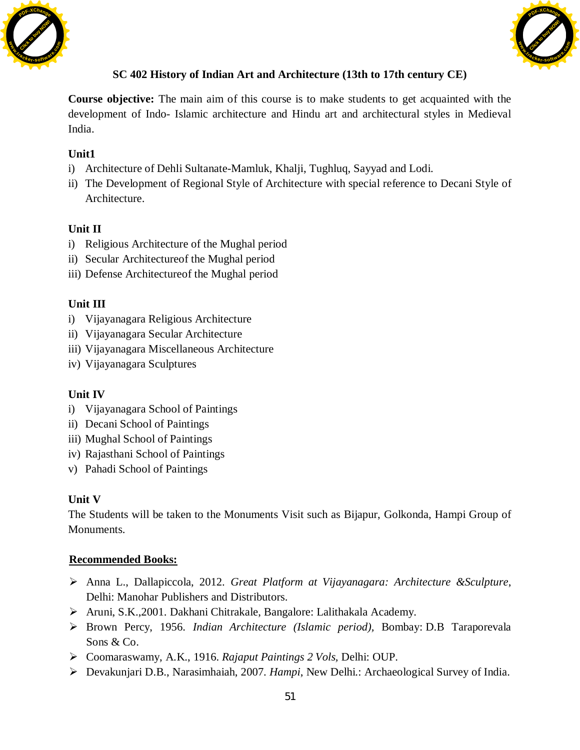## SC 402 History of Indian Art and Architecture (13th to 17th century CE)

**Course objective:** The main aim of this course is to make students to get acquainted with the development of Indo- Islamic architecture and Hindu art and architectural styles in Medieval India.

**Unit1**

i) Architecture of Dehli Sultanate-Mamluk, Khalji, Tughluq, Sayyad and Lodi.
ii) The Development of Regional Style of Architecture with special reference to Decani Style of Architecture.

**Unit II**

i) Religious Architecture of the Mughal period
ii) Secular Architectureof the Mughal period
iii) Defense Architectureof the Mughal period

**Unit III**

i) Vijayanagara Religious Architecture
ii) Vijayanagara Secular Architecture
iii) Vijayanagara Miscellaneous Architecture
iv) Vijayanagara Sculptures

**Unit IV**

i) Vijayanagara School of Paintings
ii) Decani School of Paintings
iii) Mughal School of Paintings
iv) Rajasthani School of Paintings
v) Pahadi School of Paintings

**Unit V**

The Students will be taken to the Monuments Visit such as Bijapur, Golkonda, Hampi Group of Monuments.

**Recommended Books:**

- Anna L., Dallapiccola, 2012. *Great Platform at Vijayanagara: Architecture &Sculpture*, Delhi: Manohar Publishers and Distributors.
- Aruni, S.K.,2001. Dakhani Chitrakale, Bangalore: Lalithakala Academy.
- Brown Percy, 1956. *Indian Architecture (Islamic period),* Bombay: D.B Taraporevala Sons & Co.
- Coomaraswamy, A.K., 1916. *Rajaput Paintings 2 Vols,* Delhi: OUP.
- Devakunjari D.B., Narasimhaiah, 2007. *Hampi*, New Delhi.: Archaeological Survey of India.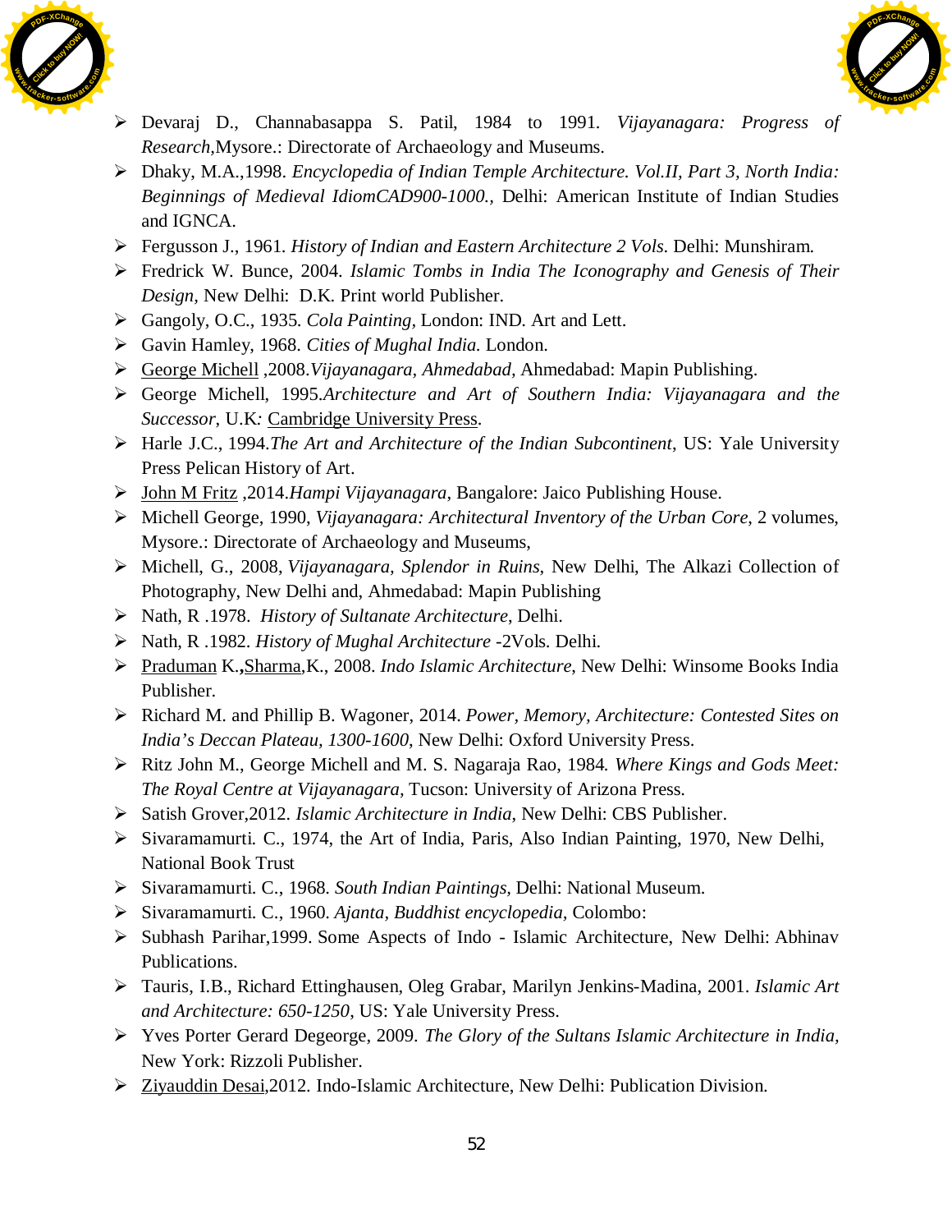- Devaraj D., Channabasappa S. Patil, 1984 to 1991. *Vijayanagara: Progress of Research*,Mysore.: Directorate of Archaeology and Museums.
- Dhaky, M.A.,1998. *Encyclopedia of Indian Temple Architecture. Vol.II, Part 3, North India: Beginnings of Medieval IdiomCAD900-1000.*, Delhi: American Institute of Indian Studies and IGNCA.
- Fergusson J., 1961. *History of Indian and Eastern Architecture 2 Vols.* Delhi: Munshiram.
- Fredrick W. Bunce, 2004. *Islamic Tombs in India The Iconography and Genesis of Their Design*, New Delhi: D.K. Print world Publisher.
- Gangoly, O.C., 1935. *Cola Painting*, London: IND. Art and Lett.
- Gavin Hamley, 1968. *Cities of Mughal India.* London.
- George Michell ,2008.*Vijayanagara, Ahmedabad,* Ahmedabad: Mapin Publishing.
- George Michell, 1995.*Architecture and Art of Southern India: Vijayanagara and the Successor*, U.K*:* Cambridge University Press.
- Harle J.C., 1994.*The Art and Architecture of the Indian Subcontinent*, US: Yale University Press Pelican History of Art.
- John M Fritz ,2014.*Hampi Vijayanagara*, Bangalore: Jaico Publishing House.
- Michell George, 1990, *Vijayanagara: Architectural Inventory of the Urban Core*, 2 volumes, Mysore.: Directorate of Archaeology and Museums,
- Michell, G., 2008, *Vijayanagara, Splendor in Ruins*, New Delhi, The Alkazi Collection of Photography, New Delhi and, Ahmedabad: Mapin Publishing
- Nath, R .1978. *History of Sultanate Architecture*, Delhi.
- Nath, R .1982. *History of Mughal Architecture* -2Vols. Delhi.
- Praduman K.,Sharma,K., 2008. *Indo Islamic Architecture*, New Delhi: Winsome Books India Publisher.
- Richard M. and Phillip B. Wagoner, 2014. *Power, Memory, Architecture: Contested Sites on India's Deccan Plateau, 1300-1600*, New Delhi: Oxford University Press.
- Ritz John M., George Michell and M. S. Nagaraja Rao, 1984. *Where Kings and Gods Meet: The Royal Centre at Vijayanagara*, Tucson: University of Arizona Press.
- Satish Grover,2012. *Islamic Architecture in India*, New Delhi: CBS Publisher.
- Sivaramamurti. C., 1974, the Art of India, Paris, Also Indian Painting, 1970, New Delhi, National Book Trust
- Sivaramamurti. C., 1968. *South Indian Paintings*, Delhi: National Museum.
- Sivaramamurti. C., 1960. *Ajanta, Buddhist encyclopedia*, Colombo:
- Subhash Parihar,1999. Some Aspects of Indo - Islamic Architecture, New Delhi: Abhinav Publications.
- Tauris, I.B., Richard Ettinghausen, Oleg Grabar, Marilyn Jenkins-Madina, 2001. *Islamic Art and Architecture: 650-1250*, US: Yale University Press.
- Yves Porter Gerard Degeorge, 2009. *The Glory of the Sultans Islamic Architecture in India*, New York: Rizzoli Publisher.
- Ziyauddin Desai,2012. Indo-Islamic Architecture, New Delhi: Publication Division.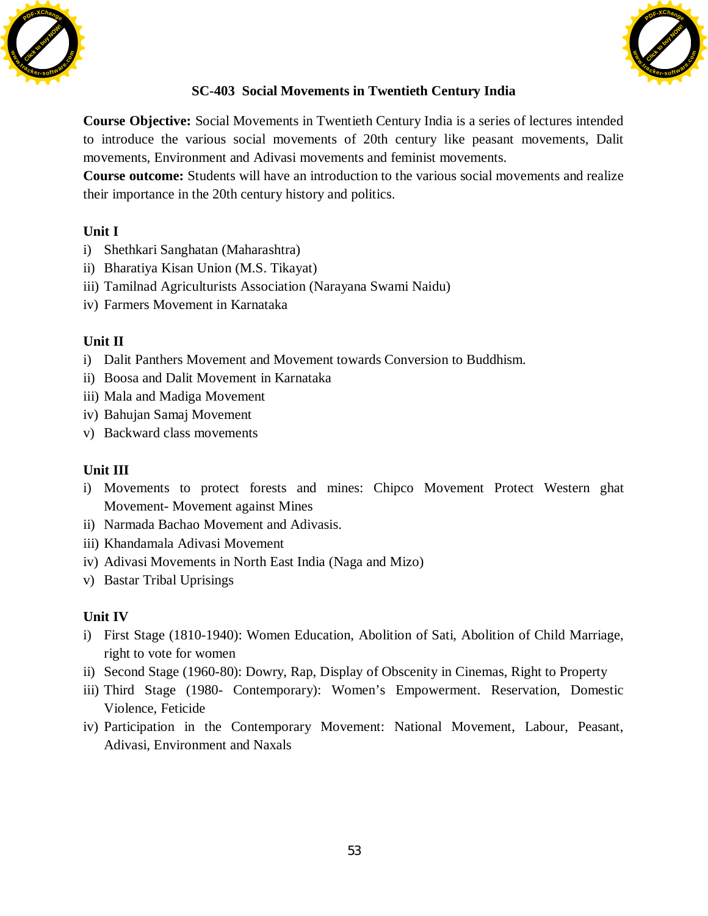## SC-403 Social Movements in Twentieth Century India

**Course Objective:** Social Movements in Twentieth Century India is a series of lectures intended to introduce the various social movements of 20th century like peasant movements, Dalit movements, Environment and Adivasi movements and feminist movements.

**Course outcome:** Students will have an introduction to the various social movements and realize their importance in the 20th century history and politics.

### Unit I

i) Shethkari Sanghatan (Maharashtra)
ii) Bharatiya Kisan Union (M.S. Tikayat)
iii) Tamilnad Agriculturists Association (Narayana Swami Naidu)
iv) Farmers Movement in Karnataka

### Unit II

i) Dalit Panthers Movement and Movement towards Conversion to Buddhism.
ii) Boosa and Dalit Movement in Karnataka
iii) Mala and Madiga Movement
iv) Bahujan Samaj Movement
v) Backward class movements

### Unit III

i) Movements to protect forests and mines: Chipco Movement Protect Western ghat Movement- Movement against Mines
ii) Narmada Bachao Movement and Adivasis.
iii) Khandamala Adivasi Movement
iv) Adivasi Movements in North East India (Naga and Mizo)
v) Bastar Tribal Uprisings

### Unit IV

i) First Stage (1810-1940): Women Education, Abolition of Sati, Abolition of Child Marriage, right to vote for women
ii) Second Stage (1960-80): Dowry, Rap, Display of Obscenity in Cinemas, Right to Property
iii) Third Stage (1980- Contemporary): Women's Empowerment. Reservation, Domestic Violence, Feticide
iv) Participation in the Contemporary Movement: National Movement, Labour, Peasant, Adivasi, Environment and Naxals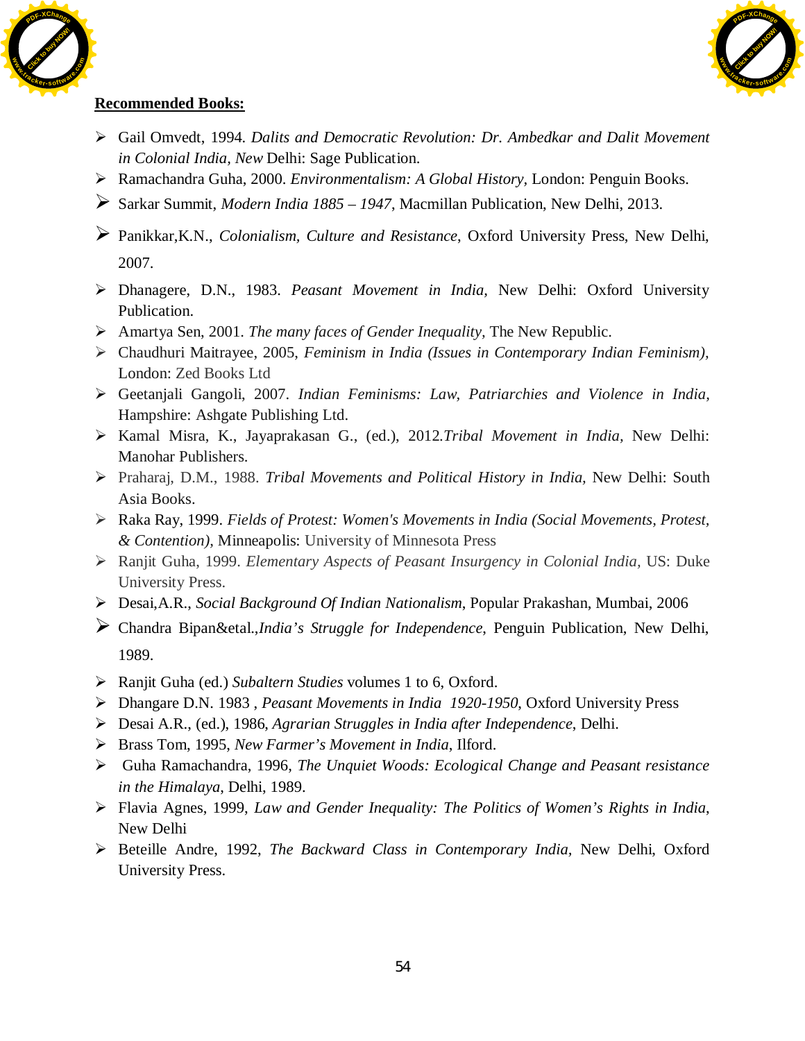**Recommended Books:**

- Gail Omvedt, 1994. *Dalits and Democratic Revolution: Dr. Ambedkar and Dalit Movement in Colonial India, New* Delhi: Sage Publication.
- Ramachandra Guha, 2000. *Environmentalism: A Global History*, London: Penguin Books.
- Sarkar Summit, *Modern India 1885 – 1947*, Macmillan Publication, New Delhi, 2013.
- Panikkar,K.N., *Colonialism, Culture and Resistance*, Oxford University Press, New Delhi, 2007.
- Dhanagere, D.N., 1983. *Peasant Movement in India*, New Delhi: Oxford University Publication.
- Amartya Sen, 2001. *The many faces of Gender Inequality*, The New Republic.
- Chaudhuri Maitrayee, 2005, *Feminism in India (Issues in Contemporary Indian Feminism)*, London: Zed Books Ltd
- Geetanjali Gangoli, 2007. *Indian Feminisms: Law, Patriarchies and Violence in India*, Hampshire: Ashgate Publishing Ltd.
- Kamal Misra, K., Jayaprakasan G., (ed.), 2012.*Tribal Movement in India*, New Delhi: Manohar Publishers.
- Praharaj, D.M., 1988. *Tribal Movements and Political History in India*, New Delhi: South Asia Books.
- Raka Ray, 1999. *Fields of Protest: Women's Movements in India (Social Movements, Protest, & Contention)*, Minneapolis: University of Minnesota Press
- Ranjit Guha, 1999. *Elementary Aspects of Peasant Insurgency in Colonial India*, US: Duke University Press.
- Desai,A.R., *Social Background Of Indian Nationalism*, Popular Prakashan, Mumbai, 2006
- Chandra Bipan&etal.,*India's Struggle for Independence*, Penguin Publication, New Delhi, 1989.
- Ranjit Guha (ed.) *Subaltern Studies* volumes 1 to 6, Oxford.
- Dhangare D.N. 1983 , *Peasant Movements in India 1920-1950*, Oxford University Press
- Desai A.R., (ed.), 1986, *Agrarian Struggles in India after Independence*, Delhi.
- Brass Tom, 1995, *New Farmer's Movement in India*, Ilford.
- Guha Ramachandra, 1996, *The Unquiet Woods: Ecological Change and Peasant resistance in the Himalaya*, Delhi, 1989.
- Flavia Agnes, 1999, *Law and Gender Inequality: The Politics of Women's Rights in India*, New Delhi
- Beteille Andre, 1992, *The Backward Class in Contemporary India*, New Delhi, Oxford University Press.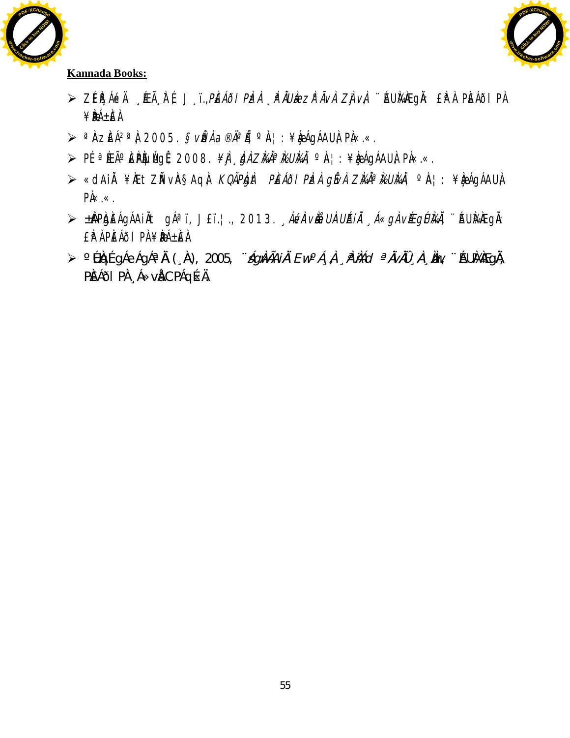**Kannada Books:**

- ZÉÆ§ÁéÄ ¸ÉÃ¸À É J ¸ï.,*PÀèÁðI PÀ¢ À ¸ÀªÀÄUÀæ zÀªÀÄvÀ ZÀjvÀ,* ¨ÉÆUÀ¼ÀÆgÀÄ £ÀªÀ PÀèÁðI PÀ ¥ÀæPÁ±À£À
- ªÀzÀðÁ²ªÀ 2005. *§vÀÛÀ ®ÄªÉÃ,* ºÀ¦: ¥ÀæÁgÁAUÀ PÀ«.«.
- PÉ ªÉÃºÀÈPÀÄgÀé 2008. *¥Àj ¸ÀgÀ ZÀ¼ÀªÀ½UÀ¼ÀÄ,* ºÀ¦: ¥ÀæÁgÁAUÀ PÀ«.«.
- «dAiÀÄ ¥ÀÆt ZÀÀvÀ§AqÀ. *KQÃPÀgÀt PÀèÁðI PÀ¢ À gÉvÀ ZÀ¼ÀªÀ½UÀ¼ÀÄ,* ºÀ¦: ¥ÀæÁgÁAUÀ PÀ«.«.
- ±ÀPÀgÀèÁgÁAiÀÄt gÁªï, J£ï.¦., 2013. *¸ÁéÀvÀæ÷UÀUÉiÀÄ ¸Á«gÀvÉgÉ¼À,* ¨ÉÆUÀ¼ÀÆgÀÄ £ÀªÀ PÀèÁðI PÀ ¥ÀæPÁ±À£À
- ºÉÆ£ÉgÁe ÁgÁªÀÄ (¸À), 2005, *¨sÁgÀÄwÃAiÀÄ EwºÁ¸À ¸ÀªÀÄd ªÀÄvÀÛ ¸À¸ÀÌøw,* ¨ÉÆUÀ¼ÀÆgÀÄ, PÀèÁðI PÀ ¸Á»vÀå CPÁqÉ«Ä